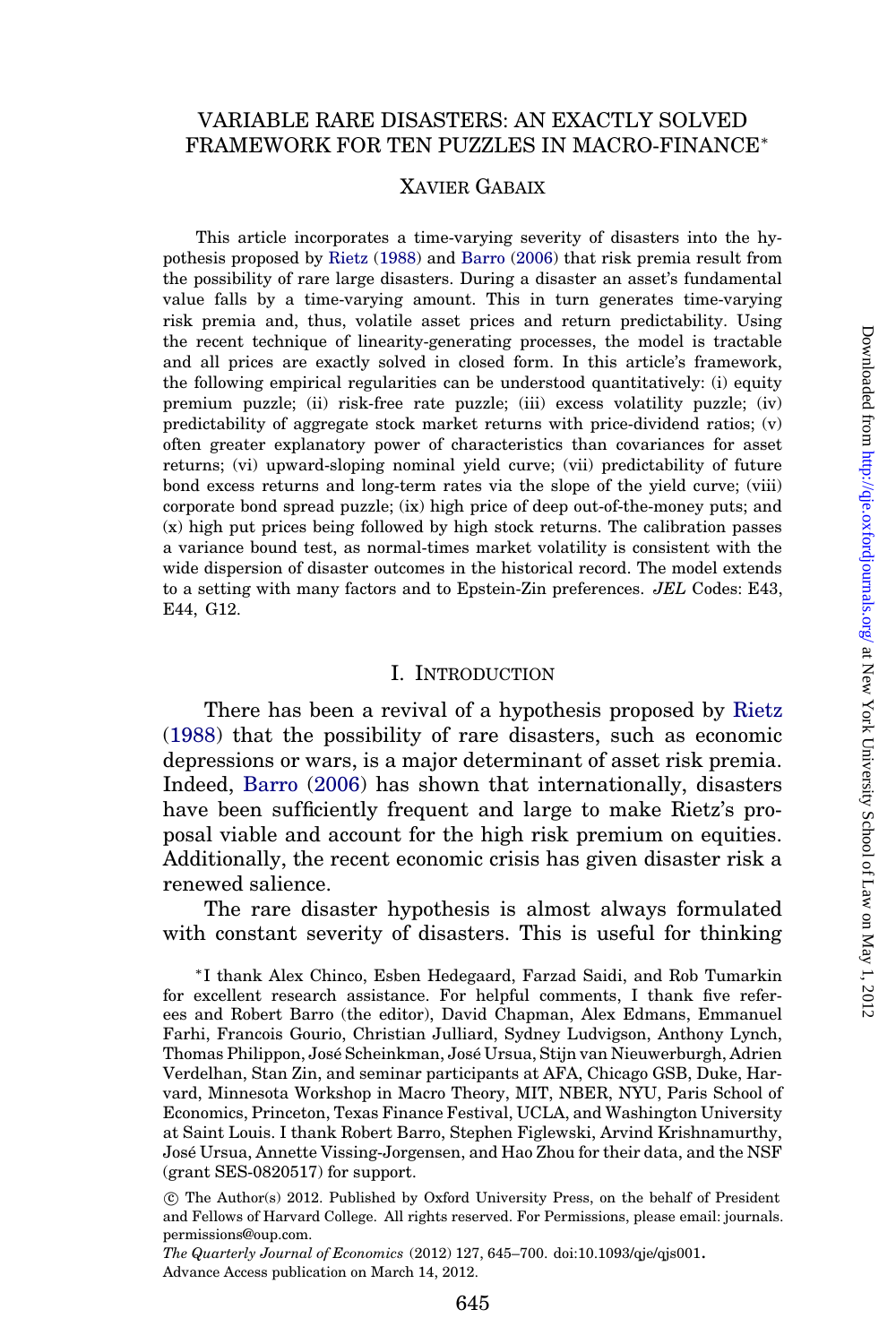# VARIABLE RARE DISASTERS: AN EXACTLY SOLVED FRAMEWORK FOR TEN PUZZLES IN MACRO-FINANCE*

XAVIER GABAIX

This article incorporates a time-varying severity of disasters into the hypothesis proposed by Rietz (1988) and Barro (2006) that risk premia result from the possibility of rare large disasters. During a disaster an asset's fundamental value falls by a time-varying amount. This in turn generates time-varying risk premia and, thus, volatile asset prices and return predictability. Using the recent technique of linearity-generating processes, the model is tractable and all prices are exactly solved in closed form. In this article's framework, the following empirical regularities can be understood quantitatively: (i) equity premium puzzle; (ii) risk-free rate puzzle; (iii) excess volatility puzzle; (iv) predictability of aggregate stock market returns with price-dividend ratios; (v) often greater explanatory power of characteristics than covariances for asset returns; (vi) upward-sloping nominal yield curve; (vii) predictability of future bond excess returns and long-term rates via the slope of the yield curve; (viii) corporate bond spread puzzle; (ix) high price of deep out-of-the-money puts; and (x) high put prices being followed by high stock returns. The calibration passes a variance bound test, as normal-times market volatility is consistent with the wide dispersion of disaster outcomes in the historical record. The model extends to a setting with many factors and to Epstein-Zin preferences. *JEL* Codes: E43, E44, G12.

## I. INTRODUCTION

There has been a revival of a hypothesis proposed by Rietz (1988) that the possibility of rare disasters, such as economic depressions or wars, is a major determinant of asset risk premia. Indeed, Barro (2006) has shown that internationally, disasters have been sufficiently frequent and large to make Rietz's proposal viable and account for the high risk premium on equities. Additionally, the recent economic crisis has given disaster risk a renewed salience.

The rare disaster hypothesis is almost always formulated with constant severity of disasters. This is useful for thinking

*I thank Alex Chinco, Esben Hedegaard, Farzad Saidi, and Rob Tumarkin for excellent research assistance. For helpful comments, I thank five referees and Robert Barro (the editor), David Chapman, Alex Edmans, Emmanuel Farhi, Francois Gourio, Christian Julliard, Sydney Ludvigson, Anthony Lynch, Thomas Philippon, José Scheinkman, José Ursua, Stijn van Nieuwerburgh, Adrien Verdelhan, Stan Zin, and seminar participants at AFA, Chicago GSB, Duke, Harvard, Minnesota Workshop in Macro Theory, MIT, NBER, NYU, Paris School of Economics, Princeton, Texas Finance Festival, UCLA, and Washington University at Saint Louis. I thank Robert Barro, Stephen Figlewski, Arvind Krishnamurthy, José Ursua, Annette Vissing-Jorgensen, and Hao Zhou for their data, and the NSF (grant SES-0820517) for support.

© The Author(s) 2012. Published by Oxford University Press, on the behalf of President and Fellows of Harvard College. All rights reserved. For Permissions, please email: journals.permissions@oup.com.

*The Quarterly Journal of Economics* (2012) 127, 645–700. doi:10.1093/qje/qjs001.
Advance Access publication on March 14, 2012.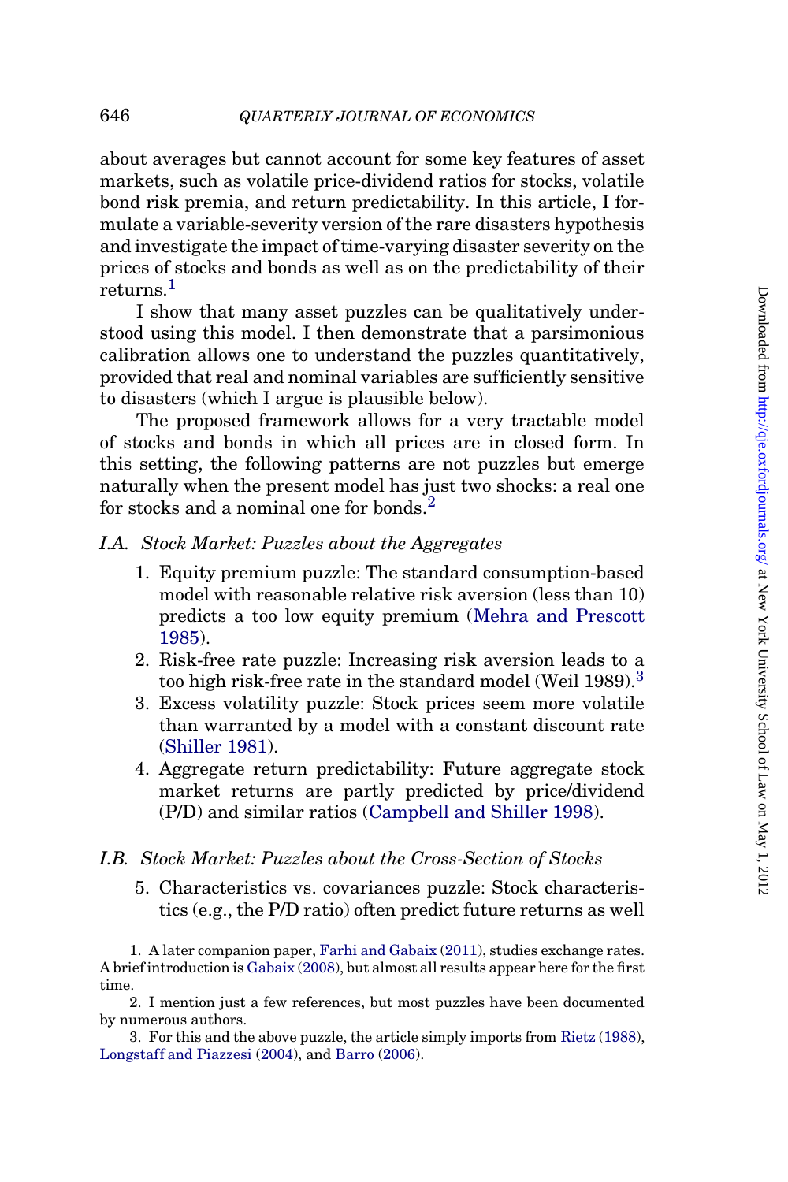about averages but cannot account for some key features of asset markets, such as volatile price-dividend ratios for stocks, volatile bond risk premia, and return predictability. In this article, I formulate a variable-severity version of the rare disasters hypothesis and investigate the impact of time-varying disaster severity on the prices of stocks and bonds as well as on the predictability of their returns.[1]

I show that many asset puzzles can be qualitatively understood using this model. I then demonstrate that a parsimonious calibration allows one to understand the puzzles quantitatively, provided that real and nominal variables are sufficiently sensitive to disasters (which I argue is plausible below).

The proposed framework allows for a very tractable model of stocks and bonds in which all prices are in closed form. In this setting, the following patterns are not puzzles but emerge naturally when the present model has just two shocks: a real one for stocks and a nominal one for bonds.[2]

### I.A. *Stock Market: Puzzles about the Aggregates*

1. Equity premium puzzle: The standard consumption-based model with reasonable relative risk aversion (less than 10) predicts a too low equity premium (Mehra and Prescott 1985).
2. Risk-free rate puzzle: Increasing risk aversion leads to a too high risk-free rate in the standard model (Weil 1989).[3]
3. Excess volatility puzzle: Stock prices seem more volatile than warranted by a model with a constant discount rate (Shiller 1981).
4. Aggregate return predictability: Future aggregate stock market returns are partly predicted by price/dividend (P/D) and similar ratios (Campbell and Shiller 1998).

### I.B. *Stock Market: Puzzles about the Cross-Section of Stocks*

5. Characteristics vs. covariances puzzle: Stock characteristics (e.g., the P/D ratio) often predict future returns as well

1. A later companion paper, Farhi and Gabaix (2011), studies exchange rates. A brief introduction is Gabaix (2008), but almost all results appear here for the first time.

2. I mention just a few references, but most puzzles have been documented by numerous authors.

3. For this and the above puzzle, the article simply imports from Rietz (1988), Longstaff and Piazzesi (2004), and Barro (2006).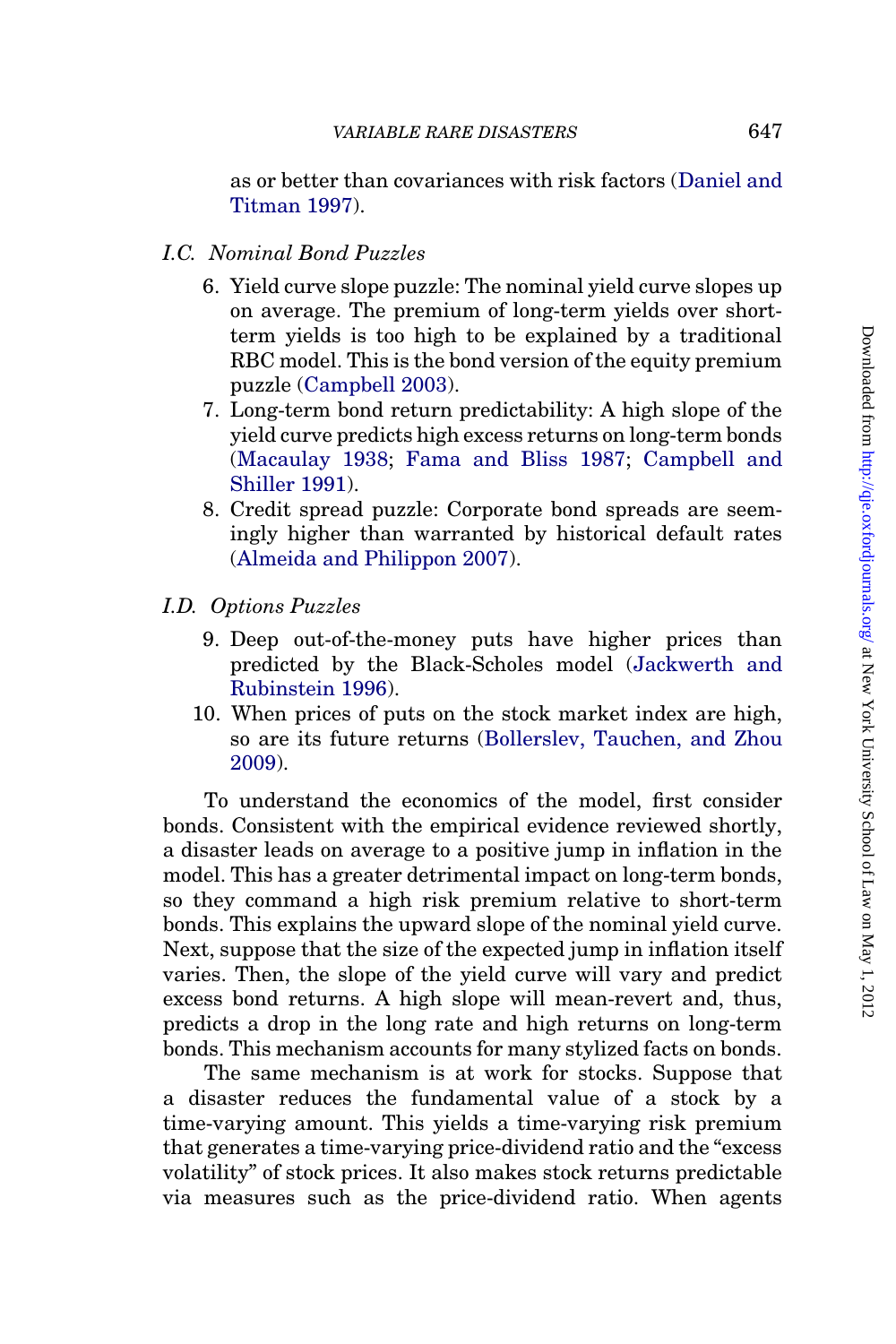as or better than covariances with risk factors (Daniel and Titman 1997).

### I.C. Nominal Bond Puzzles

6. Yield curve slope puzzle: The nominal yield curve slopes up on average. The premium of long-term yields over short-term yields is too high to be explained by a traditional RBC model. This is the bond version of the equity premium puzzle (Campbell 2003).
7. Long-term bond return predictability: A high slope of the yield curve predicts high excess returns on long-term bonds (Macaulay 1938; Fama and Bliss 1987; Campbell and Shiller 1991).
8. Credit spread puzzle: Corporate bond spreads are seemingly higher than warranted by historical default rates (Almeida and Philippon 2007).

### I.D. Options Puzzles

9. Deep out-of-the-money puts have higher prices than predicted by the Black-Scholes model (Jackwerth and Rubinstein 1996).
10. When prices of puts on the stock market index are high, so are its future returns (Bollerslev, Tauchen, and Zhou 2009).

To understand the economics of the model, first consider bonds. Consistent with the empirical evidence reviewed shortly, a disaster leads on average to a positive jump in inflation in the model. This has a greater detrimental impact on long-term bonds, so they command a high risk premium relative to short-term bonds. This explains the upward slope of the nominal yield curve. Next, suppose that the size of the expected jump in inflation itself varies. Then, the slope of the yield curve will vary and predict excess bond returns. A high slope will mean-revert and, thus, predicts a drop in the long rate and high returns on long-term bonds. This mechanism accounts for many stylized facts on bonds.

The same mechanism is at work for stocks. Suppose that a disaster reduces the fundamental value of a stock by a time-varying amount. This yields a time-varying risk premium that generates a time-varying price-dividend ratio and the "excess volatility" of stock prices. It also makes stock returns predictable via measures such as the price-dividend ratio. When agents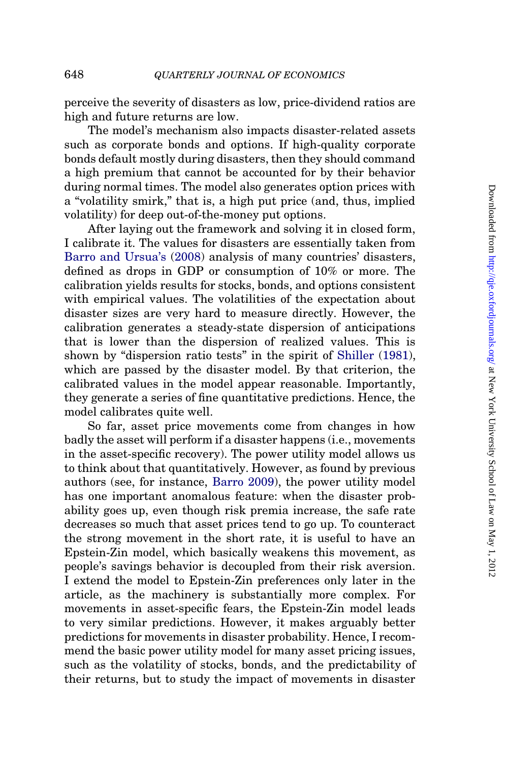perceive the severity of disasters as low, price-dividend ratios are high and future returns are low.

The model's mechanism also impacts disaster-related assets such as corporate bonds and options. If high-quality corporate bonds default mostly during disasters, then they should command a high premium that cannot be accounted for by their behavior during normal times. The model also generates option prices with a "volatility smirk," that is, a high put price (and, thus, implied volatility) for deep out-of-the-money put options.

After laying out the framework and solving it in closed form, I calibrate it. The values for disasters are essentially taken from Barro and Ursua's (2008) analysis of many countries' disasters, defined as drops in GDP or consumption of 10% or more. The calibration yields results for stocks, bonds, and options consistent with empirical values. The volatilities of the expectation about disaster sizes are very hard to measure directly. However, the calibration generates a steady-state dispersion of anticipations that is lower than the dispersion of realized values. This is shown by "dispersion ratio tests" in the spirit of Shiller (1981), which are passed by the disaster model. By that criterion, the calibrated values in the model appear reasonable. Importantly, they generate a series of fine quantitative predictions. Hence, the model calibrates quite well.

So far, asset price movements come from changes in how badly the asset will perform if a disaster happens (i.e., movements in the asset-specific recovery). The power utility model allows us to think about that quantitatively. However, as found by previous authors (see, for instance, Barro 2009), the power utility model has one important anomalous feature: when the disaster probability goes up, even though risk premia increase, the safe rate decreases so much that asset prices tend to go up. To counteract the strong movement in the short rate, it is useful to have an Epstein-Zin model, which basically weakens this movement, as people's savings behavior is decoupled from their risk aversion. I extend the model to Epstein-Zin preferences only later in the article, as the machinery is substantially more complex. For movements in asset-specific fears, the Epstein-Zin model leads to very similar predictions. However, it makes arguably better predictions for movements in disaster probability. Hence, I recommend the basic power utility model for many asset pricing issues, such as the volatility of stocks, bonds, and the predictability of their returns, but to study the impact of movements in disaster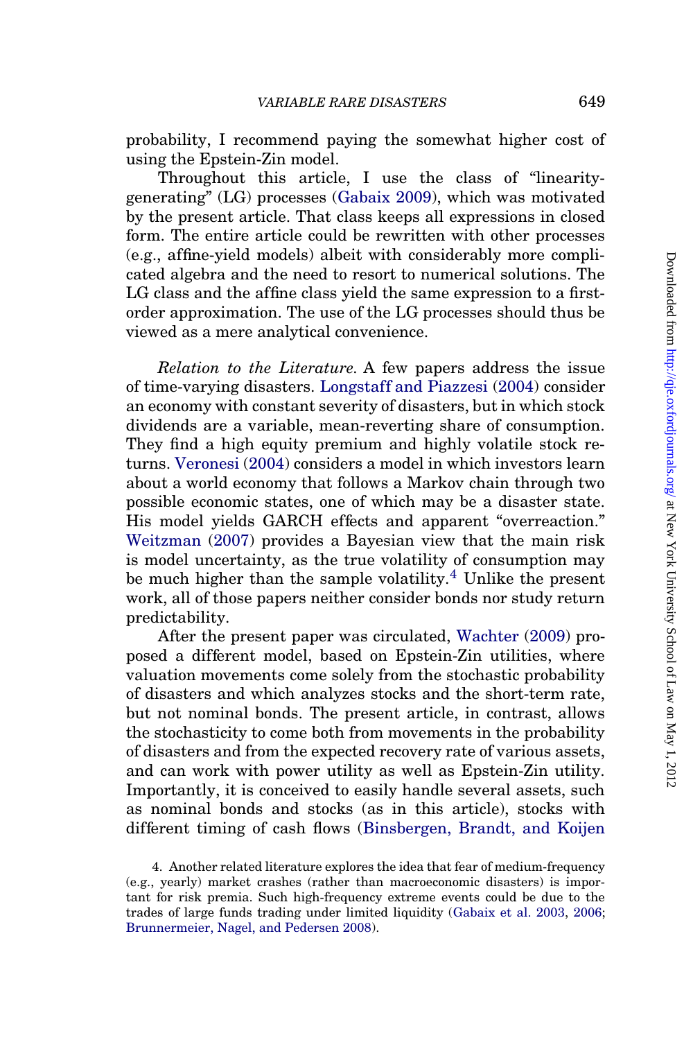probability, I recommend paying the somewhat higher cost of using the Epstein-Zin model.

Throughout this article, I use the class of "linearity-generating" (LG) processes (Gabaix 2009), which was motivated by the present article. That class keeps all expressions in closed form. The entire article could be rewritten with other processes (e.g., affine-yield models) albeit with considerably more complicated algebra and the need to resort to numerical solutions. The LG class and the affine class yield the same expression to a first-order approximation. The use of the LG processes should thus be viewed as a mere analytical convenience.

*Relation to the Literature.* A few papers address the issue of time-varying disasters. Longstaff and Piazzesi (2004) consider an economy with constant severity of disasters, but in which stock dividends are a variable, mean-reverting share of consumption. They find a high equity premium and highly volatile stock returns. Veronesi (2004) considers a model in which investors learn about a world economy that follows a Markov chain through two possible economic states, one of which may be a disaster state. His model yields GARCH effects and apparent "overreaction." Weitzman (2007) provides a Bayesian view that the main risk is model uncertainty, as the true volatility of consumption may be much higher than the sample volatility.[4] Unlike the present work, all of those papers neither consider bonds nor study return predictability.

After the present paper was circulated, Wachter (2009) proposed a different model, based on Epstein-Zin utilities, where valuation movements come solely from the stochastic probability of disasters and which analyzes stocks and the short-term rate, but not nominal bonds. The present article, in contrast, allows the stochasticity to come both from movements in the probability of disasters and from the expected recovery rate of various assets, and can work with power utility as well as Epstein-Zin utility. Importantly, it is conceived to easily handle several assets, such as nominal bonds and stocks (as in this article), stocks with different timing of cash flows (Binsbergen, Brandt, and Koijen

4. Another related literature explores the idea that fear of medium-frequency (e.g., yearly) market crashes (rather than macroeconomic disasters) is important for risk premia. Such high-frequency extreme events could be due to the trades of large funds trading under limited liquidity (Gabaix et al. 2003, 2006; Brunnermeier, Nagel, and Pedersen 2008).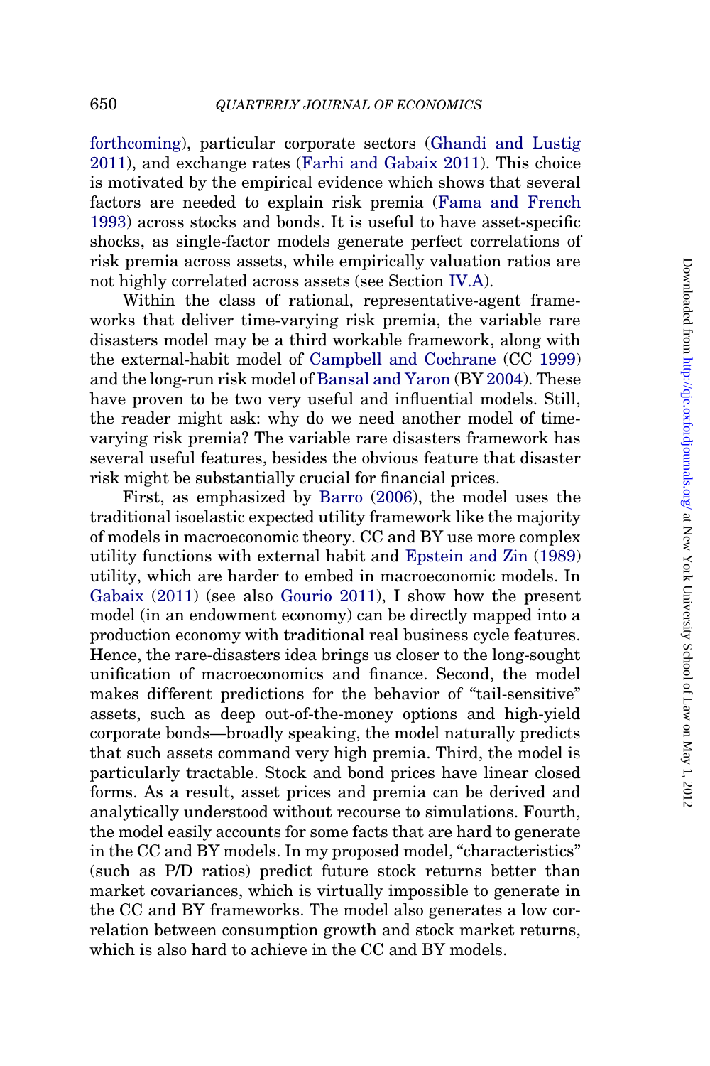forthcoming), particular corporate sectors (Ghandi and Lustig 2011), and exchange rates (Farhi and Gabaix 2011). This choice is motivated by the empirical evidence which shows that several factors are needed to explain risk premia (Fama and French 1993) across stocks and bonds. It is useful to have asset-specific shocks, as single-factor models generate perfect correlations of risk premia across assets, while empirically valuation ratios are not highly correlated across assets (see Section IV.A).

Within the class of rational, representative-agent frameworks that deliver time-varying risk premia, the variable rare disasters model may be a third workable framework, along with the external-habit model of Campbell and Cochrane (CC 1999) and the long-run risk model of Bansal and Yaron (BY 2004). These have proven to be two very useful and influential models. Still, the reader might ask: why do we need another model of time-varying risk premia? The variable rare disasters framework has several useful features, besides the obvious feature that disaster risk might be substantially crucial for financial prices.

First, as emphasized by Barro (2006), the model uses the traditional isoelastic expected utility framework like the majority of models in macroeconomic theory. CC and BY use more complex utility functions with external habit and Epstein and Zin (1989) utility, which are harder to embed in macroeconomic models. In Gabaix (2011) (see also Gourio 2011), I show how the present model (in an endowment economy) can be directly mapped into a production economy with traditional real business cycle features. Hence, the rare-disasters idea brings us closer to the long-sought unification of macroeconomics and finance. Second, the model makes different predictions for the behavior of "tail-sensitive" assets, such as deep out-of-the-money options and high-yield corporate bonds—broadly speaking, the model naturally predicts that such assets command very high premia. Third, the model is particularly tractable. Stock and bond prices have linear closed forms. As a result, asset prices and premia can be derived and analytically understood without recourse to simulations. Fourth, the model easily accounts for some facts that are hard to generate in the CC and BY models. In my proposed model, "characteristics" (such as P/D ratios) predict future stock returns better than market covariances, which is virtually impossible to generate in the CC and BY frameworks. The model also generates a low correlation between consumption growth and stock market returns, which is also hard to achieve in the CC and BY models.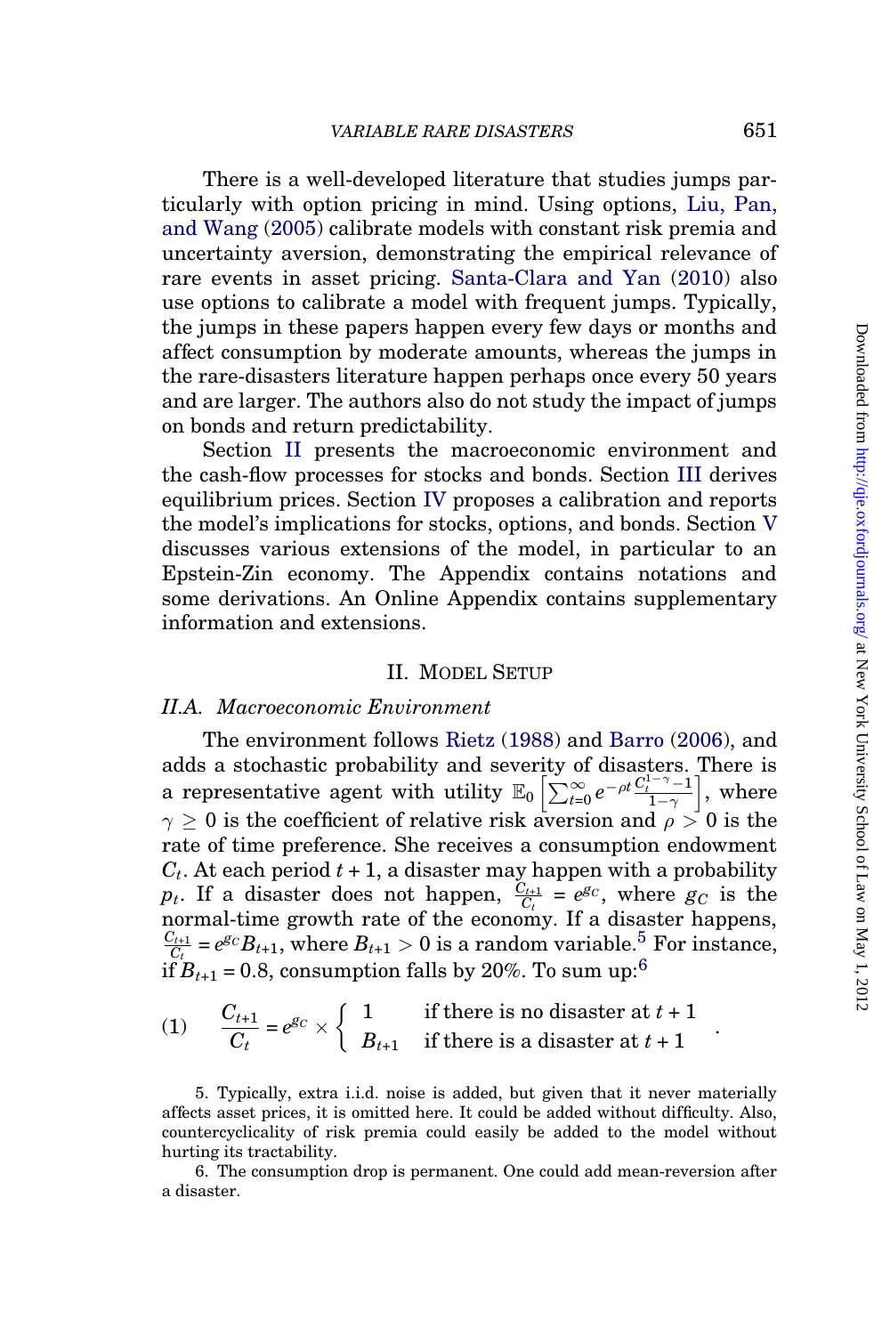There is a well-developed literature that studies jumps particularly with option pricing in mind. Using options, Liu, Pan, and Wang (2005) calibrate models with constant risk premia and uncertainty aversion, demonstrating the empirical relevance of rare events in asset pricing. Santa-Clara and Yan (2010) also use options to calibrate a model with frequent jumps. Typically, the jumps in these papers happen every few days or months and affect consumption by moderate amounts, whereas the jumps in the rare-disasters literature happen perhaps once every 50 years and are larger. The authors also do not study the impact of jumps on bonds and return predictability.

Section II presents the macroeconomic environment and the cash-flow processes for stocks and bonds. Section III derives equilibrium prices. Section IV proposes a calibration and reports the model's implications for stocks, options, and bonds. Section V discusses various extensions of the model, in particular to an Epstein-Zin economy. The Appendix contains notations and some derivations. An Online Appendix contains supplementary information and extensions.

## II. Model Setup

### II.A. *Macroeconomic Environment*

The environment follows Rietz (1988) and Barro (2006), and adds a stochastic probability and severity of disasters. There is a representative agent with utility $\mathbb{E}_0\left[\sum_{t=0}^{\infty} e^{-\rho t}\frac{C_t^{1-\gamma}-1}{1-\gamma}\right]$, where $\gamma \geq 0$ is the coefficient of relative risk aversion and $\rho > 0$ is the rate of time preference. She receives a consumption endowment $C_t$. At each period $t+1$, a disaster may happen with a probability $p_t$. If a disaster does not happen, $\frac{C_{t+1}}{C_t} = e^{g_C}$, where $g_C$ is the normal-time growth rate of the economy. If a disaster happens, $\frac{C_{t+1}}{C_t} = e^{g_C}B_{t+1}$, where $B_{t+1} > 0$ is a random variable.[5] For instance, if $B_{t+1} = 0.8$, consumption falls by 20%. To sum up:[6]

$$
(1) \qquad \frac{C_{t+1}}{C_t} = e^{g_C} \times \begin{cases} 1 & \text{if there is no disaster at } t+1 \\ B_{t+1} & \text{if there is a disaster at } t+1 \end{cases}.
$$

5. Typically, extra i.i.d. noise is added, but given that it never materially affects asset prices, it is omitted here. It could be added without difficulty. Also, countercyclicality of risk premia could easily be added to the model without hurting its tractability.

6. The consumption drop is permanent. One could add mean-reversion after a disaster.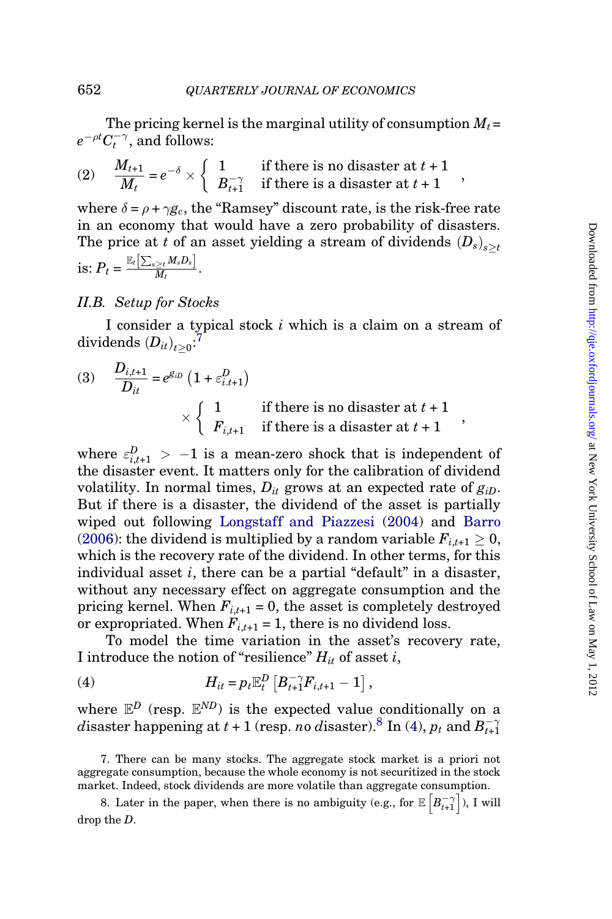The pricing kernel is the marginal utility of consumption $M_t = e^{-\rho t} C_t^{-\gamma}$, and follows:

$$
(2) \quad \frac{M_{t+1}}{M_t} = e^{-\delta} \times \begin{cases} 1 & \text{if there is no disaster at } t+1 \\ B_{t+1}^{-\gamma} & \text{if there is a disaster at } t+1 \end{cases},
$$

where $\delta = \rho + \gamma g_c$, the "Ramsey" discount rate, is the risk-free rate in an economy that would have a zero probability of disasters. The price at $t$ of an asset yielding a stream of dividends $(D_s)_{s \geq t}$ is: $P_t = \frac{\mathbb{E}_t\left[\sum_{s \geq t} M_s D_s\right]}{M_t}$.

### II.B. Setup for Stocks

I consider a typical stock $i$ which is a claim on a stream of dividends $(D_{it})_{t \geq 0}$:[7]

$$
(3) \quad \frac{D_{i,t+1}}{D_{it}} = e^{g_{iD}} \left(1 + \varepsilon_{i,t+1}^{D}\right) \times \begin{cases} 1 & \text{if there is no disaster at } t+1 \\ F_{i,t+1} & \text{if there is a disaster at } t+1 \end{cases},
$$

where $\varepsilon_{i,t+1}^{D} > -1$ is a mean-zero shock that is independent of the disaster event. It matters only for the calibration of dividend volatility. In normal times, $D_{it}$ grows at an expected rate of $g_{iD}$. But if there is a disaster, the dividend of the asset is partially wiped out following Longstaff and Piazzesi (2004) and Barro (2006): the dividend is multiplied by a random variable $F_{i,t+1} \geq 0$, which is the recovery rate of the dividend. In other terms, for this individual asset $i$, there can be a partial "default" in a disaster, without any necessary effect on aggregate consumption and the pricing kernel. When $F_{i,t+1} = 0$, the asset is completely destroyed or expropriated. When $F_{i,t+1} = 1$, there is no dividend loss.

To model the time variation in the asset's recovery rate, I introduce the notion of "resilience" $H_{it}$ of asset $i$,

$$
(4) \quad H_{it} = p_t \mathbb{E}_t^{D}\left[B_{t+1}^{-\gamma} F_{i,t+1} - 1\right],
$$

where $\mathbb{E}^{D}$ (resp. $\mathbb{E}^{ND}$) is the expected value conditionally on a *d*isaster happening at $t+1$ (resp. *n*o *d*isaster).[8] In (4), $p_t$ and $B_{t+1}^{-\gamma}$

7. There can be many stocks. The aggregate stock market is a priori not aggregate consumption, because the whole economy is not securitized in the stock market. Indeed, stock dividends are more volatile than aggregate consumption.

8. Later in the paper, when there is no ambiguity (e.g., for $\mathbb{E}\left[B_{t+1}^{-\gamma}\right]$), I will drop the $D$.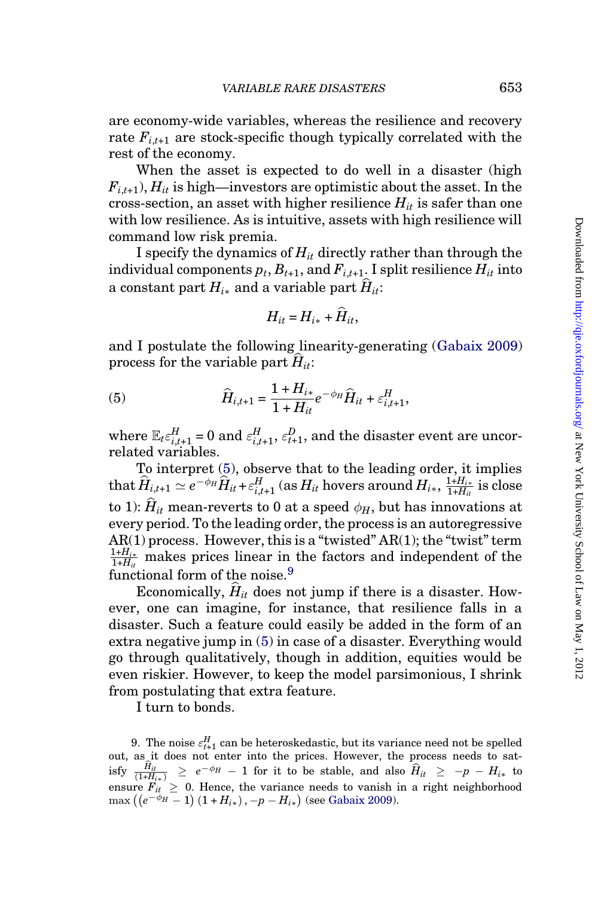are economy-wide variables, whereas the resilience and recovery rate $F_{i,t+1}$ are stock-specific though typically correlated with the rest of the economy.

When the asset is expected to do well in a disaster (high $F_{i,t+1}$), $H_{it}$ is high—investors are optimistic about the asset. In the cross-section, an asset with higher resilience $H_{it}$ is safer than one with low resilience. As is intuitive, assets with high resilience will command low risk premia.

I specify the dynamics of $H_{it}$ directly rather than through the individual components $p_t$, $B_{t+1}$, and $F_{i,t+1}$. I split resilience $H_{it}$ into a constant part $H_{i*}$ and a variable part $\widehat{H}_{it}$:

$$H_{it} = H_{i*} + \widehat{H}_{it},$$

and I postulate the following linearity-generating (Gabaix 2009) process for the variable part $\widehat{H}_{it}$:

$$\widehat{H}_{i,t+1} = \frac{1 + H_{i*}}{1 + H_{it}} e^{-\phi_H} \widehat{H}_{it} + \varepsilon^H_{i,t+1}, \tag{5}$$

where $\mathbb{E}_t \varepsilon^H_{i,t+1} = 0$ and $\varepsilon^H_{i,t+1}$, $\varepsilon^D_{t+1}$, and the disaster event are uncorrelated variables.

To interpret (5), observe that to the leading order, it implies that $\widehat{H}_{i,t+1} \simeq e^{-\phi_H}\widehat{H}_{it} + \varepsilon^H_{i,t+1}$ (as $H_{it}$ hovers around $H_{i*}$, $\frac{1+H_{i*}}{1+H_{it}}$ is close to 1): $\widehat{H}_{it}$ mean-reverts to 0 at a speed $\phi_H$, but has innovations at every period. To the leading order, the process is an autoregressive AR(1) process. However, this is a "twisted" AR(1); the "twist" term $\frac{1+H_{i*}}{1+H_{it}}$ makes prices linear in the factors and independent of the functional form of the noise.[9]

Economically, $\widehat{H}_{it}$ does not jump if there is a disaster. However, one can imagine, for instance, that resilience falls in a disaster. Such a feature could easily be added in the form of an extra negative jump in (5) in case of a disaster. Everything would go through qualitatively, though in addition, equities would be even riskier. However, to keep the model parsimonious, I shrink from postulating that extra feature.

I turn to bonds.

9. The noise $\varepsilon^H_{t+1}$ can be heteroskedastic, but its variance need not be spelled out, as it does not enter into the prices. However, the process needs to satisfy $\frac{\widehat{H}_{it}}{(1+H_{i*})} \geq e^{-\phi_H} - 1$ for it to be stable, and also $\widehat{H}_{it} \geq -p - H_{i*}$ to ensure $F_{it} \geq 0$. Hence, the variance needs to vanish in a right neighborhood $\max\left(\left(e^{-\phi_H} - 1\right)(1 + H_{i*}), -p - H_{i*}\right)$ (see Gabaix 2009).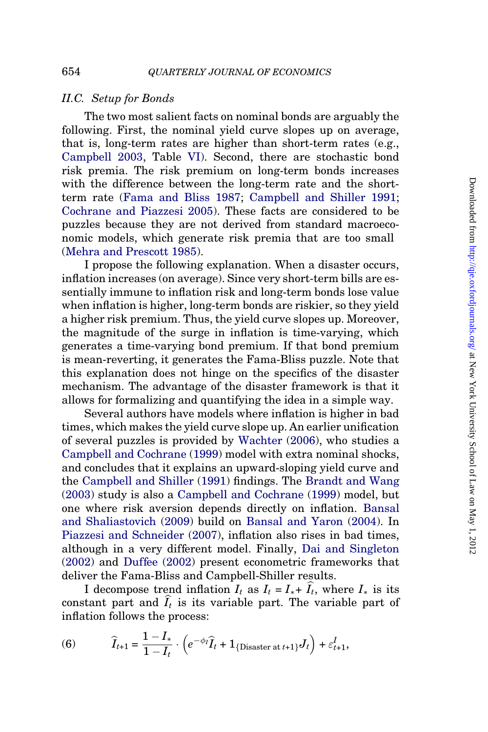### II.C. Setup for Bonds

The two most salient facts on nominal bonds are arguably the following. First, the nominal yield curve slopes up on average, that is, long-term rates are higher than short-term rates (e.g., Campbell 2003, Table VI). Second, there are stochastic bond risk premia. The risk premium on long-term bonds increases with the difference between the long-term rate and the short-term rate (Fama and Bliss 1987; Campbell and Shiller 1991; Cochrane and Piazzesi 2005). These facts are considered to be puzzles because they are not derived from standard macroeconomic models, which generate risk premia that are too small (Mehra and Prescott 1985).

I propose the following explanation. When a disaster occurs, inflation increases (on average). Since very short-term bills are essentially immune to inflation risk and long-term bonds lose value when inflation is higher, long-term bonds are riskier, so they yield a higher risk premium. Thus, the yield curve slopes up. Moreover, the magnitude of the surge in inflation is time-varying, which generates a time-varying bond premium. If that bond premium is mean-reverting, it generates the Fama-Bliss puzzle. Note that this explanation does not hinge on the specifics of the disaster mechanism. The advantage of the disaster framework is that it allows for formalizing and quantifying the idea in a simple way.

Several authors have models where inflation is higher in bad times, which makes the yield curve slope up. An earlier unification of several puzzles is provided by Wachter (2006), who studies a Campbell and Cochrane (1999) model with extra nominal shocks, and concludes that it explains an upward-sloping yield curve and the Campbell and Shiller (1991) findings. The Brandt and Wang (2003) study is also a Campbell and Cochrane (1999) model, but one where risk aversion depends directly on inflation. Bansal and Shaliastovich (2009) build on Bansal and Yaron (2004). In Piazzesi and Schneider (2007), inflation also rises in bad times, although in a very different model. Finally, Dai and Singleton (2002) and Duffee (2002) present econometric frameworks that deliver the Fama-Bliss and Campbell-Shiller results.

I decompose trend inflation $I_t$ as $I_t = I_* + \widehat{I}_t$, where $I_*$ is its constant part and $\widehat{I}_t$ is its variable part. The variable part of inflation follows the process:

$$\widehat{I}_{t+1} = \frac{1 - I_*}{1 - I_t} \cdot \left( e^{-\phi_I} \widehat{I}_t + 1_{\{\text{Disaster at } t+1\}} J_t \right) + \varepsilon^I_{t+1}, \tag{6}$$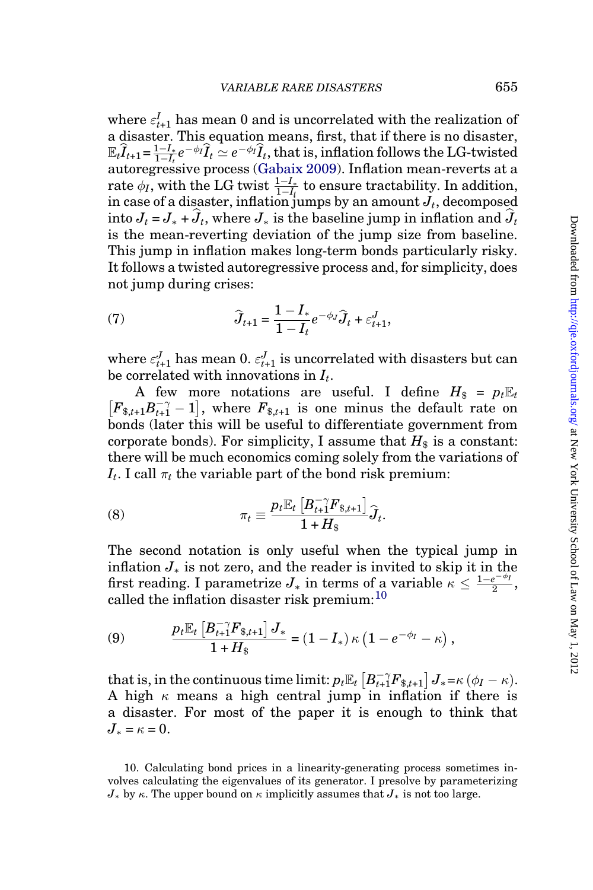where $\varepsilon_{t+1}^{I}$ has mean 0 and is uncorrelated with the realization of a disaster. This equation means, first, that if there is no disaster, $\mathbb{E}_t\widehat{I}_{t+1} = \frac{1-I_*}{1-I_t}e^{-\phi_I}\widehat{I}_t \simeq e^{-\phi_I}\widehat{I}_t$, that is, inflation follows the LG-twisted autoregressive process (Gabaix 2009). Inflation mean-reverts at a rate $\phi_I$, with the LG twist $\frac{1-I_*}{1-I_t}$ to ensure tractability. In addition, in case of a disaster, inflation jumps by an amount $J_t$, decomposed into $J_t = J_* + \widehat{J}_t$, where $J_*$ is the baseline jump in inflation and $\widehat{J}_t$ is the mean-reverting deviation of the jump size from baseline. This jump in inflation makes long-term bonds particularly risky. It follows a twisted autoregressive process and, for simplicity, does not jump during crises:

$$\widehat{J}_{t+1} = \frac{1-I_*}{1-I_t}e^{-\phi_J}\widehat{J}_t + \varepsilon_{t+1}^{J}, \tag{7}$$

where $\varepsilon_{t+1}^{J}$ has mean 0. $\varepsilon_{t+1}^{J}$ is uncorrelated with disasters but can be correlated with innovations in $I_t$.

A few more notations are useful. I define $H_{\$} = p_t\mathbb{E}_t\left[F_{\$,t+1}B_{t+1}^{-\gamma} - 1\right]$, where $F_{\$,t+1}$ is one minus the default rate on bonds (later this will be useful to differentiate government from corporate bonds). For simplicity, I assume that $H_{\$}$ is a constant: there will be much economics coming solely from the variations of $I_t$. I call $\pi_t$ the variable part of the bond risk premium:

$$\pi_t \equiv \frac{p_t\mathbb{E}_t\left[B_{t+1}^{-\gamma}F_{\$,t+1}\right]}{1+H_{\$}}\widehat{J}_t. \tag{8}$$

The second notation is only useful when the typical jump in inflation $J_*$ is not zero, and the reader is invited to skip it in the first reading. I parametrize $J_*$ in terms of a variable $\kappa \leq \frac{1-e^{-\phi_I}}{2}$, called the inflation disaster risk premium:[10]

$$\frac{p_t\mathbb{E}_t\left[B_{t+1}^{-\gamma}F_{\$,t+1}\right]J_*}{1+H_{\$}} = (1-I_*)\,\kappa\left(1-e^{-\phi_I}-\kappa\right), \tag{9}$$

that is, in the continuous time limit: $p_t\mathbb{E}_t\left[B_{t+1}^{-\gamma}F_{\$,t+1}\right]J_* = \kappa\left(\phi_I - \kappa\right)$. A high $\kappa$ means a high central jump in inflation if there is a disaster. For most of the paper it is enough to think that $J_* = \kappa = 0$.

10. Calculating bond prices in a linearity-generating process sometimes involves calculating the eigenvalues of its generator. I presolve by parameterizing $J_*$ by $\kappa$. The upper bound on $\kappa$ implicitly assumes that $J_*$ is not too large.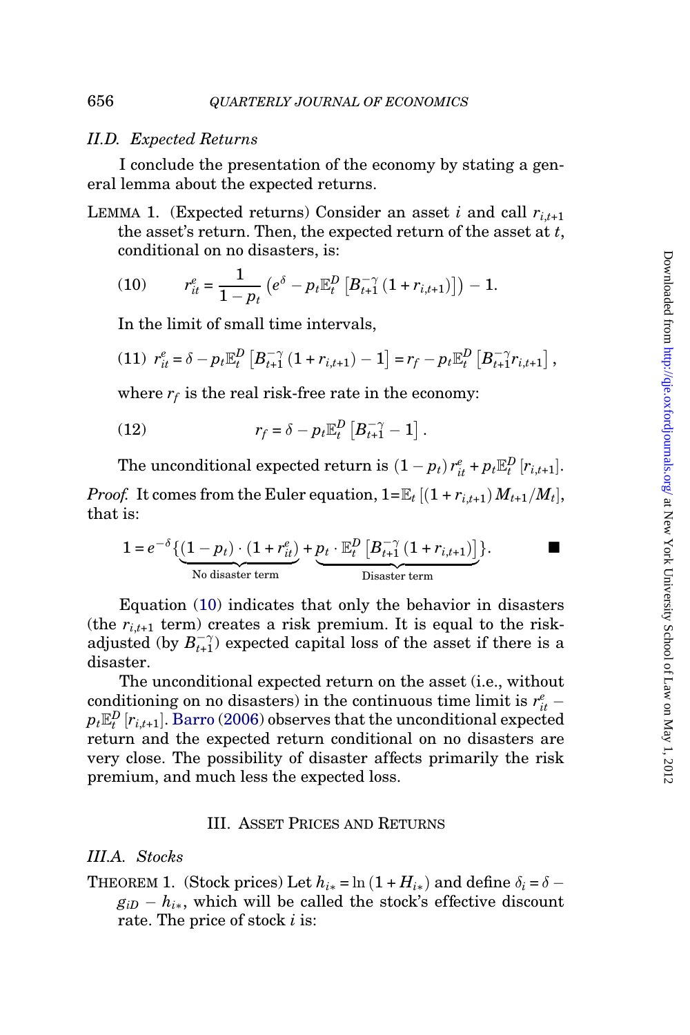### II.D. Expected Returns

I conclude the presentation of the economy by stating a general lemma about the expected returns.

LEMMA 1. (Expected returns) Consider an asset $i$ and call $r_{i,t+1}$ the asset's return. Then, the expected return of the asset at $t$, conditional on no disasters, is:

$$r_{it}^{e} = \frac{1}{1-p_t}\left(e^{\delta} - p_t \mathbb{E}_t^D\left[B_{t+1}^{-\gamma}\left(1+r_{i,t+1}\right)\right]\right) - 1. \tag{10}$$

In the limit of small time intervals,

$$r_{it}^{e} = \delta - p_t \mathbb{E}_t^D\left[B_{t+1}^{-\gamma}\left(1+r_{i,t+1}\right) - 1\right] = r_f - p_t \mathbb{E}_t^D\left[B_{t+1}^{-\gamma} r_{i,t+1}\right], \tag{11}$$

where $r_f$ is the real risk-free rate in the economy:

$$r_f = \delta - p_t \mathbb{E}_t^D\left[B_{t+1}^{-\gamma} - 1\right]. \tag{12}$$

The unconditional expected return is $(1-p_t)\, r_{it}^e + p_t \mathbb{E}_t^D\left[r_{i,t+1}\right]$.

*Proof.* It comes from the Euler equation, $1 = \mathbb{E}_t\left[(1+r_{i,t+1})\, M_{t+1}/M_t\right]$, that is:

$$1 = e^{-\delta}\{\underbrace{(1-p_t)\cdot(1+r_{it}^e)}_{\text{No disaster term}} + \underbrace{p_t \cdot \mathbb{E}_t^D\left[B_{t+1}^{-\gamma}\left(1+r_{i,t+1}\right)\right]}_{\text{Disaster term}}\}. \qquad \blacksquare$$

Equation (10) indicates that only the behavior in disasters (the $r_{i,t+1}$ term) creates a risk premium. It is equal to the risk-adjusted (by $B_{t+1}^{-\gamma}$) expected capital loss of the asset if there is a disaster.

The unconditional expected return on the asset (i.e., without conditioning on no disasters) in the continuous time limit is $r_{it}^e - p_t \mathbb{E}_t^D\left[r_{i,t+1}\right]$. Barro (2006) observes that the unconditional expected return and the expected return conditional on no disasters are very close. The possibility of disaster affects primarily the risk premium, and much less the expected loss.

## III. Asset Prices and Returns

### III.A. Stocks

THEOREM 1. (Stock prices) Let $h_{i*} = \ln\left(1+H_{i*}\right)$ and define $\delta_i = \delta - g_{iD} - h_{i*}$, which will be called the stock's effective discount rate. The price of stock $i$ is: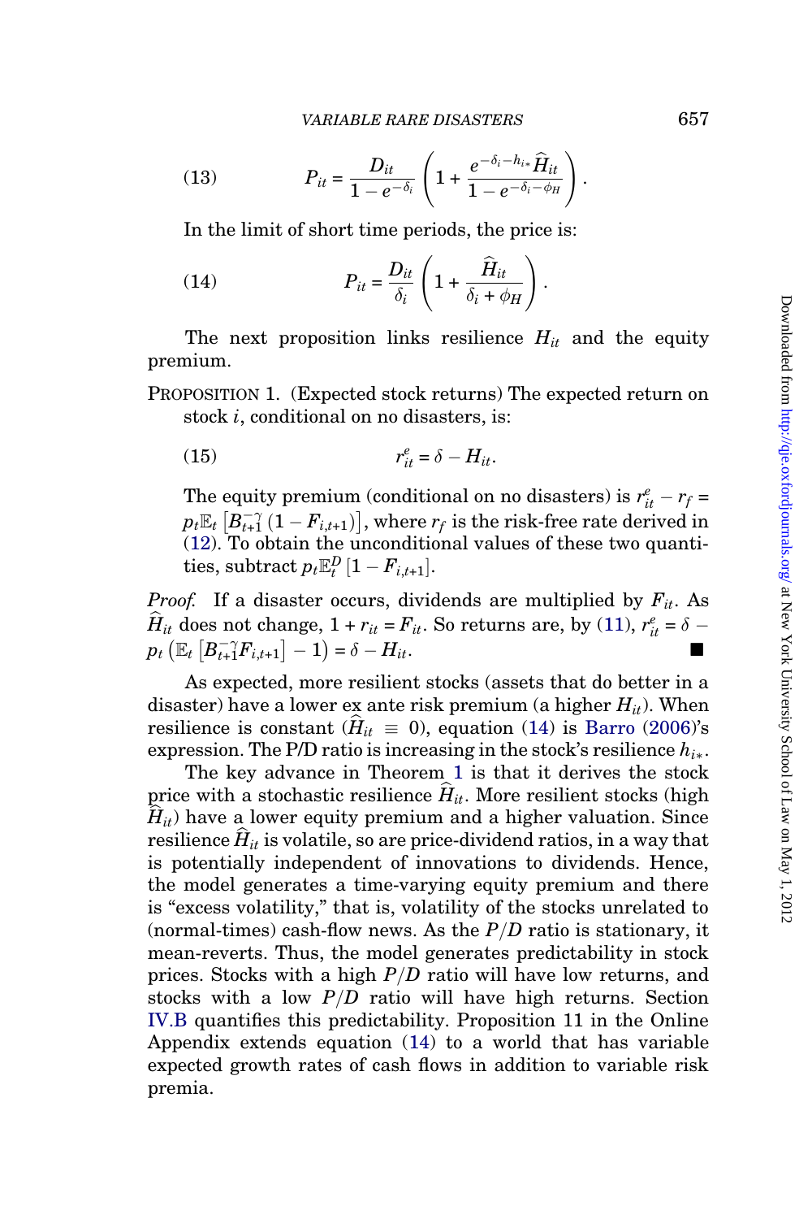$$P_{it} = \frac{D_{it}}{1-e^{-\delta_i}}\left(1 + \frac{e^{-\delta_i - h_{i*}}\widehat{H}_{it}}{1-e^{-\delta_i-\phi_H}}\right). \tag{13}$$

In the limit of short time periods, the price is:

$$P_{it} = \frac{D_{it}}{\delta_i}\left(1 + \frac{\widehat{H}_{it}}{\delta_i + \phi_H}\right). \tag{14}$$

The next proposition links resilience $H_{it}$ and the equity premium.

PROPOSITION 1. (Expected stock returns) The expected return on stock $i$, conditional on no disasters, is:

$$r^e_{it} = \delta - H_{it}. \tag{15}$$

The equity premium (conditional on no disasters) is $r^e_{it} - r_f = p_t \mathbb{E}_t\left[B_{t+1}^{-\gamma}\left(1 - F_{i,t+1}\right)\right]$, where $r_f$ is the risk-free rate derived in (12). To obtain the unconditional values of these two quantities, subtract $p_t \mathbb{E}_t^D\left[1 - F_{i,t+1}\right]$.

*Proof.* If a disaster occurs, dividends are multiplied by $F_{it}$. As $\widehat{H}_{it}$ does not change, $1 + r_{it} = F_{it}$. So returns are, by (11), $r^e_{it} = \delta - p_t\left(\mathbb{E}_t\left[B_{t+1}^{-\gamma} F_{i,t+1}\right] - 1\right) = \delta - H_{it}$. ■

As expected, more resilient stocks (assets that do better in a disaster) have a lower ex ante risk premium (a higher $H_{it}$). When resilience is constant ($\widehat{H}_{it} \equiv 0$), equation (14) is Barro (2006)'s expression. The P/D ratio is increasing in the stock's resilience $h_{i*}$.

The key advance in Theorem 1 is that it derives the stock price with a stochastic resilience $\widehat{H}_{it}$. More resilient stocks (high $\widehat{H}_{it}$) have a lower equity premium and a higher valuation. Since resilience $\widehat{H}_{it}$ is volatile, so are price-dividend ratios, in a way that is potentially independent of innovations to dividends. Hence, the model generates a time-varying equity premium and there is "excess volatility," that is, volatility of the stocks unrelated to (normal-times) cash-flow news. As the $P/D$ ratio is stationary, it mean-reverts. Thus, the model generates predictability in stock prices. Stocks with a high $P/D$ ratio will have low returns, and stocks with a low $P/D$ ratio will have high returns. Section IV.B quantifies this predictability. Proposition 11 in the Online Appendix extends equation (14) to a world that has variable expected growth rates of cash flows in addition to variable risk premia.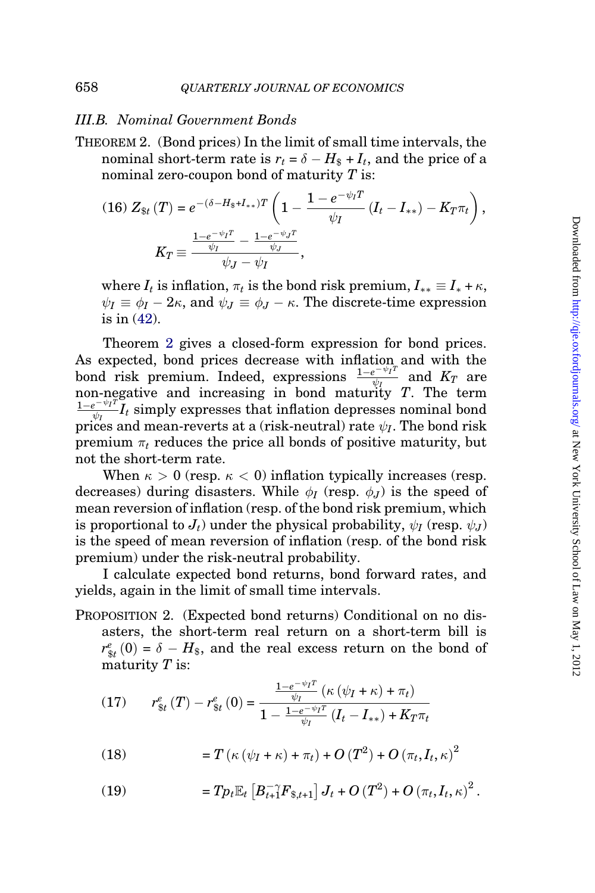### III.B. Nominal Government Bonds

THEOREM 2. (Bond prices) In the limit of small time intervals, the nominal short-term rate is $r_t = \delta - H_\$ + I_t$, and the price of a nominal zero-coupon bond of maturity $T$ is:

$$
(16)\quad Z_{\$t}(T) = e^{-(\delta - H_\$ + I_{**})T}\left(1 - \frac{1-e^{-\psi_I T}}{\psi_I}(I_t - I_{**}) - K_T \pi_t\right),
$$

$$
K_T \equiv \frac{\frac{1-e^{-\psi_I T}}{\psi_I} - \frac{1-e^{-\psi_J T}}{\psi_J}}{\psi_J - \psi_I},
$$

where $I_t$ is inflation, $\pi_t$ is the bond risk premium, $I_{**} \equiv I_* + \kappa$, $\psi_I \equiv \phi_I - 2\kappa$, and $\psi_J \equiv \phi_J - \kappa$. The discrete-time expression is in (42).

Theorem 2 gives a closed-form expression for bond prices. As expected, bond prices decrease with inflation and with the bond risk premium. Indeed, expressions $\frac{1-e^{-\psi_I T}}{\psi_I}$ and $K_T$ are non-negative and increasing in bond maturity $T$. The term $\frac{1-e^{-\psi_I T}}{\psi_I} I_t$ simply expresses that inflation depresses nominal bond prices and mean-reverts at a (risk-neutral) rate $\psi_I$. The bond risk premium $\pi_t$ reduces the price all bonds of positive maturity, but not the short-term rate.

When $\kappa > 0$ (resp. $\kappa < 0$) inflation typically increases (resp. decreases) during disasters. While $\phi_I$ (resp. $\phi_J$) is the speed of mean reversion of inflation (resp. of the bond risk premium, which is proportional to $J_t$) under the physical probability, $\psi_I$ (resp. $\psi_J$) is the speed of mean reversion of inflation (resp. of the bond risk premium) under the risk-neutral probability.

I calculate expected bond returns, bond forward rates, and yields, again in the limit of small time intervals.

PROPOSITION 2. (Expected bond returns) Conditional on no disasters, the short-term real return on a short-term bill is $r^e_{\$t}(0) = \delta - H_\$$, and the real excess return on the bond of maturity $T$ is:

$$
(17)\quad r^e_{\$t}(T) - r^e_{\$t}(0) = \frac{\frac{1-e^{-\psi_I T}}{\psi_I}\left(\kappa\left(\psi_I + \kappa\right) + \pi_t\right)}{1 - \frac{1-e^{-\psi_I T}}{\psi_I}(I_t - I_{**}) + K_T \pi_t}
$$

$$
(18)\quad = T\left(\kappa\left(\psi_I + \kappa\right) + \pi_t\right) + O\left(T^2\right) + O\left(\pi_t, I_t, \kappa\right)^2
$$

$$
(19)\quad = T p_t \mathbb{E}_t\left[B_{t+1}^{-\gamma} F_{\$,t+1}\right] J_t + O\left(T^2\right) + O\left(\pi_t, I_t, \kappa\right)^2.
$$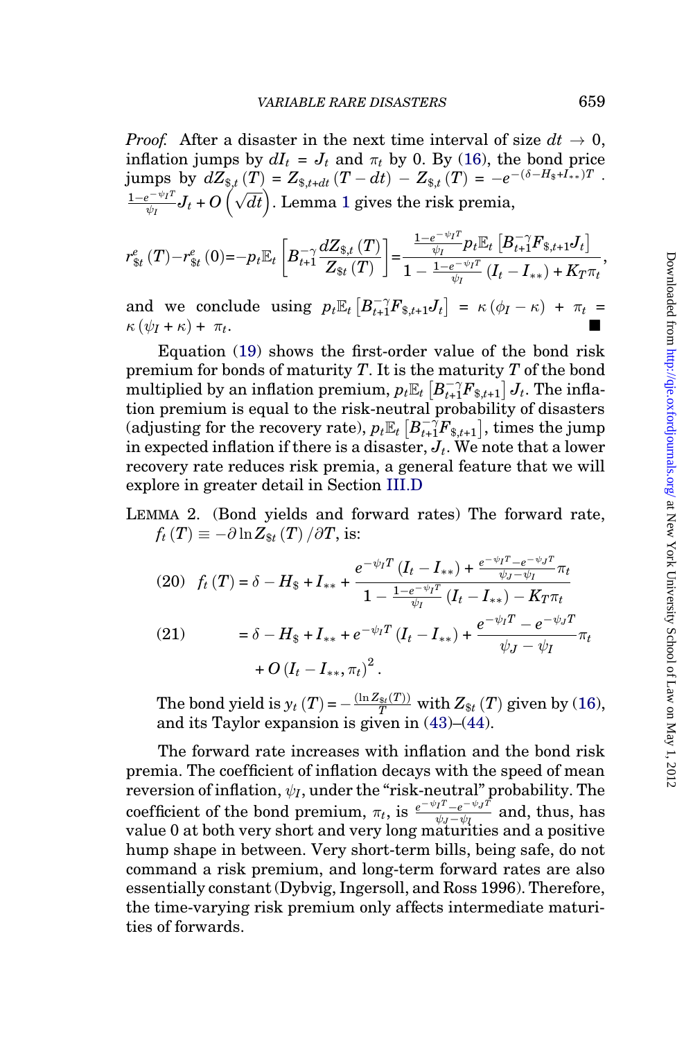*Proof.* After a disaster in the next time interval of size $dt \to 0$, inflation jumps by $dI_t = J_t$ and $\pi_t$ by 0. By (16), the bond price jumps by $dZ_{\$,t}(T) = Z_{\$,t+dt}(T - dt) - Z_{\$,t}(T) = -e^{-(\delta - H_\$ + I_{**})T} \cdot \frac{1-e^{-\psi_I T}}{\psi_I} J_t + O\left(\sqrt{dt}\right)$. Lemma 1 gives the risk premia,

$$r^e_{\$t}(T) - r^e_{\$t}(0) = -p_t \mathbb{E}_t \left[ B^{-\gamma}_{t+1} \frac{dZ_{\$,t}(T)}{Z_{\$t}(T)} \right] = \frac{\frac{1-e^{-\psi_I T}}{\psi_I} p_t \mathbb{E}_t \left[ B^{-\gamma}_{t+1} F_{\$,t+1} J_t \right]}{1 - \frac{1-e^{-\psi_I T}}{\psi_I}(I_t - I_{**}) + K_T \pi_t},$$

and we conclude using $p_t \mathbb{E}_t \left[ B^{-\gamma}_{t+1} F_{\$,t+1} J_t \right] = \kappa(\phi_I - \kappa) + \pi_t = \kappa(\psi_I + \kappa) + \pi_t$. ■

Equation (19) shows the first-order value of the bond risk premium for bonds of maturity $T$. It is the maturity $T$ of the bond multiplied by an inflation premium, $p_t \mathbb{E}_t \left[ B^{-\gamma}_{t+1} F_{\$,t+1} \right] J_t$. The inflation premium is equal to the risk-neutral probability of disasters (adjusting for the recovery rate), $p_t \mathbb{E}_t \left[ B^{-\gamma}_{t+1} F_{\$,t+1} \right]$, times the jump in expected inflation if there is a disaster, $J_t$. We note that a lower recovery rate reduces risk premia, a general feature that we will explore in greater detail in Section III.D

LEMMA 2. (Bond yields and forward rates) The forward rate, $f_t(T) \equiv -\partial \ln Z_{\$t}(T) / \partial T$, is:

$$f_t(T) = \delta - H_\$ + I_{**} + \frac{e^{-\psi_I T}(I_t - I_{**}) + \frac{e^{-\psi_I T} - e^{-\psi_J T}}{\psi_J - \psi_I} \pi_t}{1 - \frac{1-e^{-\psi_I T}}{\psi_I}(I_t - I_{**}) - K_T \pi_t} \tag{20}$$

$$= \delta - H_\$ + I_{**} + e^{-\psi_I T}(I_t - I_{**}) + \frac{e^{-\psi_I T} - e^{-\psi_J T}}{\psi_J - \psi_I} \pi_t + O(I_t - I_{**}, \pi_t)^2. \tag{21}$$

The bond yield is $y_t(T) = -\frac{(\ln Z_{\$t}(T))}{T}$ with $Z_{\$t}(T)$ given by (16), and its Taylor expansion is given in (43)–(44).

The forward rate increases with inflation and the bond risk premia. The coefficient of inflation decays with the speed of mean reversion of inflation, $\psi_I$, under the "risk-neutral" probability. The coefficient of the bond premium, $\pi_t$, is $\frac{e^{-\psi_I T} - e^{-\psi_J T}}{\psi_J - \psi_I}$ and, thus, has value 0 at both very short and very long maturities and a positive hump shape in between. Very short-term bills, being safe, do not command a risk premium, and long-term forward rates are also essentially constant (Dybvig, Ingersoll, and Ross 1996). Therefore, the time-varying risk premium only affects intermediate maturities of forwards.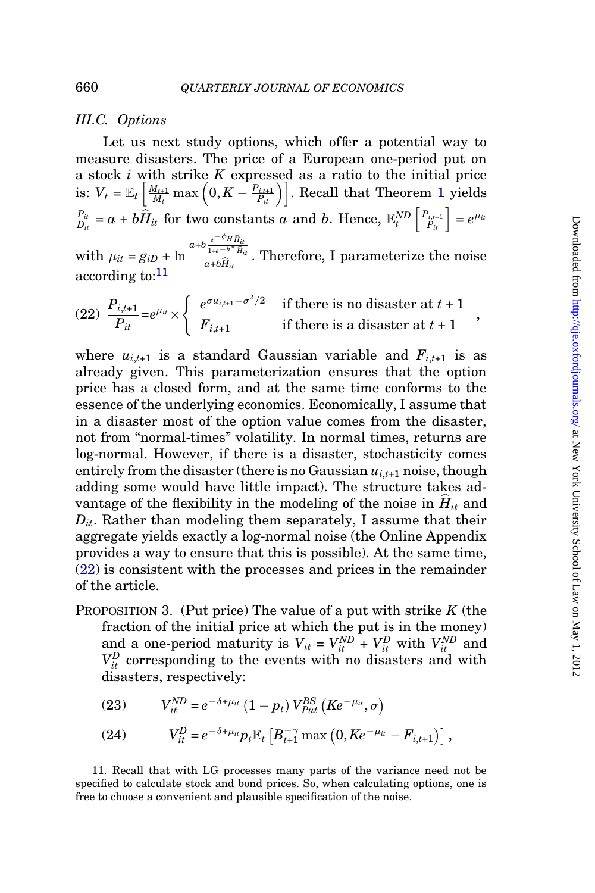### III.C. Options

Let us next study options, which offer a potential way to measure disasters. The price of a European one-period put on a stock $i$ with strike $K$ expressed as a ratio to the initial price is: $V_t = \mathbb{E}_t\left[\frac{M_{t+1}}{M_t}\max\left(0, K - \frac{P_{i,t+1}}{P_{it}}\right)\right]$. Recall that Theorem 1 yields $\frac{P_{it}}{D_{it}} = a + b\widehat{H}_{it}$ for two constants $a$ and $b$. Hence, $\mathbb{E}_t^{ND}\left[\frac{P_{i,t+1}}{P_{it}}\right] = e^{\mu_{it}}$ with $\mu_{it} = g_{iD} + \ln \frac{a + b\frac{e^{-\phi_H}\widehat{H}_{it}}{1+e^{-h^*}\widehat{H}_{it}}}{a + b\widehat{H}_{it}}$. Therefore, I parameterize the noise according to:[11]

$$
(22)\quad \frac{P_{i,t+1}}{P_{it}} = e^{\mu_{it}} \times \begin{cases} e^{\sigma u_{i,t+1} - \sigma^2/2} & \text{if there is no disaster at } t+1 \\ F_{i,t+1} & \text{if there is a disaster at } t+1 \end{cases},
$$

where $u_{i,t+1}$ is a standard Gaussian variable and $F_{i,t+1}$ is as already given. This parameterization ensures that the option price has a closed form, and at the same time conforms to the essence of the underlying economics. Economically, I assume that in a disaster most of the option value comes from the disaster, not from "normal-times" volatility. In normal times, returns are log-normal. However, if there is a disaster, stochasticity comes entirely from the disaster (there is no Gaussian $u_{i,t+1}$ noise, though adding some would have little impact). The structure takes advantage of the flexibility in the modeling of the noise in $\widehat{H}_{it}$ and $D_{it}$. Rather than modeling them separately, I assume that their aggregate yields exactly a log-normal noise (the Online Appendix provides a way to ensure that this is possible). At the same time, (22) is consistent with the processes and prices in the remainder of the article.

PROPOSITION 3. (Put price) The value of a put with strike $K$ (the fraction of the initial price at which the put is in the money) and a one-period maturity is $V_{it} = V_{it}^{ND} + V_{it}^{D}$ with $V_{it}^{ND}$ and $V_{it}^{D}$ corresponding to the events with no disasters and with disasters, respectively:

$$
(23)\qquad V_{it}^{ND} = e^{-\delta+\mu_{it}}\left(1 - p_t\right) V_{Put}^{BS}\left(Ke^{-\mu_{it}}, \sigma\right)
$$

$$
(24)\qquad V_{it}^{D} = e^{-\delta+\mu_{it}} p_t \mathbb{E}_t\left[B_{t+1}^{-\gamma}\max\left(0, Ke^{-\mu_{it}} - F_{i,t+1}\right)\right],
$$

11. Recall that with LG processes many parts of the variance need not be specified to calculate stock and bond prices. So, when calculating options, one is free to choose a convenient and plausible specification of the noise.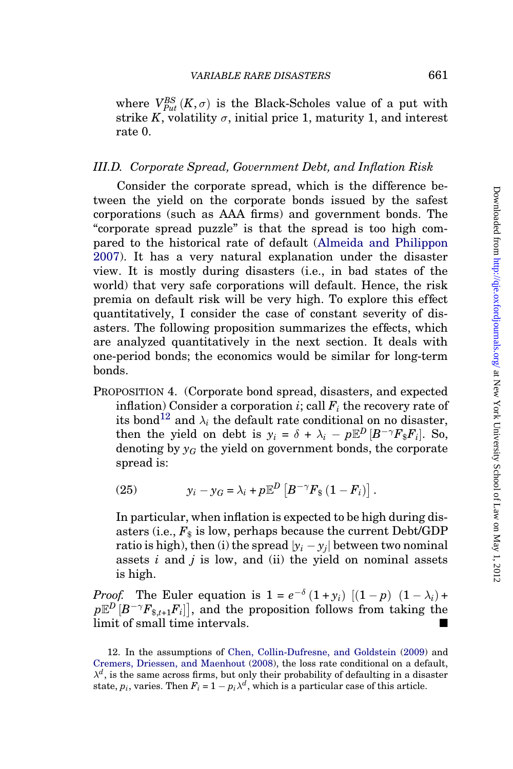where $V_{Put}^{BS}(K, \sigma)$ is the Black-Scholes value of a put with strike $K$, volatility $\sigma$, initial price 1, maturity 1, and interest rate 0.

### III.D. *Corporate Spread, Government Debt, and Inflation Risk*

Consider the corporate spread, which is the difference between the yield on the corporate bonds issued by the safest corporations (such as AAA firms) and government bonds. The "corporate spread puzzle" is that the spread is too high compared to the historical rate of default (Almeida and Philippon 2007). It has a very natural explanation under the disaster view. It is mostly during disasters (i.e., in bad states of the world) that very safe corporations will default. Hence, the risk premia on default risk will be very high. To explore this effect quantitatively, I consider the case of constant severity of disasters. The following proposition summarizes the effects, which are analyzed quantitatively in the next section. It deals with one-period bonds; the economics would be similar for long-term bonds.

PROPOSITION 4. (Corporate bond spread, disasters, and expected inflation) Consider a corporation $i$; call $F_i$ the recovery rate of its bond[12] and $\lambda_i$ the default rate conditional on no disaster, then the yield on debt is $y_i = \delta + \lambda_i - p\mathbb{E}^D\left[B^{-\gamma} F_{\$} F_i\right]$. So, denoting by $y_G$ the yield on government bonds, the corporate spread is:

$$y_i - y_G = \lambda_i + p\mathbb{E}^D\left[B^{-\gamma} F_{\$}\left(1 - F_i\right)\right]. \tag{25}$$

In particular, when inflation is expected to be high during disasters (i.e., $F_{\$}$ is low, perhaps because the current Debt/GDP ratio is high), then (i) the spread $|y_i - y_j|$ between two nominal assets $i$ and $j$ is low, and (ii) the yield on nominal assets is high.

*Proof.* The Euler equation is $1 = e^{-\delta}\left(1 + y_i\right)\left[\left(1 - p\right)\left(1 - \lambda_i\right) + p\mathbb{E}^D\left[B^{-\gamma} F_{\$,t+1} F_i\right]\right]$, and the proposition follows from taking the limit of small time intervals. ■

12. In the assumptions of Chen, Collin-Dufresne, and Goldstein (2009) and Cremers, Driessen, and Maenhout (2008), the loss rate conditional on a default, $\lambda^d$, is the same across firms, but only their probability of defaulting in a disaster state, $p_i$, varies. Then $F_i = 1 - p_i\lambda^d$, which is a particular case of this article.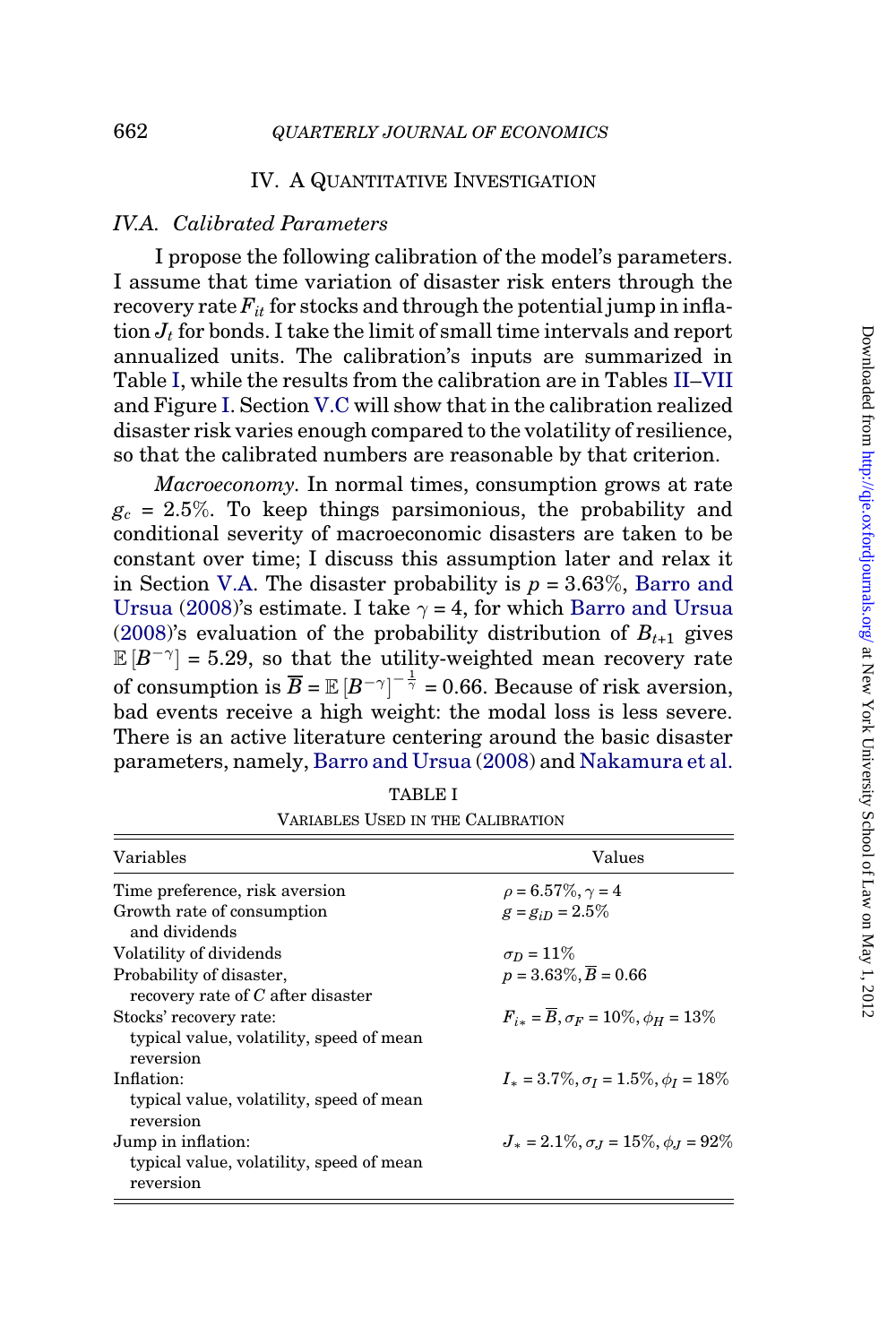## IV. A Quantitative Investigation

### IV.A. Calibrated Parameters

I propose the following calibration of the model's parameters. I assume that time variation of disaster risk enters through the recovery rate $F_{it}$ for stocks and through the potential jump in inflation $J_t$ for bonds. I take the limit of small time intervals and report annualized units. The calibration's inputs are summarized in Table I, while the results from the calibration are in Tables II–VII and Figure I. Section V.C will show that in the calibration realized disaster risk varies enough compared to the volatility of resilience, so that the calibrated numbers are reasonable by that criterion.

*Macroeconomy.* In normal times, consumption grows at rate $g_c = 2.5\%$. To keep things parsimonious, the probability and conditional severity of macroeconomic disasters are taken to be constant over time; I discuss this assumption later and relax it in Section V.A. The disaster probability is $p = 3.63\%$, Barro and Ursua (2008)'s estimate. I take $\gamma = 4$, for which Barro and Ursua (2008)'s evaluation of the probability distribution of $B_{t+1}$ gives $\mathbb{E}\left[B^{-\gamma}\right] = 5.29$, so that the utility-weighted mean recovery rate of consumption is $\overline{B} = \mathbb{E}\left[B^{-\gamma}\right]^{-\frac{1}{\gamma}} = 0.66$. Because of risk aversion, bad events receive a high weight: the modal loss is less severe. There is an active literature centering around the basic disaster parameters, namely, Barro and Ursua (2008) and Nakamura et al.

TABLE I
Variables Used in the Calibration

| Variables | Values |
|---|---|
| Time preference, risk aversion | $\rho = 6.57\%, \gamma = 4$ |
| Growth rate of consumption and dividends | $g = g_{iD} = 2.5\%$ |
| Volatility of dividends | $\sigma_D = 11\%$ |
| Probability of disaster, recovery rate of $C$ after disaster | $p = 3.63\%, \overline{B} = 0.66$ |
| Stocks' recovery rate: typical value, volatility, speed of mean reversion | $F_{i*} = \overline{B}, \sigma_F = 10\%, \phi_H = 13\%$ |
| Inflation: typical value, volatility, speed of mean reversion | $I_* = 3.7\%, \sigma_I = 1.5\%, \phi_I = 18\%$ |
| Jump in inflation: typical value, volatility, speed of mean reversion | $J_* = 2.1\%, \sigma_J = 15\%, \phi_J = 92\%$ |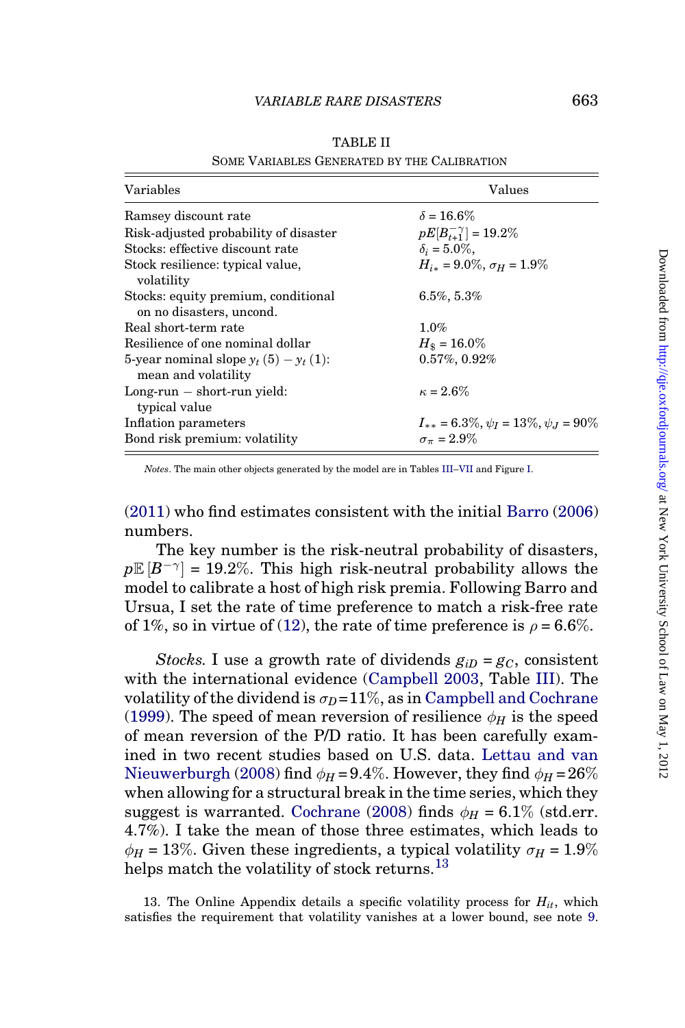TABLE II

SOME VARIABLES GENERATED BY THE CALIBRATION

| Variables | Values |
|---|---|
| Ramsey discount rate | $\delta = 16.6\%$ |
| Risk-adjusted probability of disaster | $pE[B_{t+1}^{-\gamma}] = 19.2\%$ |
| Stocks: effective discount rate | $\delta_i = 5.0\%$, |
| Stock resilience: typical value, volatility | $H_{i*} = 9.0\%$, $\sigma_H = 1.9\%$ |
| Stocks: equity premium, conditional on no disasters, uncond. | 6.5%, 5.3% |
| Real short-term rate | 1.0% |
| Resilience of one nominal dollar | $H_{\$} = 16.0\%$ |
| 5-year nominal slope $y_t(5) - y_t(1)$: mean and volatility | 0.57%, 0.92% |
| Long-run − short-run yield: typical value | $\kappa = 2.6\%$ |
| Inflation parameters | $I_{**} = 6.3\%$, $\psi_I = 13\%$, $\psi_J = 90\%$ |
| Bond risk premium: volatility | $\sigma_\pi = 2.9\%$ |

*Notes*. The main other objects generated by the model are in Tables III–VII and Figure I.

(2011) who find estimates consistent with the initial Barro (2006) numbers.

The key number is the risk-neutral probability of disasters, $p\mathbb{E}[B^{-\gamma}] = 19.2\%$. This high risk-neutral probability allows the model to calibrate a host of high risk premia. Following Barro and Ursua, I set the rate of time preference to match a risk-free rate of 1%, so in virtue of (12), the rate of time preference is $\rho = 6.6\%$.

*Stocks.* I use a growth rate of dividends $g_{iD} = g_C$, consistent with the international evidence (Campbell 2003, Table III). The volatility of the dividend is $\sigma_D = 11\%$, as in Campbell and Cochrane (1999). The speed of mean reversion of resilience $\phi_H$ is the speed of mean reversion of the P/D ratio. It has been carefully examined in two recent studies based on U.S. data. Lettau and van Nieuwerburgh (2008) find $\phi_H = 9.4\%$. However, they find $\phi_H = 26\%$ when allowing for a structural break in the time series, which they suggest is warranted. Cochrane (2008) finds $\phi_H = 6.1\%$ (std.err. 4.7%). I take the mean of those three estimates, which leads to $\phi_H = 13\%$. Given these ingredients, a typical volatility $\sigma_H = 1.9\%$ helps match the volatility of stock returns.[13]

13. The Online Appendix details a specific volatility process for $H_{it}$, which satisfies the requirement that volatility vanishes at a lower bound, see note 9.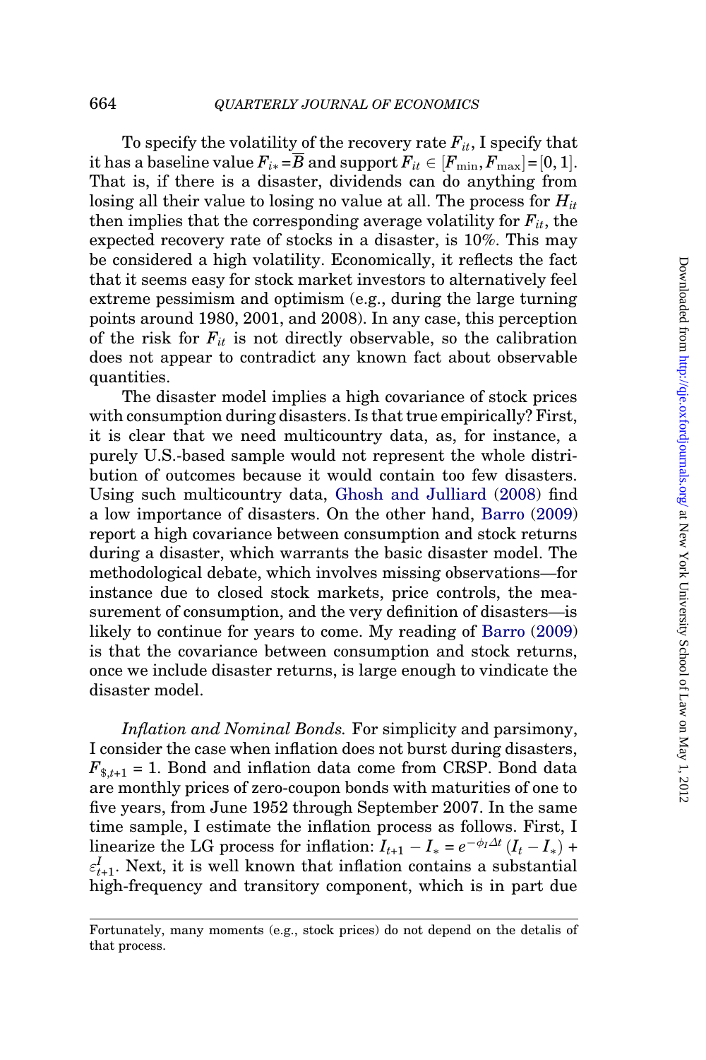To specify the volatility of the recovery rate $F_{it}$, I specify that it has a baseline value $F_{i*} = \overline{B}$ and support $F_{it} \in [F_{\min}, F_{\max}] = [0, 1]$. That is, if there is a disaster, dividends can do anything from losing all their value to losing no value at all. The process for $H_{it}$ then implies that the corresponding average volatility for $F_{it}$, the expected recovery rate of stocks in a disaster, is 10%. This may be considered a high volatility. Economically, it reflects the fact that it seems easy for stock market investors to alternatively feel extreme pessimism and optimism (e.g., during the large turning points around 1980, 2001, and 2008). In any case, this perception of the risk for $F_{it}$ is not directly observable, so the calibration does not appear to contradict any known fact about observable quantities.

The disaster model implies a high covariance of stock prices with consumption during disasters. Is that true empirically? First, it is clear that we need multicountry data, as, for instance, a purely U.S.-based sample would not represent the whole distribution of outcomes because it would contain too few disasters. Using such multicountry data, Ghosh and Julliard (2008) find a low importance of disasters. On the other hand, Barro (2009) report a high covariance between consumption and stock returns during a disaster, which warrants the basic disaster model. The methodological debate, which involves missing observations—for instance due to closed stock markets, price controls, the measurement of consumption, and the very definition of disasters—is likely to continue for years to come. My reading of Barro (2009) is that the covariance between consumption and stock returns, once we include disaster returns, is large enough to vindicate the disaster model.

*Inflation and Nominal Bonds.* For simplicity and parsimony, I consider the case when inflation does not burst during disasters, $F_{\$,t+1} = 1$. Bond and inflation data come from CRSP. Bond data are monthly prices of zero-coupon bonds with maturities of one to five years, from June 1952 through September 2007. In the same time sample, I estimate the inflation process as follows. First, I linearize the LG process for inflation: $I_{t+1} - I_* = e^{-\phi_I \Delta t} (I_t - I_*) + \varepsilon^I_{t+1}$. Next, it is well known that inflation contains a substantial high-frequency and transitory component, which is in part due

Fortunately, many moments (e.g., stock prices) do not depend on the detalis of that process.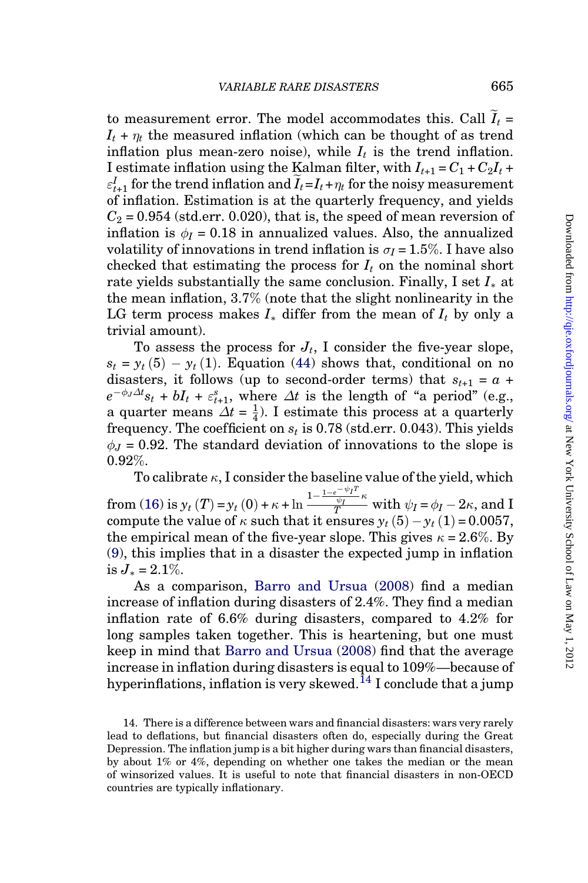to measurement error. The model accommodates this. Call $\widetilde{I}_t = I_t + \eta_t$ the measured inflation (which can be thought of as trend inflation plus mean-zero noise), while $I_t$ is the trend inflation. I estimate inflation using the Kalman filter, with $I_{t+1} = C_1 + C_2 I_t + \varepsilon^I_{t+1}$ for the trend inflation and $\widetilde{I}_t = I_t + \eta_t$ for the noisy measurement of inflation. Estimation is at the quarterly frequency, and yields $C_2 = 0.954$ (std.err. 0.020), that is, the speed of mean reversion of inflation is $\phi_I = 0.18$ in annualized values. Also, the annualized volatility of innovations in trend inflation is $\sigma_I = 1.5\%$. I have also checked that estimating the process for $I_t$ on the nominal short rate yields substantially the same conclusion. Finally, I set $I_*$ at the mean inflation, 3.7% (note that the slight nonlinearity in the LG term process makes $I_*$ differ from the mean of $I_t$ by only a trivial amount).

To assess the process for $J_t$, I consider the five-year slope, $s_t = y_t(5) - y_t(1)$. Equation (44) shows that, conditional on no disasters, it follows (up to second-order terms) that $s_{t+1} = a + e^{-\phi_J \Delta t} s_t + b I_t + \varepsilon^s_{t+1}$, where $\Delta t$ is the length of "a period" (e.g., a quarter means $\Delta t = \frac{1}{4}$). I estimate this process at a quarterly frequency. The coefficient on $s_t$ is 0.78 (std.err. 0.043). This yields $\phi_J = 0.92$. The standard deviation of innovations to the slope is 0.92%.

To calibrate $\kappa$, I consider the baseline value of the yield, which from (16) is $y_t(T) = y_t(0) + \kappa + \ln \frac{1 - \frac{1 - e^{-\psi_I T}}{\psi_I}\kappa}{T}$ with $\psi_I = \phi_I - 2\kappa$, and I compute the value of $\kappa$ such that it ensures $y_t(5) - y_t(1) = 0.0057$, the empirical mean of the five-year slope. This gives $\kappa = 2.6\%$. By (9), this implies that in a disaster the expected jump in inflation is $J_* = 2.1\%$.

As a comparison, Barro and Ursua (2008) find a median increase of inflation during disasters of 2.4%. They find a median inflation rate of 6.6% during disasters, compared to 4.2% for long samples taken together. This is heartening, but one must keep in mind that Barro and Ursua (2008) find that the average increase in inflation during disasters is equal to 109%—because of hyperinflations, inflation is very skewed.[14] I conclude that a jump

14. There is a difference between wars and financial disasters: wars very rarely lead to deflations, but financial disasters often do, especially during the Great Depression. The inflation jump is a bit higher during wars than financial disasters, by about 1% or 4%, depending on whether one takes the median or the mean of winsorized values. It is useful to note that financial disasters in non-OECD countries are typically inflationary.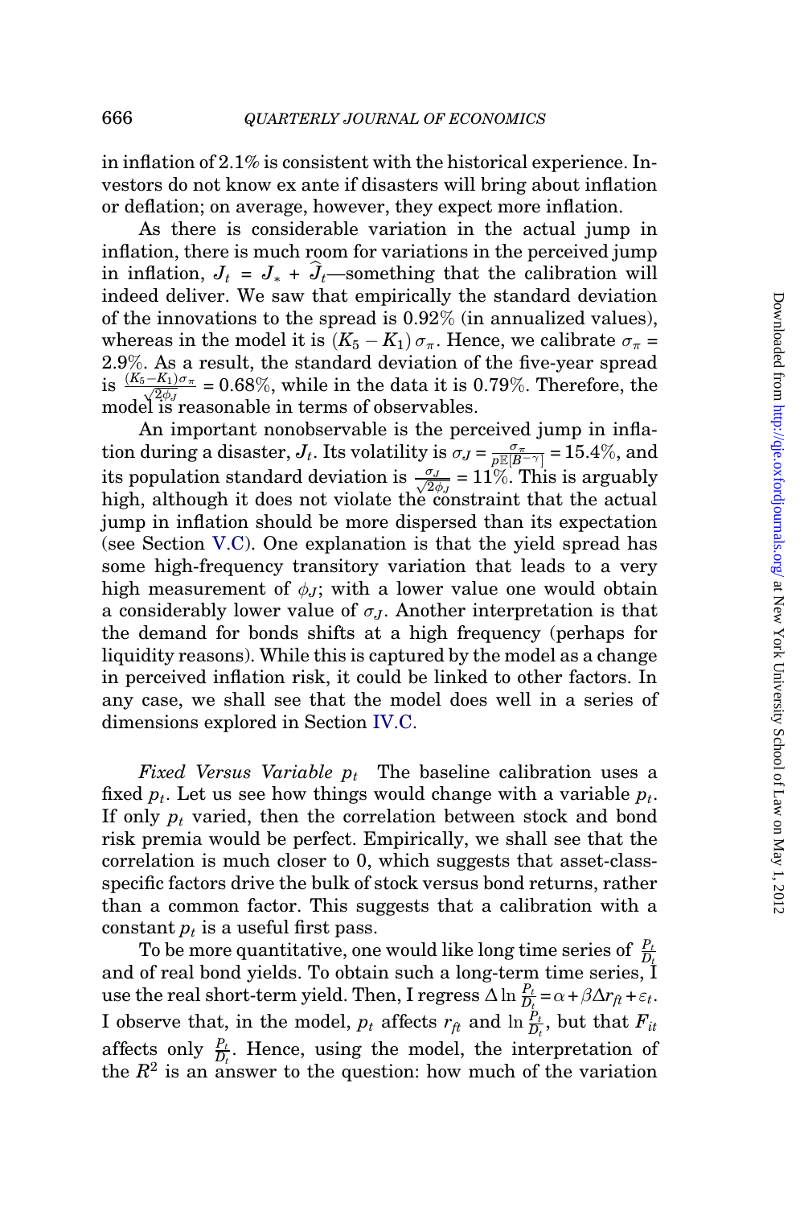in inflation of 2.1% is consistent with the historical experience. Investors do not know ex ante if disasters will bring about inflation or deflation; on average, however, they expect more inflation.

As there is considerable variation in the actual jump in inflation, there is much room for variations in the perceived jump in inflation, $J_t = J_* + \widehat{J}_t$—something that the calibration will indeed deliver. We saw that empirically the standard deviation of the innovations to the spread is 0.92% (in annualized values), whereas in the model it is $(K_5 - K_1)\,\sigma_\pi$. Hence, we calibrate $\sigma_\pi = 2.9\%$. As a result, the standard deviation of the five-year spread is $\frac{(K_5-K_1)\sigma_\pi}{\sqrt{2\phi_J}} = 0.68\%$, while in the data it is 0.79%. Therefore, the model is reasonable in terms of observables.

An important nonobservable is the perceived jump in inflation during a disaster, $J_t$. Its volatility is $\sigma_J = \frac{\sigma_\pi}{p\mathbb{E}[B^{-\gamma}]} = 15.4\%$, and its population standard deviation is $\frac{\sigma_J}{\sqrt{2\phi_J}} = 11\%$. This is arguably high, although it does not violate the constraint that the actual jump in inflation should be more dispersed than its expectation (see Section V.C). One explanation is that the yield spread has some high-frequency transitory variation that leads to a very high measurement of $\phi_J$; with a lower value one would obtain a considerably lower value of $\sigma_J$. Another interpretation is that the demand for bonds shifts at a high frequency (perhaps for liquidity reasons). While this is captured by the model as a change in perceived inflation risk, it could be linked to other factors. In any case, we shall see that the model does well in a series of dimensions explored in Section IV.C.

*Fixed Versus Variable $p_t$* The baseline calibration uses a fixed $p_t$. Let us see how things would change with a variable $p_t$. If only $p_t$ varied, then the correlation between stock and bond risk premia would be perfect. Empirically, we shall see that the correlation is much closer to 0, which suggests that asset-class-specific factors drive the bulk of stock versus bond returns, rather than a common factor. This suggests that a calibration with a constant $p_t$ is a useful first pass.

To be more quantitative, one would like long time series of $\frac{P_t}{D_t}$ and of real bond yields. To obtain such a long-term time series, I use the real short-term yield. Then, I regress $\Delta \ln \frac{P_t}{D_t} = \alpha + \beta \Delta r_{ft} + \varepsilon_t$. I observe that, in the model, $p_t$ affects $r_{ft}$ and $\ln \frac{P_t}{D_t}$, but that $F_{it}$ affects only $\frac{P_t}{D_t}$. Hence, using the model, the interpretation of the $R^2$ is an answer to the question: how much of the variation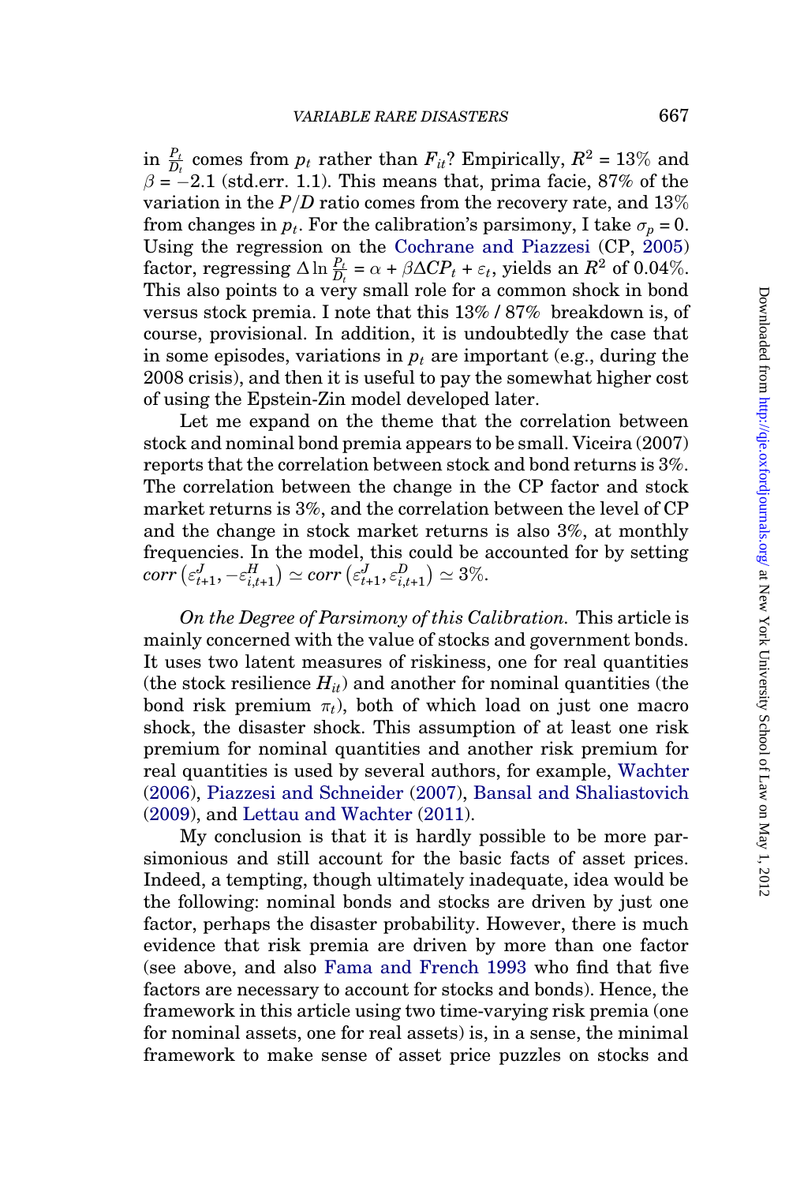in $\frac{P_t}{D_t}$ comes from $p_t$ rather than $F_{it}$? Empirically, $R^2 = 13\%$ and $\beta = -2.1$ (std.err. 1.1). This means that, prima facie, 87% of the variation in the $P/D$ ratio comes from the recovery rate, and 13% from changes in $p_t$. For the calibration's parsimony, I take $\sigma_p = 0$. Using the regression on the Cochrane and Piazzesi (CP, 2005) factor, regressing $\Delta \ln \frac{P_t}{D_t} = \alpha + \beta \Delta CP_t + \varepsilon_t$, yields an $R^2$ of 0.04%. This also points to a very small role for a common shock in bond versus stock premia. I note that this 13% / 87% breakdown is, of course, provisional. In addition, it is undoubtedly the case that in some episodes, variations in $p_t$ are important (e.g., during the 2008 crisis), and then it is useful to pay the somewhat higher cost of using the Epstein-Zin model developed later.

Let me expand on the theme that the correlation between stock and nominal bond premia appears to be small. Viceira (2007) reports that the correlation between stock and bond returns is 3%. The correlation between the change in the CP factor and stock market returns is 3%, and the correlation between the level of CP and the change in stock market returns is also 3%, at monthly frequencies. In the model, this could be accounted for by setting $corr\left(\varepsilon^J_{t+1}, -\varepsilon^H_{i,t+1}\right) \simeq corr\left(\varepsilon^J_{t+1}, \varepsilon^D_{i,t+1}\right) \simeq 3\%$.

*On the Degree of Parsimony of this Calibration.* This article is mainly concerned with the value of stocks and government bonds. It uses two latent measures of riskiness, one for real quantities (the stock resilience $H_{it}$) and another for nominal quantities (the bond risk premium $\pi_t$), both of which load on just one macro shock, the disaster shock. This assumption of at least one risk premium for nominal quantities and another risk premium for real quantities is used by several authors, for example, Wachter (2006), Piazzesi and Schneider (2007), Bansal and Shaliastovich (2009), and Lettau and Wachter (2011).

My conclusion is that it is hardly possible to be more parsimonious and still account for the basic facts of asset prices. Indeed, a tempting, though ultimately inadequate, idea would be the following: nominal bonds and stocks are driven by just one factor, perhaps the disaster probability. However, there is much evidence that risk premia are driven by more than one factor (see above, and also Fama and French 1993 who find that five factors are necessary to account for stocks and bonds). Hence, the framework in this article using two time-varying risk premia (one for nominal assets, one for real assets) is, in a sense, the minimal framework to make sense of asset price puzzles on stocks and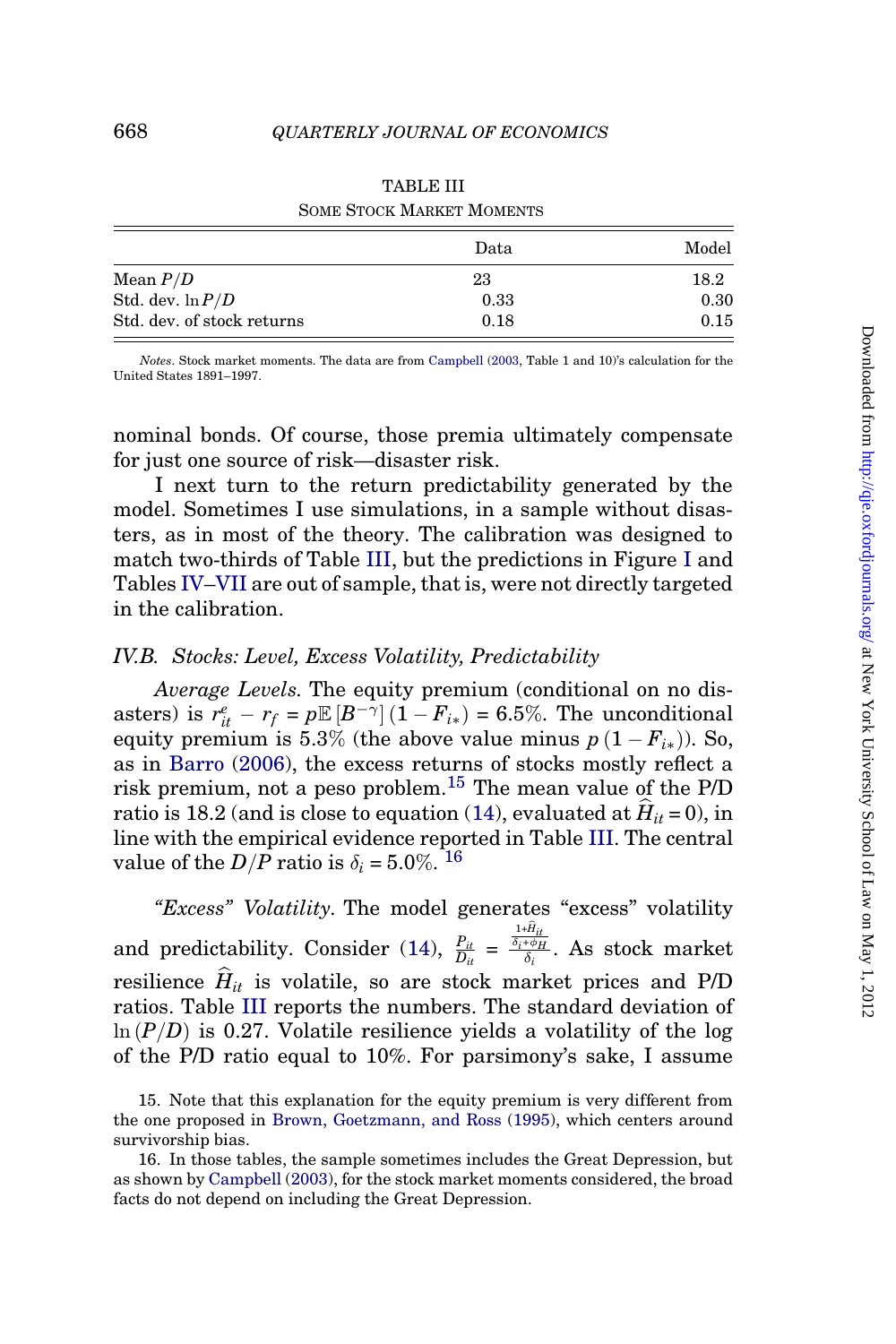TABLE III

SOME STOCK MARKET MOMENTS

| | Data | Model |
|---|---|---|
| Mean $P/D$ | 23 | 18.2 |
| Std. dev. $\ln P/D$ | 0.33 | 0.30 |
| Std. dev. of stock returns | 0.18 | 0.15 |

*Notes*. Stock market moments. The data are from Campbell (2003, Table 1 and 10)'s calculation for the United States 1891–1997.

nominal bonds. Of course, those premia ultimately compensate for just one source of risk—disaster risk.

I next turn to the return predictability generated by the model. Sometimes I use simulations, in a sample without disasters, as in most of the theory. The calibration was designed to match two-thirds of Table III, but the predictions in Figure I and Tables IV–VII are out of sample, that is, were not directly targeted in the calibration.

### *IV.B. Stocks: Level, Excess Volatility, Predictability*

*Average Levels.* The equity premium (conditional on no disasters) is $r^e_{it} - r_f = p\mathbb{E}\left[B^{-\gamma}\right](1 - F_{i*}) = 6.5\%$. The unconditional equity premium is 5.3% (the above value minus $p(1 - F_{i*})$). So, as in Barro (2006), the excess returns of stocks mostly reflect a risk premium, not a peso problem.[15] The mean value of the P/D ratio is 18.2 (and is close to equation (14), evaluated at $\widehat{H}_{it} = 0$), in line with the empirical evidence reported in Table III. The central value of the $D/P$ ratio is $\delta_i = 5.0\%$. [16]

*"Excess" Volatility.* The model generates "excess" volatility and predictability. Consider (14), $\frac{P_{it}}{D_{it}} = \frac{\frac{1+\widehat{H}_{it}}{\delta_i + \phi_H}}{\delta_i}$. As stock market resilience $\widehat{H}_{it}$ is volatile, so are stock market prices and P/D ratios. Table III reports the numbers. The standard deviation of $\ln(P/D)$ is 0.27. Volatile resilience yields a volatility of the log of the P/D ratio equal to 10%. For parsimony's sake, I assume

15. Note that this explanation for the equity premium is very different from the one proposed in Brown, Goetzmann, and Ross (1995), which centers around survivorship bias.

16. In those tables, the sample sometimes includes the Great Depression, but as shown by Campbell (2003), for the stock market moments considered, the broad facts do not depend on including the Great Depression.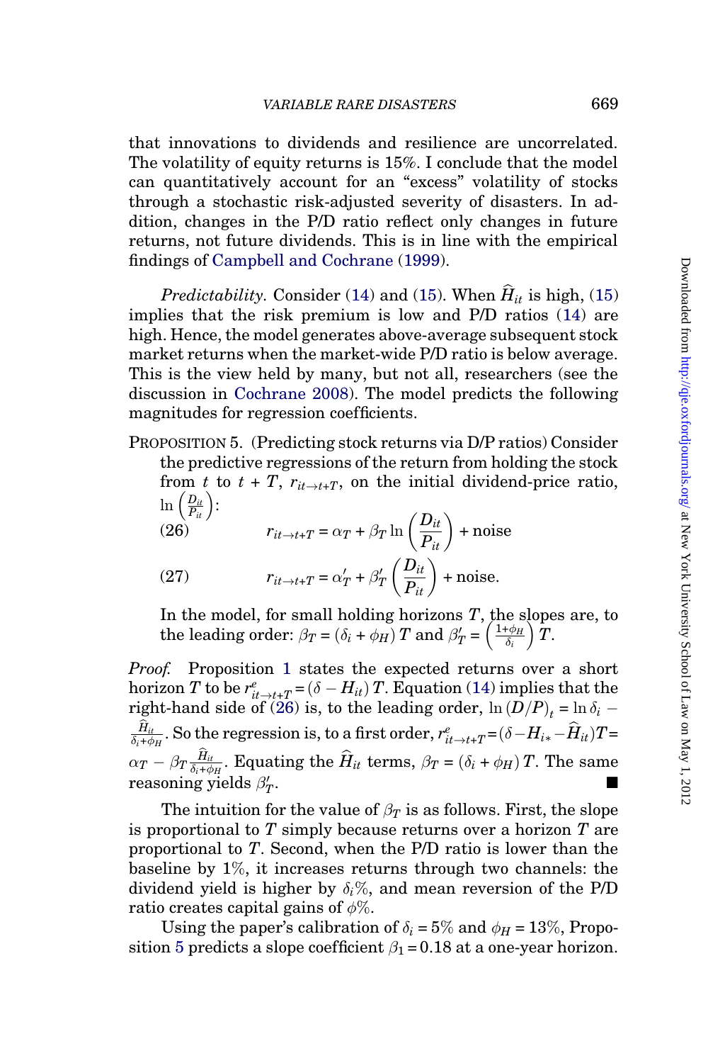that innovations to dividends and resilience are uncorrelated. The volatility of equity returns is 15%. I conclude that the model can quantitatively account for an "excess" volatility of stocks through a stochastic risk-adjusted severity of disasters. In addition, changes in the P/D ratio reflect only changes in future returns, not future dividends. This is in line with the empirical findings of Campbell and Cochrane (1999).

*Predictability.* Consider (14) and (15). When $\widehat{H}_{it}$ is high, (15) implies that the risk premium is low and P/D ratios (14) are high. Hence, the model generates above-average subsequent stock market returns when the market-wide P/D ratio is below average. This is the view held by many, but not all, researchers (see the discussion in Cochrane 2008). The model predicts the following magnitudes for regression coefficients.

PROPOSITION 5. (Predicting stock returns via D/P ratios) Consider the predictive regressions of the return from holding the stock from $t$ to $t+T$, $r_{it\to t+T}$, on the initial dividend-price ratio, $\ln\left(\frac{D_{it}}{P_{it}}\right)$:

$$r_{it\to t+T} = \alpha_T + \beta_T \ln\left(\frac{D_{it}}{P_{it}}\right) + \text{noise} \tag{26}$$

$$r_{it\to t+T} = \alpha'_T + \beta'_T \left(\frac{D_{it}}{P_{it}}\right) + \text{noise}. \tag{27}$$

In the model, for small holding horizons $T$, the slopes are, to the leading order: $\beta_T = (\delta_i + \phi_H)\,T$ and $\beta'_T = \left(\frac{1+\phi_H}{\delta_i}\right)T$.

*Proof.* Proposition 1 states the expected returns over a short horizon $T$ to be $r^e_{it\to t+T} = (\delta - H_{it})\,T$. Equation (14) implies that the right-hand side of (26) is, to the leading order, $\ln(D/P)_t = \ln\delta_i - \frac{\widehat{H}_{it}}{\delta_i+\phi_H}$. So the regression is, to a first order, $r^e_{it\to t+T} = (\delta - H_{i*} - \widehat{H}_{it})T = \alpha_T - \beta_T\frac{\widehat{H}_{it}}{\delta_i+\phi_H}$. Equating the $\widehat{H}_{it}$ terms, $\beta_T = (\delta_i+\phi_H)\,T$. The same reasoning yields $\beta'_T$. ■

The intuition for the value of $\beta_T$ is as follows. First, the slope is proportional to $T$ simply because returns over a horizon $T$ are proportional to $T$. Second, when the P/D ratio is lower than the baseline by 1%, it increases returns through two channels: the dividend yield is higher by $\delta_i$%, and mean reversion of the P/D ratio creates capital gains of $\phi$%.

Using the paper's calibration of $\delta_i = 5\%$ and $\phi_H = 13\%$, Proposition 5 predicts a slope coefficient $\beta_1 = 0.18$ at a one-year horizon.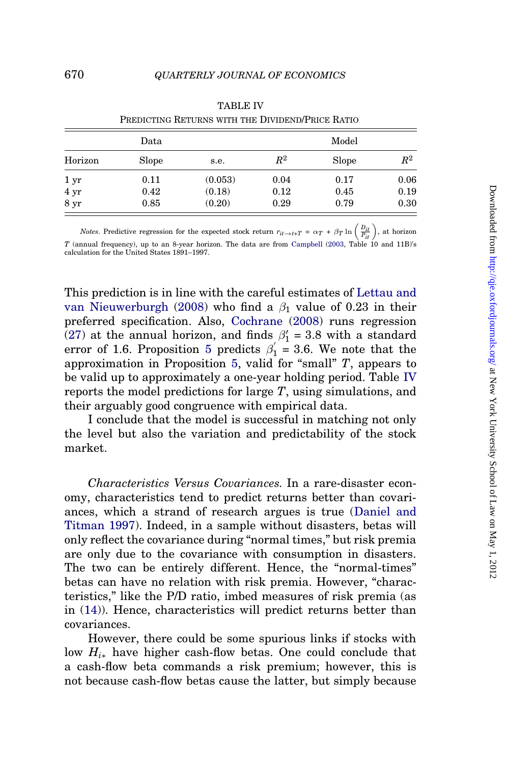TABLE IV
PREDICTING RETURNS WITH THE DIVIDEND/PRICE RATIO

| | Data | | | Model | |
|---|---|---|---|---|---|
| Horizon | Slope | s.e. | $R^2$ | Slope | $R^2$ |
| 1 yr | 0.11 | (0.053) | 0.04 | 0.17 | 0.06 |
| 4 yr | 0.42 | (0.18) | 0.12 | 0.45 | 0.19 |
| 8 yr | 0.85 | (0.20) | 0.29 | 0.79 | 0.30 |

*Notes*. Predictive regression for the expected stock return $r_{it \to t+T} = \alpha_T + \beta_T \ln\left(\frac{D_{it}}{P_{it}}\right)$, at horizon $T$ (annual frequency), up to an 8-year horizon. The data are from Campbell (2003, Table 10 and 11B)'s calculation for the United States 1891–1997.

This prediction is in line with the careful estimates of Lettau and van Nieuwerburgh (2008) who find a $\beta_1$ value of 0.23 in their preferred specification. Also, Cochrane (2008) runs regression (27) at the annual horizon, and finds $\beta_1' = 3.8$ with a standard error of 1.6. Proposition 5 predicts $\beta_1' = 3.6$. We note that the approximation in Proposition 5, valid for "small" $T$, appears to be valid up to approximately a one-year holding period. Table IV reports the model predictions for large $T$, using simulations, and their arguably good congruence with empirical data.

I conclude that the model is successful in matching not only the level but also the variation and predictability of the stock market.

*Characteristics Versus Covariances.* In a rare-disaster economy, characteristics tend to predict returns better than covariances, which a strand of research argues is true (Daniel and Titman 1997). Indeed, in a sample without disasters, betas will only reflect the covariance during "normal times," but risk premia are only due to the covariance with consumption in disasters. The two can be entirely different. Hence, the "normal-times" betas can have no relation with risk premia. However, "characteristics," like the P/D ratio, imbed measures of risk premia (as in (14)). Hence, characteristics will predict returns better than covariances.

However, there could be some spurious links if stocks with low $H_{i*}$ have higher cash-flow betas. One could conclude that a cash-flow beta commands a risk premium; however, this is not because cash-flow betas cause the latter, but simply because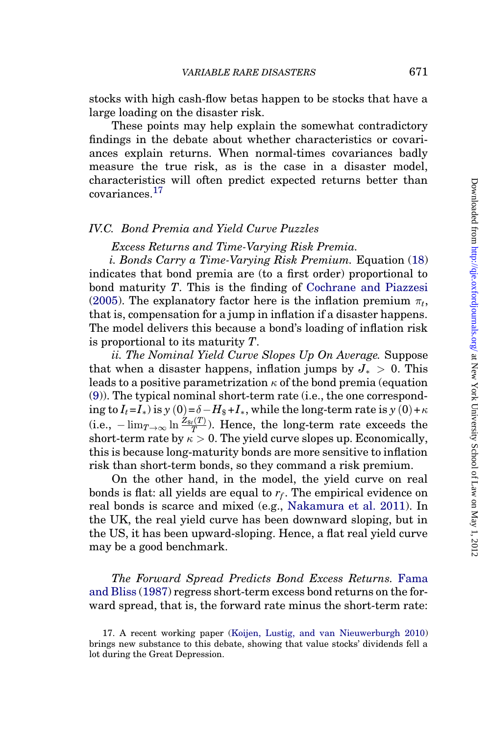stocks with high cash-flow betas happen to be stocks that have a large loading on the disaster risk.

These points may help explain the somewhat contradictory findings in the debate about whether characteristics or covariances explain returns. When normal-times covariances badly measure the true risk, as is the case in a disaster model, characteristics will often predict expected returns better than covariances.[17]

### IV.C. Bond Premia and Yield Curve Puzzles

*Excess Returns and Time-Varying Risk Premia.*

*i. Bonds Carry a Time-Varying Risk Premium.* Equation (18) indicates that bond premia are (to a first order) proportional to bond maturity $T$. This is the finding of Cochrane and Piazzesi (2005). The explanatory factor here is the inflation premium $\pi_t$, that is, compensation for a jump in inflation if a disaster happens. The model delivers this because a bond's loading of inflation risk is proportional to its maturity $T$.

*ii. The Nominal Yield Curve Slopes Up On Average.* Suppose that when a disaster happens, inflation jumps by $J_* > 0$. This leads to a positive parametrization $\kappa$ of the bond premia (equation (9)). The typical nominal short-term rate (i.e., the one corresponding to $I_t = I_*$) is $y(0) = \delta - H_\$ + I_*$, while the long-term rate is $y(0) + \kappa$ (i.e., $-\lim_{T\to\infty} \ln \frac{Z_{\$t}(T)}{T}$). Hence, the long-term rate exceeds the short-term rate by $\kappa > 0$. The yield curve slopes up. Economically, this is because long-maturity bonds are more sensitive to inflation risk than short-term bonds, so they command a risk premium.

On the other hand, in the model, the yield curve on real bonds is flat: all yields are equal to $r_f$. The empirical evidence on real bonds is scarce and mixed (e.g., Nakamura et al. 2011). In the UK, the real yield curve has been downward sloping, but in the US, it has been upward-sloping. Hence, a flat real yield curve may be a good benchmark.

*The Forward Spread Predicts Bond Excess Returns.* Fama and Bliss (1987) regress short-term excess bond returns on the forward spread, that is, the forward rate minus the short-term rate:

17. A recent working paper (Koijen, Lustig, and van Nieuwerburgh 2010) brings new substance to this debate, showing that value stocks' dividends fell a lot during the Great Depression.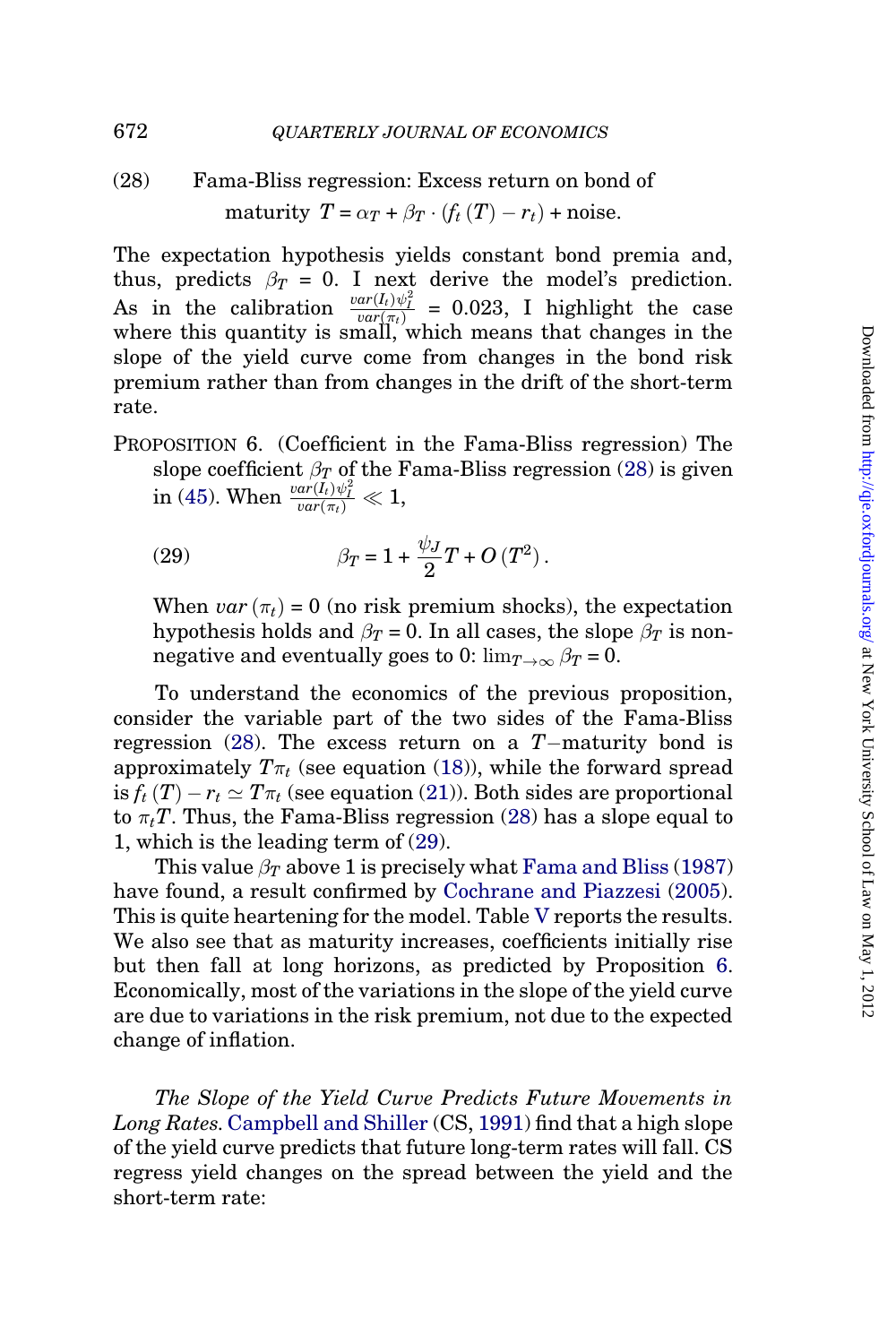(28) Fama-Bliss regression: Excess return on bond of maturity $T = \alpha_T + \beta_T \cdot (f_t(T) - r_t) + \text{noise}$.

The expectation hypothesis yields constant bond premia and, thus, predicts $\beta_T = 0$. I next derive the model's prediction. As in the calibration $\frac{var(I_t)\psi_I^2}{var(\pi_t)} = 0.023$, I highlight the case where this quantity is small, which means that changes in the slope of the yield curve come from changes in the bond risk premium rather than from changes in the drift of the short-term rate.

PROPOSITION 6. (Coefficient in the Fama-Bliss regression) The slope coefficient $\beta_T$ of the Fama-Bliss regression (28) is given in (45). When $\frac{var(I_t)\psi_I^2}{var(\pi_t)} \ll 1$,

$$\beta_T = 1 + \frac{\psi_J}{2}T + O\left(T^2\right). \tag{29}$$

When $var(\pi_t) = 0$ (no risk premium shocks), the expectation hypothesis holds and $\beta_T = 0$. In all cases, the slope $\beta_T$ is nonnegative and eventually goes to 0: $\lim_{T\to\infty} \beta_T = 0$.

To understand the economics of the previous proposition, consider the variable part of the two sides of the Fama-Bliss regression (28). The excess return on a $T$−maturity bond is approximately $T\pi_t$ (see equation (18)), while the forward spread is $f_t(T) - r_t \simeq T\pi_t$ (see equation (21)). Both sides are proportional to $\pi_t T$. Thus, the Fama-Bliss regression (28) has a slope equal to 1, which is the leading term of (29).

This value $\beta_T$ above 1 is precisely what Fama and Bliss (1987) have found, a result confirmed by Cochrane and Piazzesi (2005). This is quite heartening for the model. Table V reports the results. We also see that as maturity increases, coefficients initially rise but then fall at long horizons, as predicted by Proposition 6. Economically, most of the variations in the slope of the yield curve are due to variations in the risk premium, not due to the expected change of inflation.

*The Slope of the Yield Curve Predicts Future Movements in Long Rates.* Campbell and Shiller (CS, 1991) find that a high slope of the yield curve predicts that future long-term rates will fall. CS regress yield changes on the spread between the yield and the short-term rate: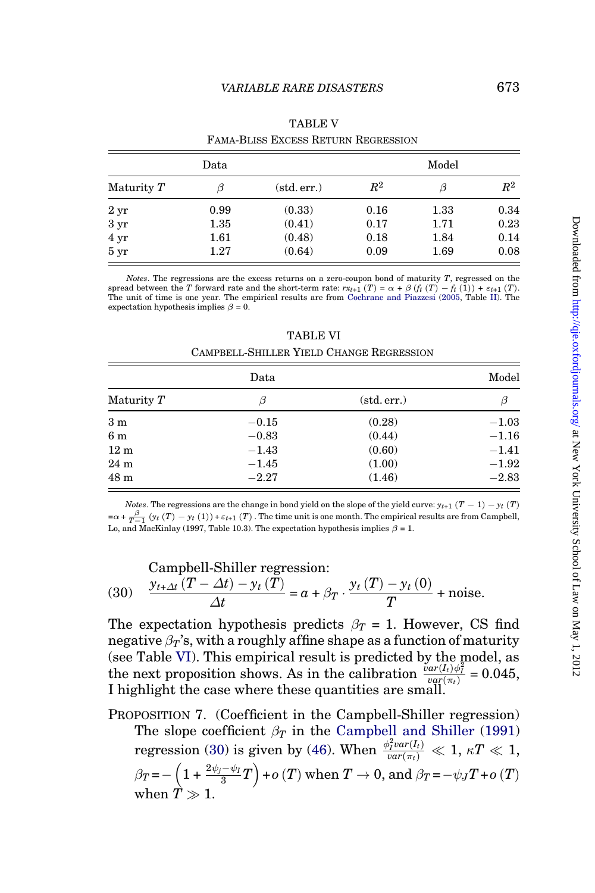TABLE V

FAMA-BLISS EXCESS RETURN REGRESSION

| | Data | | | Model | |
|---|---|---|---|---|---|
| Maturity $T$ | $\beta$ | (std. err.) | $R^2$ | $\beta$ | $R^2$ |
| 2 yr | 0.99 | (0.33) | 0.16 | 1.33 | 0.34 |
| 3 yr | 1.35 | (0.41) | 0.17 | 1.71 | 0.23 |
| 4 yr | 1.61 | (0.48) | 0.18 | 1.84 | 0.14 |
| 5 yr | 1.27 | (0.64) | 0.09 | 1.69 | 0.08 |

*Notes*. The regressions are the excess returns on a zero-coupon bond of maturity $T$, regressed on the spread between the $T$ forward rate and the short-term rate: $rx_{t+1}(T) = \alpha + \beta(f_t(T) - f_t(1)) + \varepsilon_{t+1}(T)$. The unit of time is one year. The empirical results are from Cochrane and Piazzesi (2005, Table II). The expectation hypothesis implies $\beta = 0$.

TABLE VI

CAMPBELL-SHILLER YIELD CHANGE REGRESSION

| | Data | | Model |
|---|---|---|---|
| Maturity $T$ | $\beta$ | (std. err.) | $\beta$ |
| 3 m | −0.15 | (0.28) | −1.03 |
| 6 m | −0.83 | (0.44) | −1.16 |
| 12 m | −1.43 | (0.60) | −1.41 |
| 24 m | −1.45 | (1.00) | −1.92 |
| 48 m | −2.27 | (1.46) | −2.83 |

*Notes*. The regressions are the change in bond yield on the slope of the yield curve: $y_{t+1}(T-1) - y_t(T) = \alpha + \frac{\beta}{T-1}(y_t(T) - y_t(1)) + \varepsilon_{t+1}(T)$. The time unit is one month. The empirical results are from Campbell, Lo, and MacKinlay (1997, Table 10.3). The expectation hypothesis implies $\beta = 1$.

Campbell-Shiller regression:

$$\text{(30)} \quad \frac{y_{t+\Delta t}(T-\Delta t) - y_t(T)}{\Delta t} = a + \beta_T \cdot \frac{y_t(T) - y_t(0)}{T} + \text{noise}.$$

The expectation hypothesis predicts $\beta_T = 1$. However, CS find negative $\beta_T$'s, with a roughly affine shape as a function of maturity (see Table VI). This empirical result is predicted by the model, as the next proposition shows. As in the calibration $\frac{var(I_t)\phi_I^2}{var(\pi_t)} = 0.045$, I highlight the case where these quantities are small.

PROPOSITION 7. (Coefficient in the Campbell-Shiller regression) The slope coefficient $\beta_T$ in the Campbell and Shiller (1991) regression (30) is given by (46). When $\frac{\phi_I^2 var(I_t)}{var(\pi_t)} \ll 1$, $\kappa T \ll 1$, $\beta_T = -\left(1 + \frac{2\psi_j - \psi_I}{3}T\right) + o(T)$ when $T \to 0$, and $\beta_T = -\psi_J T + o(T)$ when $T \gg 1$.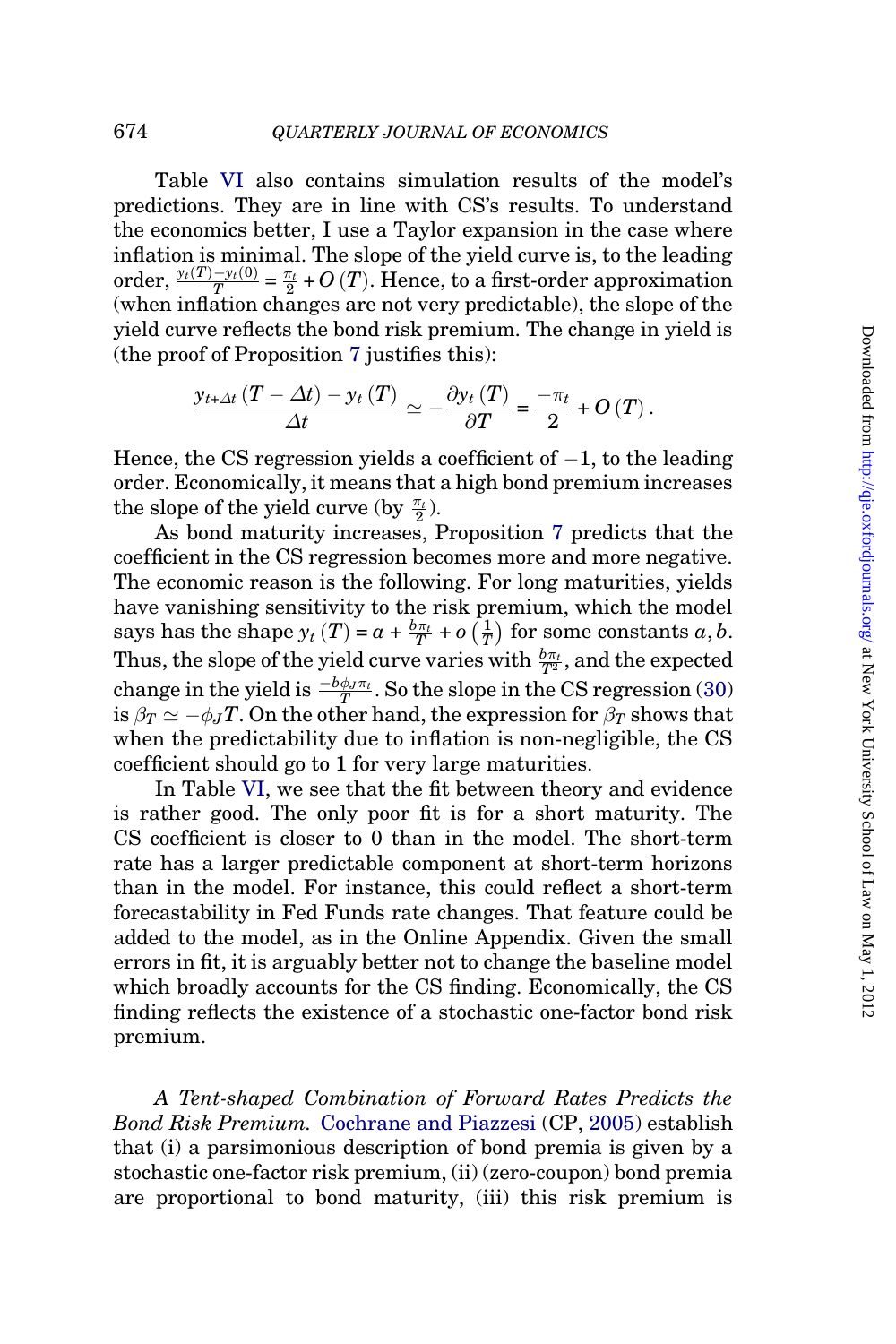Table VI also contains simulation results of the model's predictions. They are in line with CS's results. To understand the economics better, I use a Taylor expansion in the case where inflation is minimal. The slope of the yield curve is, to the leading order, $\frac{y_t(T)-y_t(0)}{T} = \frac{\pi_t}{2} + O(T)$. Hence, to a first-order approximation (when inflation changes are not very predictable), the slope of the yield curve reflects the bond risk premium. The change in yield is (the proof of Proposition 7 justifies this):

$$\frac{y_{t+\Delta t}(T-\Delta t) - y_t(T)}{\Delta t} \simeq -\frac{\partial y_t(T)}{\partial T} = \frac{-\pi_t}{2} + O(T).$$

Hence, the CS regression yields a coefficient of $-1$, to the leading order. Economically, it means that a high bond premium increases the slope of the yield curve (by $\frac{\pi_t}{2}$).

As bond maturity increases, Proposition 7 predicts that the coefficient in the CS regression becomes more and more negative. The economic reason is the following. For long maturities, yields have vanishing sensitivity to the risk premium, which the model says has the shape $y_t(T) = a + \frac{b\pi_t}{T} + o\left(\frac{1}{T}\right)$ for some constants $a, b$. Thus, the slope of the yield curve varies with $\frac{b\pi_t}{T^2}$, and the expected change in the yield is $\frac{-b\phi_J\pi_t}{T}$. So the slope in the CS regression (30) is $\beta_T \simeq -\phi_J T$. On the other hand, the expression for $\beta_T$ shows that when the predictability due to inflation is non-negligible, the CS coefficient should go to 1 for very large maturities.

In Table VI, we see that the fit between theory and evidence is rather good. The only poor fit is for a short maturity. The CS coefficient is closer to 0 than in the model. The short-term rate has a larger predictable component at short-term horizons than in the model. For instance, this could reflect a short-term forecastability in Fed Funds rate changes. That feature could be added to the model, as in the Online Appendix. Given the small errors in fit, it is arguably better not to change the baseline model which broadly accounts for the CS finding. Economically, the CS finding reflects the existence of a stochastic one-factor bond risk premium.

*A Tent-shaped Combination of Forward Rates Predicts the Bond Risk Premium.* Cochrane and Piazzesi (CP, 2005) establish that (i) a parsimonious description of bond premia is given by a stochastic one-factor risk premium, (ii) (zero-coupon) bond premia are proportional to bond maturity, (iii) this risk premium is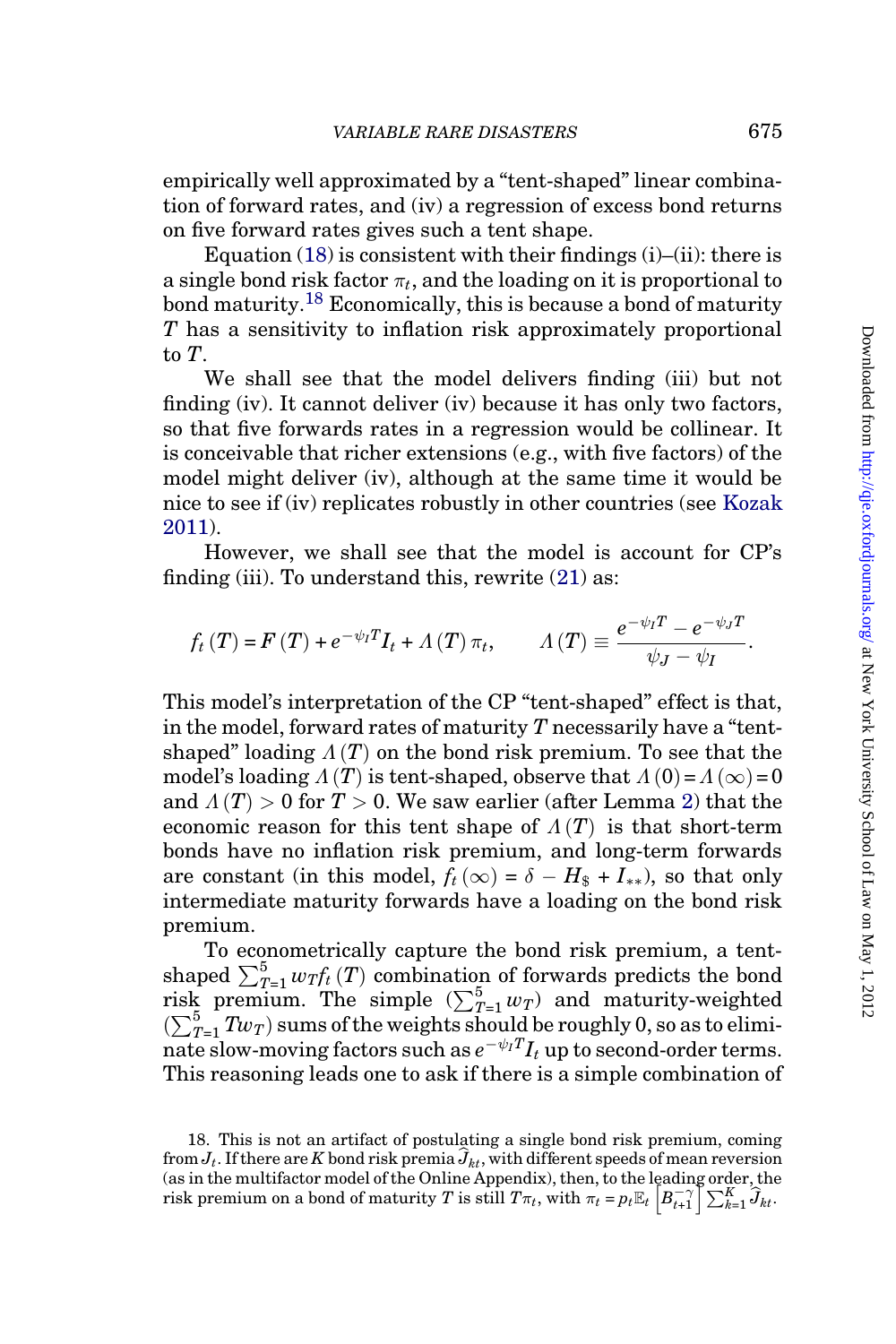empirically well approximated by a "tent-shaped" linear combination of forward rates, and (iv) a regression of excess bond returns on five forward rates gives such a tent shape.

Equation (18) is consistent with their findings (i)–(ii): there is a single bond risk factor $\pi_t$, and the loading on it is proportional to bond maturity.[18] Economically, this is because a bond of maturity $T$ has a sensitivity to inflation risk approximately proportional to $T$.

We shall see that the model delivers finding (iii) but not finding (iv). It cannot deliver (iv) because it has only two factors, so that five forwards rates in a regression would be collinear. It is conceivable that richer extensions (e.g., with five factors) of the model might deliver (iv), although at the same time it would be nice to see if (iv) replicates robustly in other countries (see Kozak 2011).

However, we shall see that the model is account for CP's finding (iii). To understand this, rewrite (21) as:

$$f_t(T) = F(T) + e^{-\psi_I T} I_t + \Lambda(T)\,\pi_t, \qquad \Lambda(T) \equiv \frac{e^{-\psi_I T} - e^{-\psi_J T}}{\psi_J - \psi_I}.$$

This model's interpretation of the CP "tent-shaped" effect is that, in the model, forward rates of maturity $T$ necessarily have a "tent-shaped" loading $\Lambda(T)$ on the bond risk premium. To see that the model's loading $\Lambda(T)$ is tent-shaped, observe that $\Lambda(0) = \Lambda(\infty) = 0$ and $\Lambda(T) > 0$ for $T > 0$. We saw earlier (after Lemma 2) that the economic reason for this tent shape of $\Lambda(T)$ is that short-term bonds have no inflation risk premium, and long-term forwards are constant (in this model, $f_t(\infty) = \delta - H_{\$} + I_{**}$), so that only intermediate maturity forwards have a loading on the bond risk premium.

To econometrically capture the bond risk premium, a tent-shaped $\sum_{T=1}^{5} w_T f_t(T)$ combination of forwards predicts the bond risk premium. The simple ($\sum_{T=1}^{5} w_T$) and maturity-weighted ($\sum_{T=1}^{5} T w_T$) sums of the weights should be roughly 0, so as to eliminate slow-moving factors such as $e^{-\psi_I T} I_t$ up to second-order terms. This reasoning leads one to ask if there is a simple combination of

18. This is not an artifact of postulating a single bond risk premium, coming from $J_t$. If there are $K$ bond risk premia $\widehat{J}_{kt}$, with different speeds of mean reversion (as in the multifactor model of the Online Appendix), then, to the leading order, the risk premium on a bond of maturity $T$ is still $T\pi_t$, with $\pi_t = p_t \mathbb{E}_t\left[B_{t+1}^{-\gamma}\right] \sum_{k=1}^{K} \widehat{J}_{kt}$.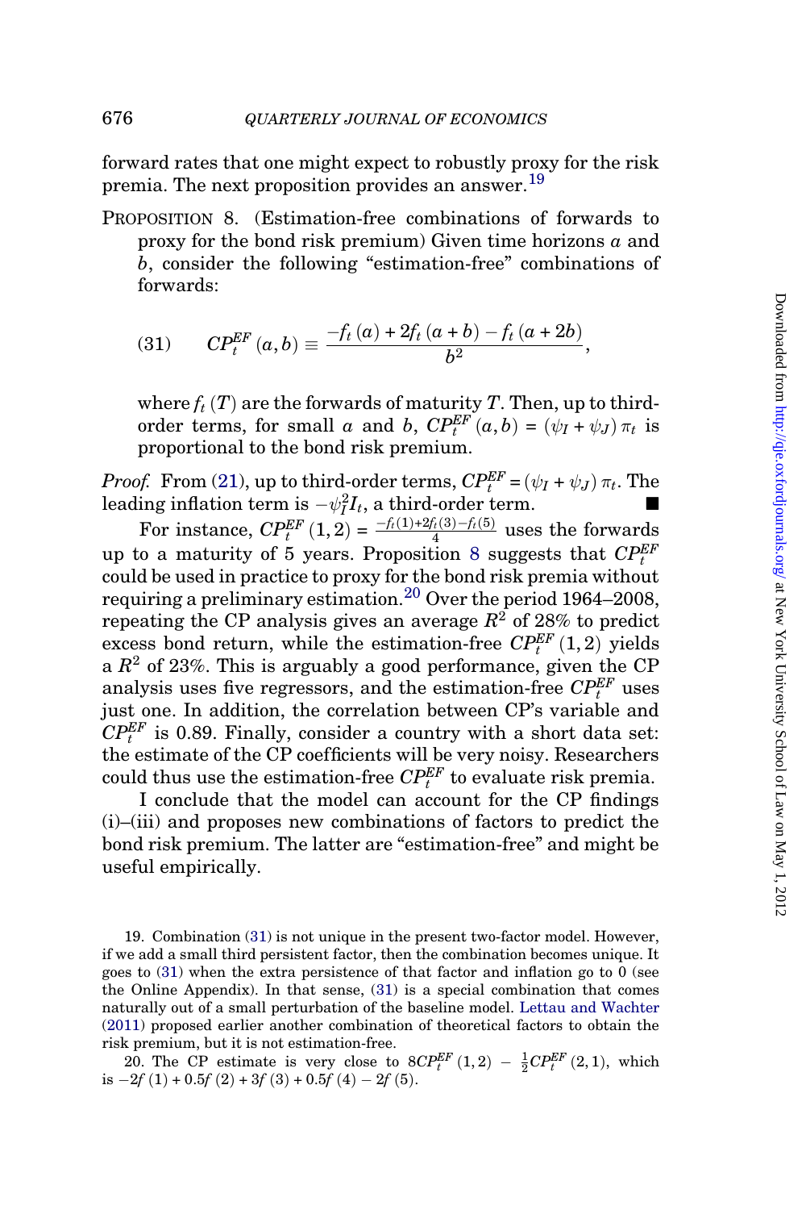forward rates that one might expect to robustly proxy for the risk premia. The next proposition provides an answer.[19]

PROPOSITION 8. (Estimation-free combinations of forwards to proxy for the bond risk premium) Given time horizons $a$ and $b$, consider the following "estimation-free" combinations of forwards:

$$(31) \qquad CP_t^{EF}(a,b) \equiv \frac{-f_t(a) + 2f_t(a+b) - f_t(a+2b)}{b^2},$$

where $f_t(T)$ are the forwards of maturity $T$. Then, up to third-order terms, for small $a$ and $b$, $CP_t^{EF}(a,b) = (\psi_I + \psi_J)\,\pi_t$ is proportional to the bond risk premium.

*Proof.* From (21), up to third-order terms, $CP_t^{EF} = (\psi_I + \psi_J)\,\pi_t$. The leading inflation term is $-\psi_I^2 I_t$, a third-order term. ■

For instance, $CP_t^{EF}(1,2) = \frac{-f_t(1)+2f_t(3)-f_t(5)}{4}$ uses the forwards up to a maturity of 5 years. Proposition 8 suggests that $CP_t^{EF}$ could be used in practice to proxy for the bond risk premia without requiring a preliminary estimation.[20] Over the period 1964–2008, repeating the CP analysis gives an average $R^2$ of 28% to predict excess bond return, while the estimation-free $CP_t^{EF}(1,2)$ yields a $R^2$ of 23%. This is arguably a good performance, given the CP analysis uses five regressors, and the estimation-free $CP_t^{EF}$ uses just one. In addition, the correlation between CP's variable and $CP_t^{EF}$ is 0.89. Finally, consider a country with a short data set: the estimate of the CP coefficients will be very noisy. Researchers could thus use the estimation-free $CP_t^{EF}$ to evaluate risk premia.

I conclude that the model can account for the CP findings (i)–(iii) and proposes new combinations of factors to predict the bond risk premium. The latter are "estimation-free" and might be useful empirically.

19. Combination (31) is not unique in the present two-factor model. However, if we add a small third persistent factor, then the combination becomes unique. It goes to (31) when the extra persistence of that factor and inflation go to 0 (see the Online Appendix). In that sense, (31) is a special combination that comes naturally out of a small perturbation of the baseline model. Lettau and Wachter (2011) proposed earlier another combination of theoretical factors to obtain the risk premium, but it is not estimation-free.

20. The CP estimate is very close to $8CP_t^{EF}(1,2) - \frac{1}{2}CP_t^{EF}(2,1)$, which is $-2f(1) + 0.5f(2) + 3f(3) + 0.5f(4) - 2f(5)$.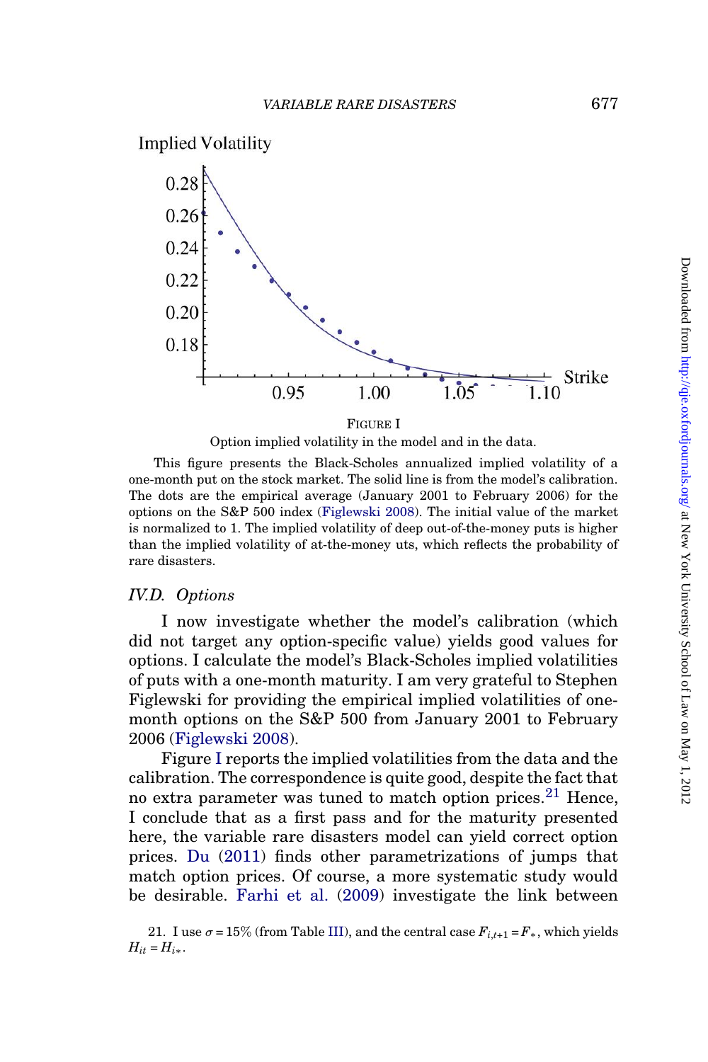FIGURE I

Option implied volatility in the model and in the data.

This figure presents the Black-Scholes annualized implied volatility of a one-month put on the stock market. The solid line is from the model's calibration. The dots are the empirical average (January 2001 to February 2006) for the options on the S&P 500 index (Figlewski 2008). The initial value of the market is normalized to 1. The implied volatility of deep out-of-the-money puts is higher than the implied volatility of at-the-money uts, which reflects the probability of rare disasters.

### IV.D. Options

I now investigate whether the model's calibration (which did not target any option-specific value) yields good values for options. I calculate the model's Black-Scholes implied volatilities of puts with a one-month maturity. I am very grateful to Stephen Figlewski for providing the empirical implied volatilities of one-month options on the S&P 500 from January 2001 to February 2006 (Figlewski 2008).

Figure I reports the implied volatilities from the data and the calibration. The correspondence is quite good, despite the fact that no extra parameter was tuned to match option prices.[21] Hence, I conclude that as a first pass and for the maturity presented here, the variable rare disasters model can yield correct option prices. Du (2011) finds other parametrizations of jumps that match option prices. Of course, a more systematic study would be desirable. Farhi et al. (2009) investigate the link between

21. I use $\sigma = 15\%$ (from Table III), and the central case $F_{i,t+1} = F_*$, which yields $H_{it} = H_{i*}$.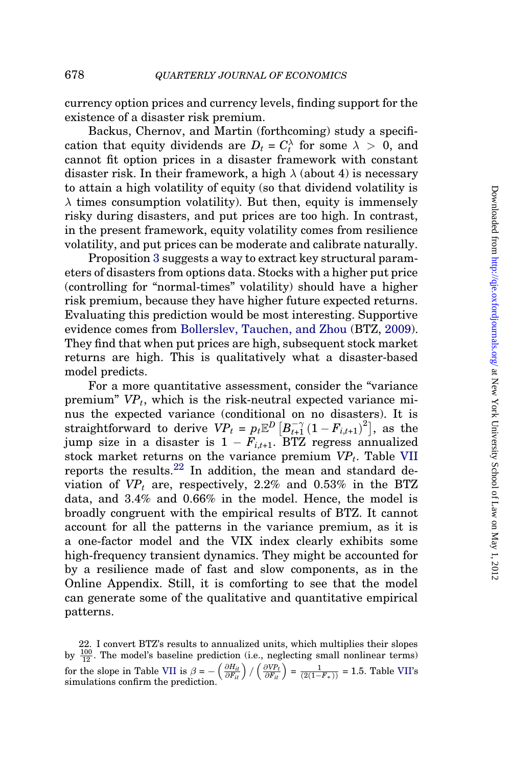currency option prices and currency levels, finding support for the existence of a disaster risk premium.

Backus, Chernov, and Martin (forthcoming) study a specification that equity dividends are $D_t = C_t^{\lambda}$ for some $\lambda > 0$, and cannot fit option prices in a disaster framework with constant disaster risk. In their framework, a high $\lambda$ (about 4) is necessary to attain a high volatility of equity (so that dividend volatility is $\lambda$ times consumption volatility). But then, equity is immensely risky during disasters, and put prices are too high. In contrast, in the present framework, equity volatility comes from resilience volatility, and put prices can be moderate and calibrate naturally.

Proposition 3 suggests a way to extract key structural parameters of disasters from options data. Stocks with a higher put price (controlling for "normal-times" volatility) should have a higher risk premium, because they have higher future expected returns. Evaluating this prediction would be most interesting. Supportive evidence comes from Bollerslev, Tauchen, and Zhou (BTZ, 2009). They find that when put prices are high, subsequent stock market returns are high. This is qualitatively what a disaster-based model predicts.

For a more quantitative assessment, consider the "variance premium" $VP_t$, which is the risk-neutral expected variance minus the expected variance (conditional on no disasters). It is straightforward to derive $VP_t = p_t \mathbb{E}^D\left[B_{t+1}^{-\gamma}\left(1 - F_{i,t+1}\right)^2\right]$, as the jump size in a disaster is $1 - F_{i,t+1}$. BTZ regress annualized stock market returns on the variance premium $VP_t$. Table VII reports the results.[22] In addition, the mean and standard deviation of $VP_t$ are, respectively, 2.2% and 0.53% in the BTZ data, and 3.4% and 0.66% in the model. Hence, the model is broadly congruent with the empirical results of BTZ. It cannot account for all the patterns in the variance premium, as it is a one-factor model and the VIX index clearly exhibits some high-frequency transient dynamics. They might be accounted for by a resilience made of fast and slow components, as in the Online Appendix. Still, it is comforting to see that the model can generate some of the qualitative and quantitative empirical patterns.

22. I convert BTZ's results to annualized units, which multiplies their slopes by $\frac{100}{12}$. The model's baseline prediction (i.e., neglecting small nonlinear terms) for the slope in Table VII is $\beta = -\left(\frac{\partial H_{it}}{\partial F_{it}}\right) / \left(\frac{\partial VP_t}{\partial F_{it}}\right) = \frac{1}{(2(1-F_*))} = 1.5$. Table VII's simulations confirm the prediction.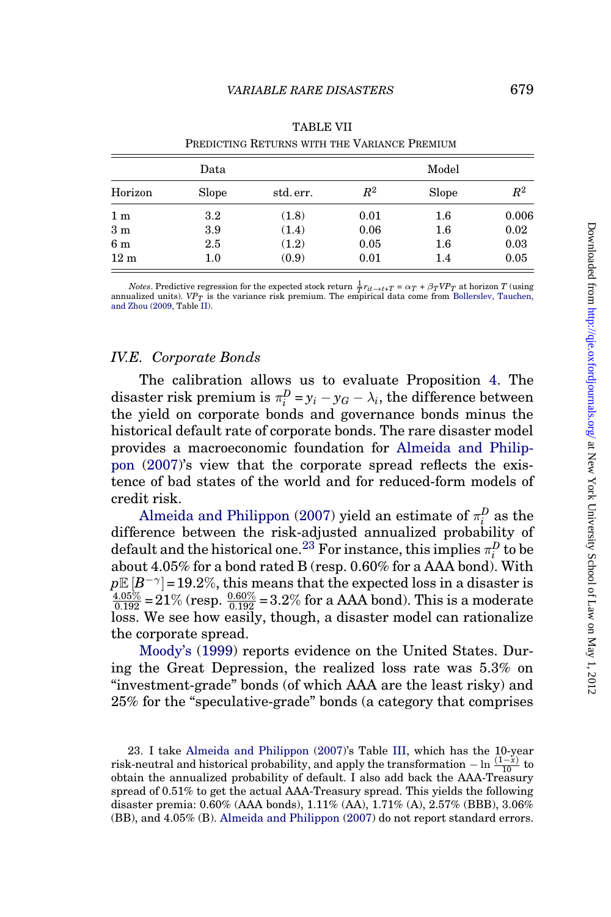TABLE VII

PREDICTING RETURNS WITH THE VARIANCE PREMIUM

| | Data | | | Model | |
|---|---|---|---|---|---|
| Horizon | Slope | std. err. | $R^2$ | Slope | $R^2$ |
| 1 m | 3.2 | (1.8) | 0.01 | 1.6 | 0.006 |
| 3 m | 3.9 | (1.4) | 0.06 | 1.6 | 0.02 |
| 6 m | 2.5 | (1.2) | 0.05 | 1.6 | 0.03 |
| 12 m | 1.0 | (0.9) | 0.01 | 1.4 | 0.05 |

*Notes*. Predictive regression for the expected stock return $\frac{1}{T}r_{it\to t+T} = \alpha_T + \beta_T VP_T$ at horizon $T$ (using annualized units). $VP_T$ is the variance risk premium. The empirical data come from Bollerslev, Tauchen, and Zhou (2009, Table II).

### IV.E. *Corporate Bonds*

The calibration allows us to evaluate Proposition 4. The disaster risk premium is $\pi_i^D = y_i - y_G - \lambda_i$, the difference between the yield on corporate bonds and governance bonds minus the historical default rate of corporate bonds. The rare disaster model provides a macroeconomic foundation for Almeida and Philippon (2007)'s view that the corporate spread reflects the existence of bad states of the world and for reduced-form models of credit risk.

Almeida and Philippon (2007) yield an estimate of $\pi_i^D$ as the difference between the risk-adjusted annualized probability of default and the historical one.[23] For instance, this implies $\pi_i^D$ to be about 4.05% for a bond rated B (resp. 0.60% for a AAA bond). With $p\mathbb{E}\left[B^{-\gamma}\right] = 19.2\%$, this means that the expected loss in a disaster is $\frac{4.05\%}{0.192} = 21\%$ (resp. $\frac{0.60\%}{0.192} = 3.2\%$ for a AAA bond). This is a moderate loss. We see how easily, though, a disaster model can rationalize the corporate spread.

Moody's (1999) reports evidence on the United States. During the Great Depression, the realized loss rate was 5.3% on "investment-grade" bonds (of which AAA are the least risky) and 25% for the "speculative-grade" bonds (a category that comprises

23. I take Almeida and Philippon (2007)'s Table III, which has the 10-year risk-neutral and historical probability, and apply the transformation $-\ln\frac{(1-x)}{10}$ to obtain the annualized probability of default. I also add back the AAA-Treasury spread of 0.51% to get the actual AAA-Treasury spread. This yields the following disaster premia: 0.60% (AAA bonds), 1.11% (AA), 1.71% (A), 2.57% (BBB), 3.06% (BB), and 4.05% (B). Almeida and Philippon (2007) do not report standard errors.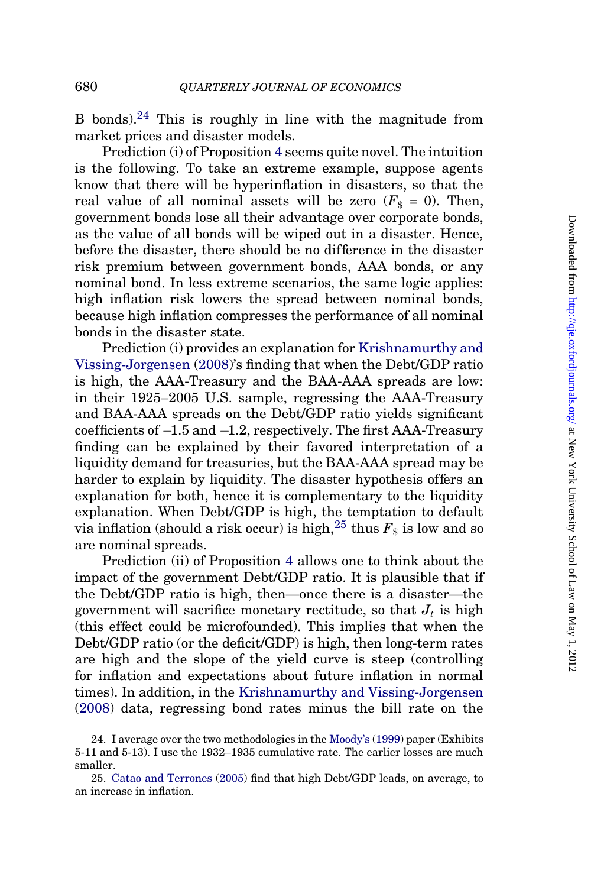B bonds).[24] This is roughly in line with the magnitude from market prices and disaster models.

Prediction (i) of Proposition 4 seems quite novel. The intuition is the following. To take an extreme example, suppose agents know that there will be hyperinflation in disasters, so that the real value of all nominal assets will be zero ($F_{\$} = 0$). Then, government bonds lose all their advantage over corporate bonds, as the value of all bonds will be wiped out in a disaster. Hence, before the disaster, there should be no difference in the disaster risk premium between government bonds, AAA bonds, or any nominal bond. In less extreme scenarios, the same logic applies: high inflation risk lowers the spread between nominal bonds, because high inflation compresses the performance of all nominal bonds in the disaster state.

Prediction (i) provides an explanation for Krishnamurthy and Vissing-Jorgensen (2008)'s finding that when the Debt/GDP ratio is high, the AAA-Treasury and the BAA-AAA spreads are low: in their 1925–2005 U.S. sample, regressing the AAA-Treasury and BAA-AAA spreads on the Debt/GDP ratio yields significant coefficients of –1.5 and –1.2, respectively. The first AAA-Treasury finding can be explained by their favored interpretation of a liquidity demand for treasuries, but the BAA-AAA spread may be harder to explain by liquidity. The disaster hypothesis offers an explanation for both, hence it is complementary to the liquidity explanation. When Debt/GDP is high, the temptation to default via inflation (should a risk occur) is high,[25] thus $F_{\$}$ is low and so are nominal spreads.

Prediction (ii) of Proposition 4 allows one to think about the impact of the government Debt/GDP ratio. It is plausible that if the Debt/GDP ratio is high, then—once there is a disaster—the government will sacrifice monetary rectitude, so that $J_t$ is high (this effect could be microfounded). This implies that when the Debt/GDP ratio (or the deficit/GDP) is high, then long-term rates are high and the slope of the yield curve is steep (controlling for inflation and expectations about future inflation in normal times). In addition, in the Krishnamurthy and Vissing-Jorgensen (2008) data, regressing bond rates minus the bill rate on the

24. I average over the two methodologies in the Moody's (1999) paper (Exhibits 5-11 and 5-13). I use the 1932–1935 cumulative rate. The earlier losses are much smaller.

25. Catao and Terrones (2005) find that high Debt/GDP leads, on average, to an increase in inflation.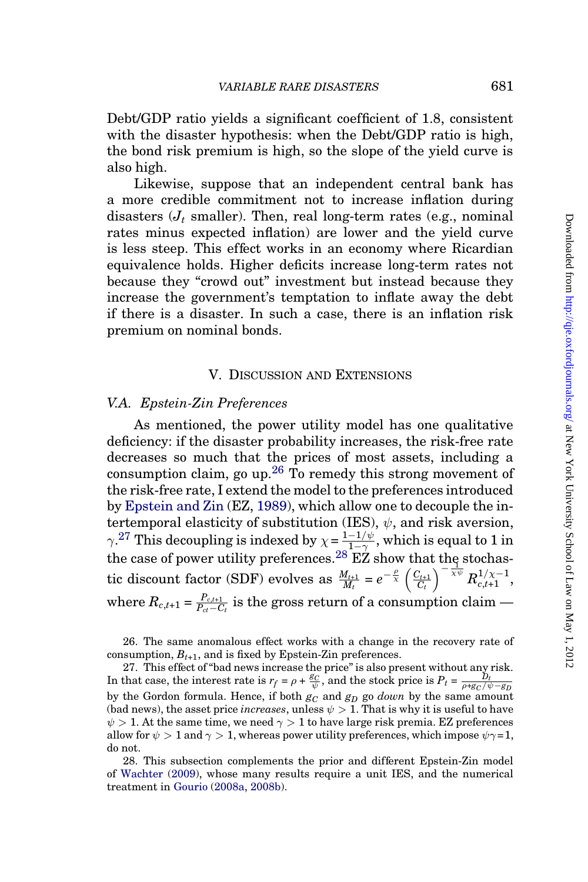Debt/GDP ratio yields a significant coefficient of 1.8, consistent with the disaster hypothesis: when the Debt/GDP ratio is high, the bond risk premium is high, so the slope of the yield curve is also high.

Likewise, suppose that an independent central bank has a more credible commitment not to increase inflation during disasters ($J_t$ smaller). Then, real long-term rates (e.g., nominal rates minus expected inflation) are lower and the yield curve is less steep. This effect works in an economy where Ricardian equivalence holds. Higher deficits increase long-term rates not because they "crowd out" investment but instead because they increase the government's temptation to inflate away the debt if there is a disaster. In such a case, there is an inflation risk premium on nominal bonds.

## V. Discussion and Extensions

### V.A. *Epstein-Zin Preferences*

As mentioned, the power utility model has one qualitative deficiency: if the disaster probability increases, the risk-free rate decreases so much that the prices of most assets, including a consumption claim, go up.[26] To remedy this strong movement of the risk-free rate, I extend the model to the preferences introduced by Epstein and Zin (EZ, 1989), which allow one to decouple the intertemporal elasticity of substitution (IES), $\psi$, and risk aversion, $\gamma$.[27] This decoupling is indexed by $\chi = \frac{1-1/\psi}{1-\gamma}$, which is equal to 1 in the case of power utility preferences.[28] EZ show that the stochastic discount factor (SDF) evolves as $\frac{M_{t+1}}{M_t} = e^{-\frac{\rho}{\chi}} \left(\frac{C_{t+1}}{C_t}\right)^{-\frac{1}{\chi\psi}} R_{c,t+1}^{1/\chi - 1}$, where $R_{c,t+1} = \frac{P_{c,t+1}}{P_{ct} - C_t}$ is the gross return of a consumption claim —

26. The same anomalous effect works with a change in the recovery rate of consumption, $B_{t+1}$, and is fixed by Epstein-Zin preferences.

27. This effect of "bad news increase the price" is also present without any risk. In that case, the interest rate is $r_f = \rho + \frac{g_C}{\psi}$, and the stock price is $P_t = \frac{D_t}{\rho + g_C/\psi - g_D}$ by the Gordon formula. Hence, if both $g_C$ and $g_D$ go *down* by the same amount (bad news), the asset price *increases*, unless $\psi > 1$. That is why it is useful to have $\psi > 1$. At the same time, we need $\gamma > 1$ to have large risk premia. EZ preferences allow for $\psi > 1$ and $\gamma > 1$, whereas power utility preferences, which impose $\psi\gamma = 1$, do not.

28. This subsection complements the prior and different Epstein-Zin model of Wachter (2009), whose many results require a unit IES, and the numerical treatment in Gourio (2008a, 2008b).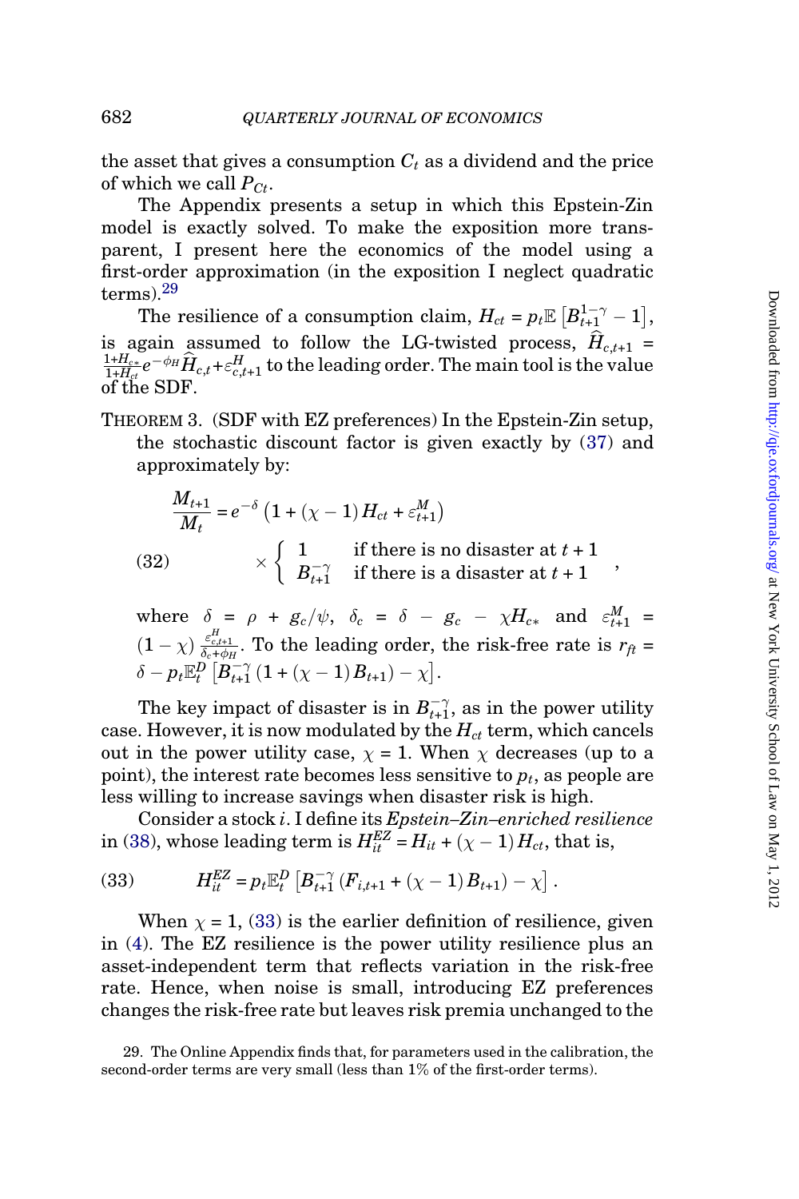the asset that gives a consumption $C_t$ as a dividend and the price of which we call $P_{Ct}$.

The Appendix presents a setup in which this Epstein-Zin model is exactly solved. To make the exposition more transparent, I present here the economics of the model using a first-order approximation (in the exposition I neglect quadratic terms).[29]

The resilience of a consumption claim, $H_{ct} = p_t \mathbb{E}\left[B_{t+1}^{1-\gamma} - 1\right]$, is again assumed to follow the LG-twisted process, $\widehat{H}_{c,t+1} = \frac{1+H_{c*}}{1+H_{ct}} e^{-\phi_H} \widehat{H}_{c,t} + \varepsilon_{c,t+1}^H$ to the leading order. The main tool is the value of the SDF.

THEOREM 3. (SDF with EZ preferences) In the Epstein-Zin setup, the stochastic discount factor is given exactly by (37) and approximately by:

$$
\frac{M_{t+1}}{M_t} = e^{-\delta}\left(1 + (\chi - 1) H_{ct} + \varepsilon_{t+1}^M\right) \times \begin{cases} 1 & \text{if there is no disaster at } t+1 \\ B_{t+1}^{-\gamma} & \text{if there is a disaster at } t+1 \end{cases}, \tag{32}
$$

where $\delta = \rho + g_c/\psi$, $\delta_c = \delta - g_c - \chi H_{c*}$ and $\varepsilon_{t+1}^M = (1-\chi)\frac{\varepsilon_{c,t+1}^H}{\delta_c + \phi_H}$. To the leading order, the risk-free rate is $r_{ft} = \delta - p_t \mathbb{E}_t^D\left[B_{t+1}^{-\gamma}\left(1 + (\chi - 1) B_{t+1}\right) - \chi\right]$.

The key impact of disaster is in $B_{t+1}^{-\gamma}$, as in the power utility case. However, it is now modulated by the $H_{ct}$ term, which cancels out in the power utility case, $\chi = 1$. When $\chi$ decreases (up to a point), the interest rate becomes less sensitive to $p_t$, as people are less willing to increase savings when disaster risk is high.

Consider a stock $i$. I define its *Epstein–Zin–enriched resilience* in (38), whose leading term is $H_{it}^{EZ} = H_{it} + (\chi - 1) H_{ct}$, that is,

$$
H_{it}^{EZ} = p_t \mathbb{E}_t^D\left[B_{t+1}^{-\gamma}\left(F_{i,t+1} + (\chi - 1) B_{t+1}\right) - \chi\right]. \tag{33}
$$

When $\chi = 1$, (33) is the earlier definition of resilience, given in (4). The EZ resilience is the power utility resilience plus an asset-independent term that reflects variation in the risk-free rate. Hence, when noise is small, introducing EZ preferences changes the risk-free rate but leaves risk premia unchanged to the

29. The Online Appendix finds that, for parameters used in the calibration, the second-order terms are very small (less than 1% of the first-order terms).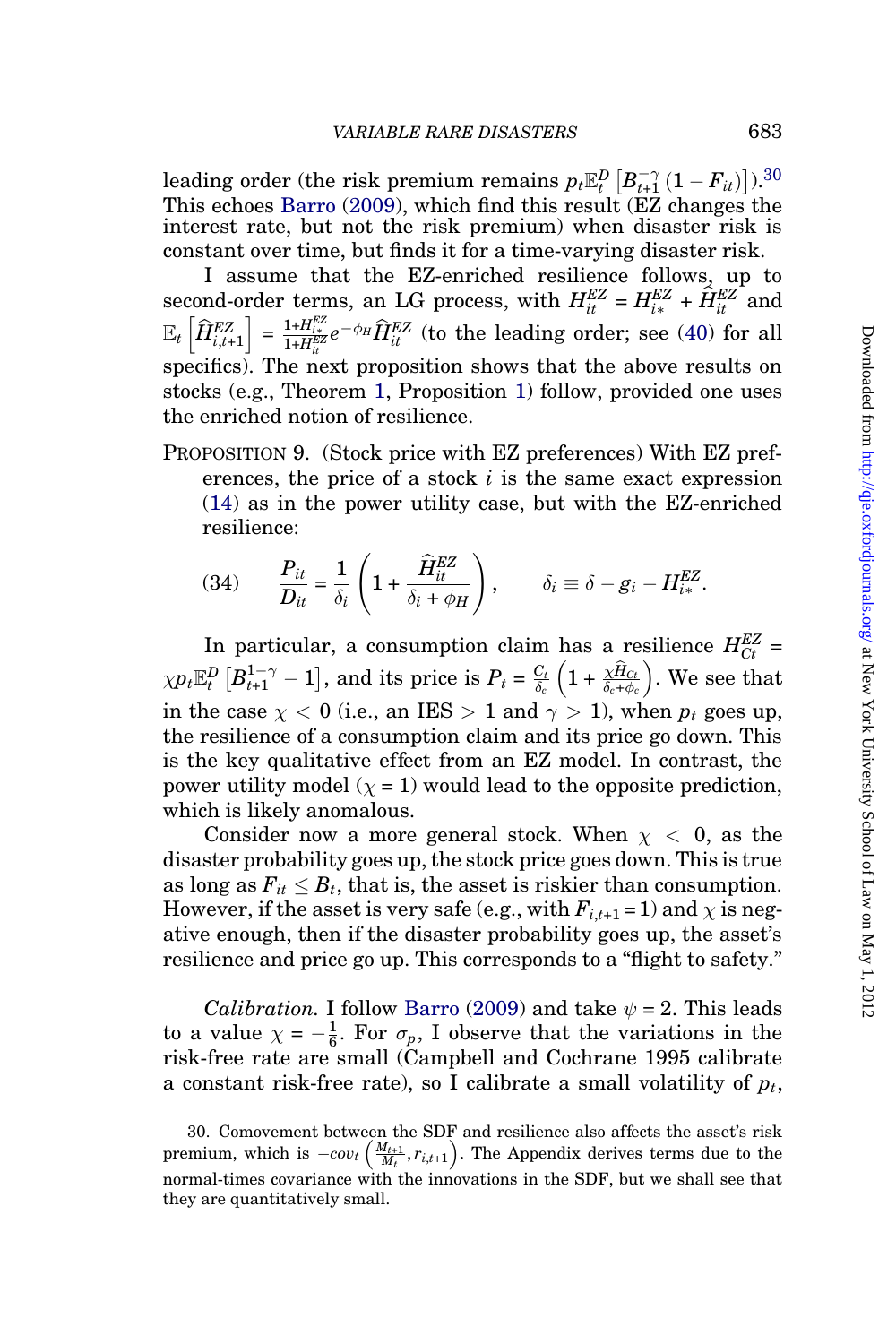leading order (the risk premium remains $p_t \mathbb{E}_t^D \left[B_{t+1}^{-\gamma}(1-F_{it})\right]$).[30] This echoes Barro (2009), which find this result (EZ changes the interest rate, but not the risk premium) when disaster risk is constant over time, but finds it for a time-varying disaster risk.

I assume that the EZ-enriched resilience follows, up to second-order terms, an LG process, with $H_{it}^{EZ} = H_{i*}^{EZ} + \widehat{H}_{it}^{EZ}$ and $\mathbb{E}_t\left[\widehat{H}_{i,t+1}^{EZ}\right] = \frac{1+H_{i*}^{EZ}}{1+H_{it}^{EZ}} e^{-\phi_H} \widehat{H}_{it}^{EZ}$ (to the leading order; see (40) for all specifics). The next proposition shows that the above results on stocks (e.g., Theorem 1, Proposition 1) follow, provided one uses the enriched notion of resilience.

PROPOSITION 9. (Stock price with EZ preferences) With EZ preferences, the price of a stock $i$ is the same exact expression (14) as in the power utility case, but with the EZ-enriched resilience:

$$(34) \qquad \frac{P_{it}}{D_{it}} = \frac{1}{\delta_i}\left(1 + \frac{\widehat{H}_{it}^{EZ}}{\delta_i + \phi_H}\right), \qquad \delta_i \equiv \delta - g_i - H_{i*}^{EZ}.$$

In particular, a consumption claim has a resilience $H_{Ct}^{EZ} = \chi p_t \mathbb{E}_t^D\left[B_{t+1}^{1-\gamma} - 1\right]$, and its price is $P_t = \frac{C_t}{\delta_c}\left(1 + \frac{\chi \widehat{H}_{Ct}}{\delta_c + \phi_c}\right)$. We see that in the case $\chi < 0$ (i.e., an IES $> 1$ and $\gamma > 1$), when $p_t$ goes up, the resilience of a consumption claim and its price go down. This is the key qualitative effect from an EZ model. In contrast, the power utility model ($\chi = 1$) would lead to the opposite prediction, which is likely anomalous.

Consider now a more general stock. When $\chi < 0$, as the disaster probability goes up, the stock price goes down. This is true as long as $F_{it} \leq B_t$, that is, the asset is riskier than consumption. However, if the asset is very safe (e.g., with $F_{i,t+1} = 1$) and $\chi$ is negative enough, then if the disaster probability goes up, the asset's resilience and price go up. This corresponds to a "flight to safety."

*Calibration.* I follow Barro (2009) and take $\psi = 2$. This leads to a value $\chi = -\frac{1}{6}$. For $\sigma_p$, I observe that the variations in the risk-free rate are small (Campbell and Cochrane 1995 calibrate a constant risk-free rate), so I calibrate a small volatility of $p_t$,

30. Comovement between the SDF and resilience also affects the asset's risk premium, which is $-cov_t\left(\frac{M_{t+1}}{M_t}, r_{i,t+1}\right)$. The Appendix derives terms due to the normal-times covariance with the innovations in the SDF, but we shall see that they are quantitatively small.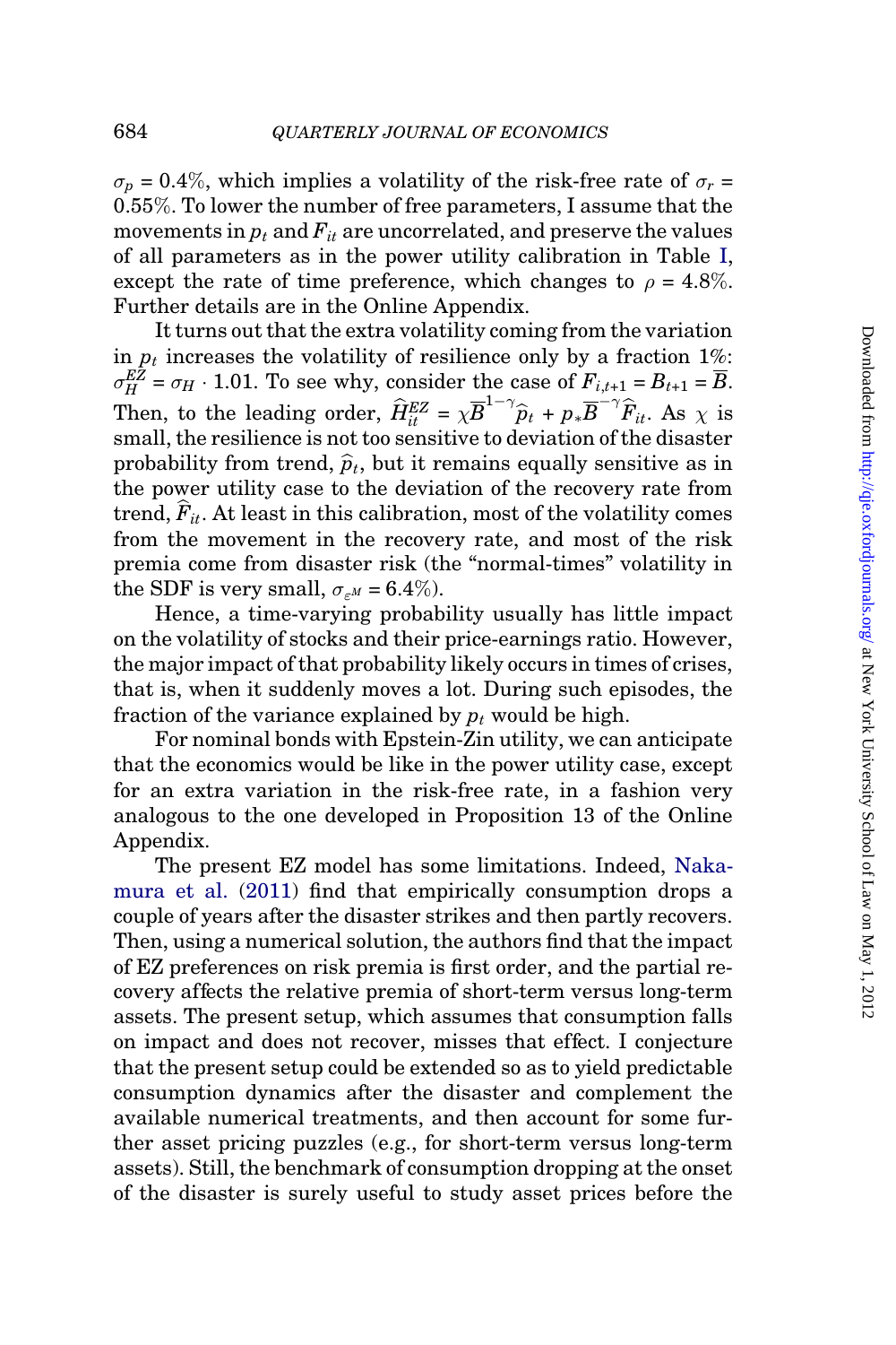$\sigma_p = 0.4\%$, which implies a volatility of the risk-free rate of $\sigma_r = 0.55\%$. To lower the number of free parameters, I assume that the movements in $p_t$ and $F_{it}$ are uncorrelated, and preserve the values of all parameters as in the power utility calibration in Table I, except the rate of time preference, which changes to $\rho = 4.8\%$. Further details are in the Online Appendix.

It turns out that the extra volatility coming from the variation in $p_t$ increases the volatility of resilience only by a fraction 1%: $\sigma_H^{EZ} = \sigma_H \cdot 1.01$. To see why, consider the case of $F_{i,t+1} = B_{t+1} = \overline{B}$. Then, to the leading order, $\widehat{H}_{it}^{EZ} = \chi \overline{B}^{1-\gamma} \widehat{p}_t + p_* \overline{B}^{-\gamma} \widehat{F}_{it}$. As $\chi$ is small, the resilience is not too sensitive to deviation of the disaster probability from trend, $\widehat{p}_t$, but it remains equally sensitive as in the power utility case to the deviation of the recovery rate from trend, $\widehat{F}_{it}$. At least in this calibration, most of the volatility comes from the movement in the recovery rate, and most of the risk premia come from disaster risk (the "normal-times" volatility in the SDF is very small, $\sigma_{\varepsilon^M} = 6.4\%$).

Hence, a time-varying probability usually has little impact on the volatility of stocks and their price-earnings ratio. However, the major impact of that probability likely occurs in times of crises, that is, when it suddenly moves a lot. During such episodes, the fraction of the variance explained by $p_t$ would be high.

For nominal bonds with Epstein-Zin utility, we can anticipate that the economics would be like in the power utility case, except for an extra variation in the risk-free rate, in a fashion very analogous to the one developed in Proposition 13 of the Online Appendix.

The present EZ model has some limitations. Indeed, Nakamura et al. (2011) find that empirically consumption drops a couple of years after the disaster strikes and then partly recovers. Then, using a numerical solution, the authors find that the impact of EZ preferences on risk premia is first order, and the partial recovery affects the relative premia of short-term versus long-term assets. The present setup, which assumes that consumption falls on impact and does not recover, misses that effect. I conjecture that the present setup could be extended so as to yield predictable consumption dynamics after the disaster and complement the available numerical treatments, and then account for some further asset pricing puzzles (e.g., for short-term versus long-term assets). Still, the benchmark of consumption dropping at the onset of the disaster is surely useful to study asset prices before the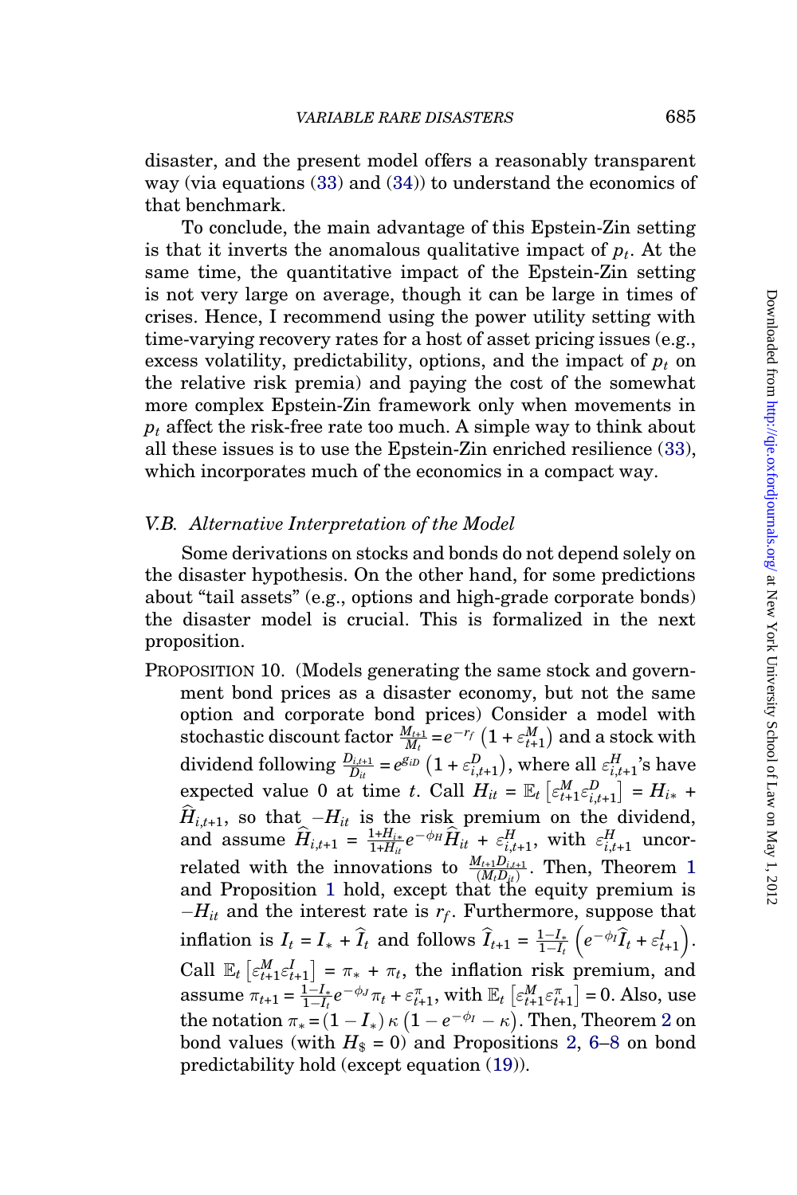disaster, and the present model offers a reasonably transparent way (via equations (33) and (34)) to understand the economics of that benchmark.

To conclude, the main advantage of this Epstein-Zin setting is that it inverts the anomalous qualitative impact of $p_t$. At the same time, the quantitative impact of the Epstein-Zin setting is not very large on average, though it can be large in times of crises. Hence, I recommend using the power utility setting with time-varying recovery rates for a host of asset pricing issues (e.g., excess volatility, predictability, options, and the impact of $p_t$ on the relative risk premia) and paying the cost of the somewhat more complex Epstein-Zin framework only when movements in $p_t$ affect the risk-free rate too much. A simple way to think about all these issues is to use the Epstein-Zin enriched resilience (33), which incorporates much of the economics in a compact way.

### *V.B. Alternative Interpretation of the Model*

Some derivations on stocks and bonds do not depend solely on the disaster hypothesis. On the other hand, for some predictions about "tail assets" (e.g., options and high-grade corporate bonds) the disaster model is crucial. This is formalized in the next proposition.

PROPOSITION 10. (Models generating the same stock and government bond prices as a disaster economy, but not the same option and corporate bond prices) Consider a model with stochastic discount factor $\frac{M_{t+1}}{M_t} = e^{-r_f}\left(1+\varepsilon^M_{t+1}\right)$ and a stock with dividend following $\frac{D_{i,t+1}}{D_{it}} = e^{g_{iD}}\left(1+\varepsilon^D_{i,t+1}\right)$, where all $\varepsilon^H_{i,t+1}$'s have expected value 0 at time $t$. Call $H_{it} = \mathbb{E}_t\left[\varepsilon^M_{t+1}\varepsilon^D_{i,t+1}\right] = H_{i*} + \widehat{H}_{i,t+1}$, so that $-H_{it}$ is the risk premium on the dividend, and assume $\widehat{H}_{i,t+1} = \frac{1+H_{i*}}{1+H_{it}}e^{-\phi_H}\widehat{H}_{it} + \varepsilon^H_{i,t+1}$, with $\varepsilon^H_{i,t+1}$ uncorrelated with the innovations to $\frac{M_{t+1}D_{i,t+1}}{(M_t D_{it})}$. Then, Theorem 1 and Proposition 1 hold, except that the equity premium is $-H_{it}$ and the interest rate is $r_f$. Furthermore, suppose that inflation is $I_t = I_* + \widehat{I}_t$ and follows $\widehat{I}_{t+1} = \frac{1-I_*}{1-I_t}\left(e^{-\phi_I}\widehat{I}_t + \varepsilon^I_{t+1}\right)$. Call $\mathbb{E}_t\left[\varepsilon^M_{t+1}\varepsilon^I_{t+1}\right] = \pi_* + \pi_t$, the inflation risk premium, and assume $\pi_{t+1} = \frac{1-I_*}{1-I_t}e^{-\phi_J}\pi_t + \varepsilon^\pi_{t+1}$, with $\mathbb{E}_t\left[\varepsilon^M_{t+1}\varepsilon^\pi_{t+1}\right] = 0$. Also, use the notation $\pi_* = (1-I_*)\,\kappa\left(1-e^{-\phi_I}-\kappa\right)$. Then, Theorem 2 on bond values (with $H_\$ = 0$) and Propositions 2, 6–8 on bond predictability hold (except equation (19)).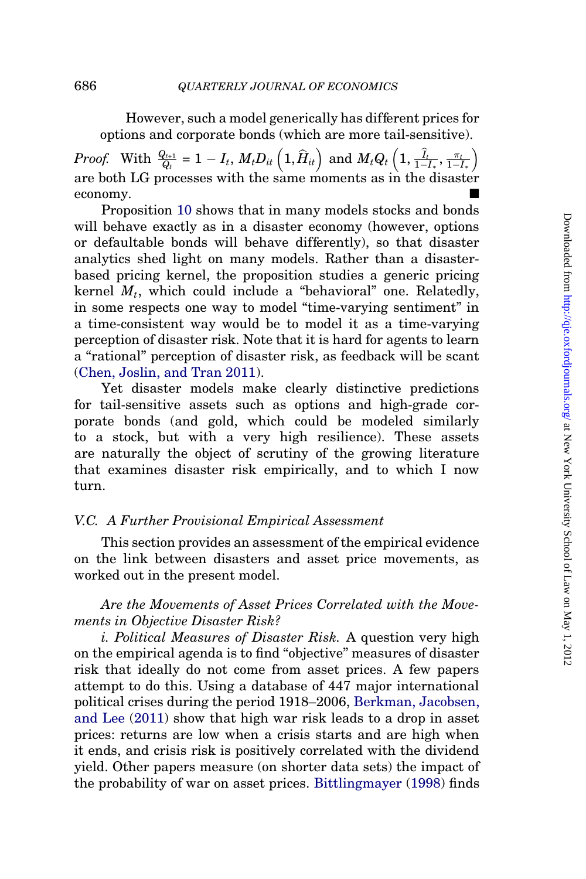However, such a model generically has different prices for options and corporate bonds (which are more tail-sensitive).

*Proof.* With $\frac{Q_{t+1}}{Q_t} = 1 - I_t$, $M_t D_{it}\left(1, \widehat{H}_{it}\right)$ and $M_t Q_t\left(1, \frac{\widehat{I}_t}{1-I_*}, \frac{\pi_t}{1-I_*}\right)$ are both LG processes with the same moments as in the disaster economy. ■

Proposition 10 shows that in many models stocks and bonds will behave exactly as in a disaster economy (however, options or defaultable bonds will behave differently), so that disaster analytics shed light on many models. Rather than a disaster-based pricing kernel, the proposition studies a generic pricing kernel $M_t$, which could include a "behavioral" one. Relatedly, in some respects one way to model "time-varying sentiment" in a time-consistent way would be to model it as a time-varying perception of disaster risk. Note that it is hard for agents to learn a "rational" perception of disaster risk, as feedback will be scant (Chen, Joslin, and Tran 2011).

Yet disaster models make clearly distinctive predictions for tail-sensitive assets such as options and high-grade corporate bonds (and gold, which could be modeled similarly to a stock, but with a very high resilience). These assets are naturally the object of scrutiny of the growing literature that examines disaster risk empirically, and to which I now turn.

### V.C. *A Further Provisional Empirical Assessment*

This section provides an assessment of the empirical evidence on the link between disasters and asset price movements, as worked out in the present model.

*Are the Movements of Asset Prices Correlated with the Movements in Objective Disaster Risk?*

*i. Political Measures of Disaster Risk.* A question very high on the empirical agenda is to find "objective" measures of disaster risk that ideally do not come from asset prices. A few papers attempt to do this. Using a database of 447 major international political crises during the period 1918–2006, Berkman, Jacobsen, and Lee (2011) show that high war risk leads to a drop in asset prices: returns are low when a crisis starts and are high when it ends, and crisis risk is positively correlated with the dividend yield. Other papers measure (on shorter data sets) the impact of the probability of war on asset prices. Bittlingmayer (1998) finds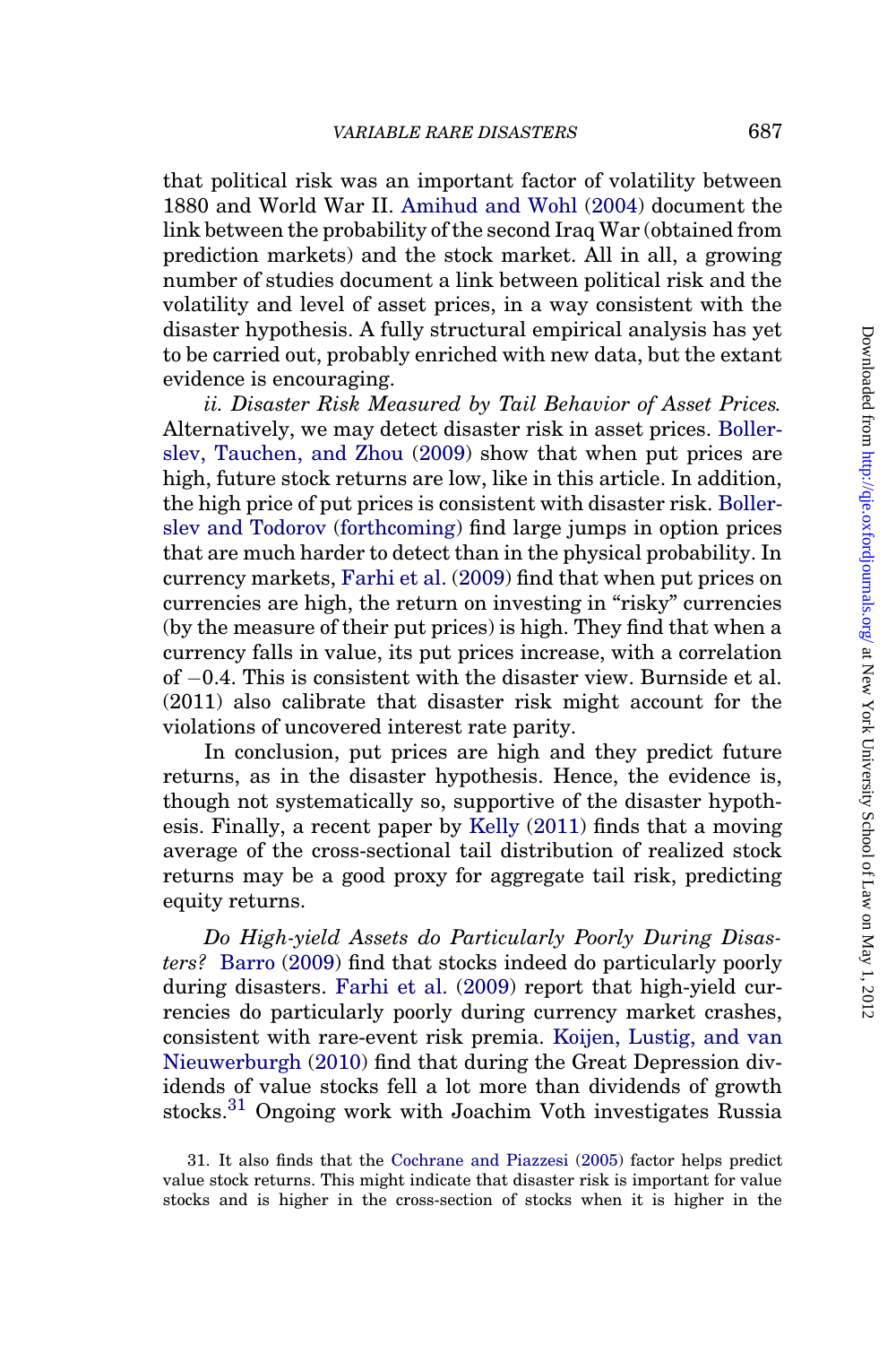that political risk was an important factor of volatility between 1880 and World War II. Amihud and Wohl (2004) document the link between the probability of the second Iraq War (obtained from prediction markets) and the stock market. All in all, a growing number of studies document a link between political risk and the volatility and level of asset prices, in a way consistent with the disaster hypothesis. A fully structural empirical analysis has yet to be carried out, probably enriched with new data, but the extant evidence is encouraging.

*ii. Disaster Risk Measured by Tail Behavior of Asset Prices.* Alternatively, we may detect disaster risk in asset prices. Bollerslev, Tauchen, and Zhou (2009) show that when put prices are high, future stock returns are low, like in this article. In addition, the high price of put prices is consistent with disaster risk. Bollerslev and Todorov (forthcoming) find large jumps in option prices that are much harder to detect than in the physical probability. In currency markets, Farhi et al. (2009) find that when put prices on currencies are high, the return on investing in "risky" currencies (by the measure of their put prices) is high. They find that when a currency falls in value, its put prices increase, with a correlation of $-0.4$. This is consistent with the disaster view. Burnside et al. (2011) also calibrate that disaster risk might account for the violations of uncovered interest rate parity.

In conclusion, put prices are high and they predict future returns, as in the disaster hypothesis. Hence, the evidence is, though not systematically so, supportive of the disaster hypothesis. Finally, a recent paper by Kelly (2011) finds that a moving average of the cross-sectional tail distribution of realized stock returns may be a good proxy for aggregate tail risk, predicting equity returns.

*Do High-yield Assets do Particularly Poorly During Disasters?* Barro (2009) find that stocks indeed do particularly poorly during disasters. Farhi et al. (2009) report that high-yield currencies do particularly poorly during currency market crashes, consistent with rare-event risk premia. Koijen, Lustig, and van Nieuwerburgh (2010) find that during the Great Depression dividends of value stocks fell a lot more than dividends of growth stocks.[31] Ongoing work with Joachim Voth investigates Russia

31. It also finds that the Cochrane and Piazzesi (2005) factor helps predict value stock returns. This might indicate that disaster risk is important for value stocks and is higher in the cross-section of stocks when it is higher in the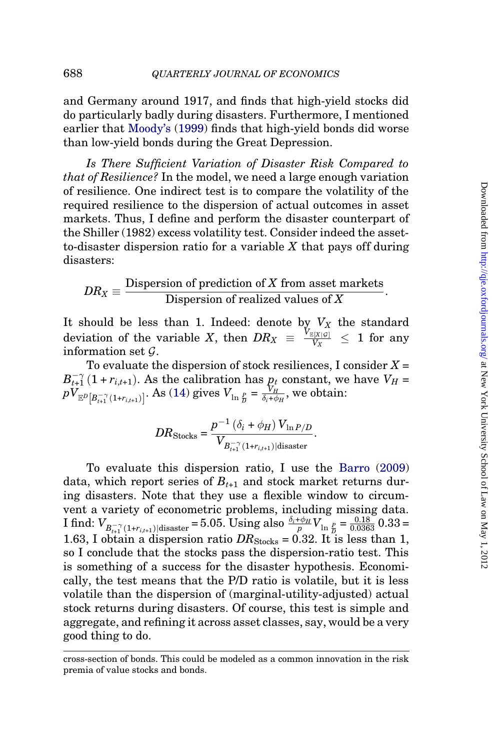and Germany around 1917, and finds that high-yield stocks did do particularly badly during disasters. Furthermore, I mentioned earlier that Moody's (1999) finds that high-yield bonds did worse than low-yield bonds during the Great Depression.

*Is There Sufficient Variation of Disaster Risk Compared to that of Resilience?* In the model, we need a large enough variation of resilience. One indirect test is to compare the volatility of the required resilience to the dispersion of actual outcomes in asset markets. Thus, I define and perform the disaster counterpart of the Shiller (1982) excess volatility test. Consider indeed the asset-to-disaster dispersion ratio for a variable $X$ that pays off during disasters:

$$DR_X \equiv \frac{\text{Dispersion of prediction of } X \text{ from asset markets}}{\text{Dispersion of realized values of } X}.$$

It should be less than 1. Indeed: denote by $V_X$ the standard deviation of the variable $X$, then $DR_X \equiv \frac{V_{\mathbb{E}[X|\mathcal{G}]}}{V_X} \leq 1$ for any information set $\mathcal{G}$.

To evaluate the dispersion of stock resiliences, I consider $X = B_{t+1}^{-\gamma}(1 + r_{i,t+1})$. As the calibration has $p_t$ constant, we have $V_H = pV_{\mathbb{E}^D\left[B_{t+1}^{-\gamma}(1+r_{i,t+1})\right]}$. As (14) gives $V_{\ln \frac{P}{D}} = \frac{V_H}{\delta_i + \phi_H}$, we obtain:

$$DR_{\text{Stocks}} = \frac{p^{-1}(\delta_i + \phi_H)\, V_{\ln P/D}}{V_{B_{t+1}^{-\gamma}(1+r_{i,t+1})|\text{disaster}}}.$$

To evaluate this dispersion ratio, I use the Barro (2009) data, which report series of $B_{t+1}$ and stock market returns during disasters. Note that they use a flexible window to circumvent a variety of econometric problems, including missing data. I find: $V_{B_{t+1}^{-\gamma}(1+r_{i,t+1})|\text{disaster}} = 5.05$. Using also $\frac{\delta_i + \phi_H}{p} V_{\ln \frac{P}{D}} = \frac{0.18}{0.0363}\, 0.33 = 1.63$, I obtain a dispersion ratio $DR_{\text{Stocks}} = 0.32$. It is less than 1, so I conclude that the stocks pass the dispersion-ratio test. This is something of a success for the disaster hypothesis. Economically, the test means that the P/D ratio is volatile, but it is less volatile than the dispersion of (marginal-utility-adjusted) actual stock returns during disasters. Of course, this test is simple and aggregate, and refining it across asset classes, say, would be a very good thing to do.

cross-section of bonds. This could be modeled as a common innovation in the risk premia of value stocks and bonds.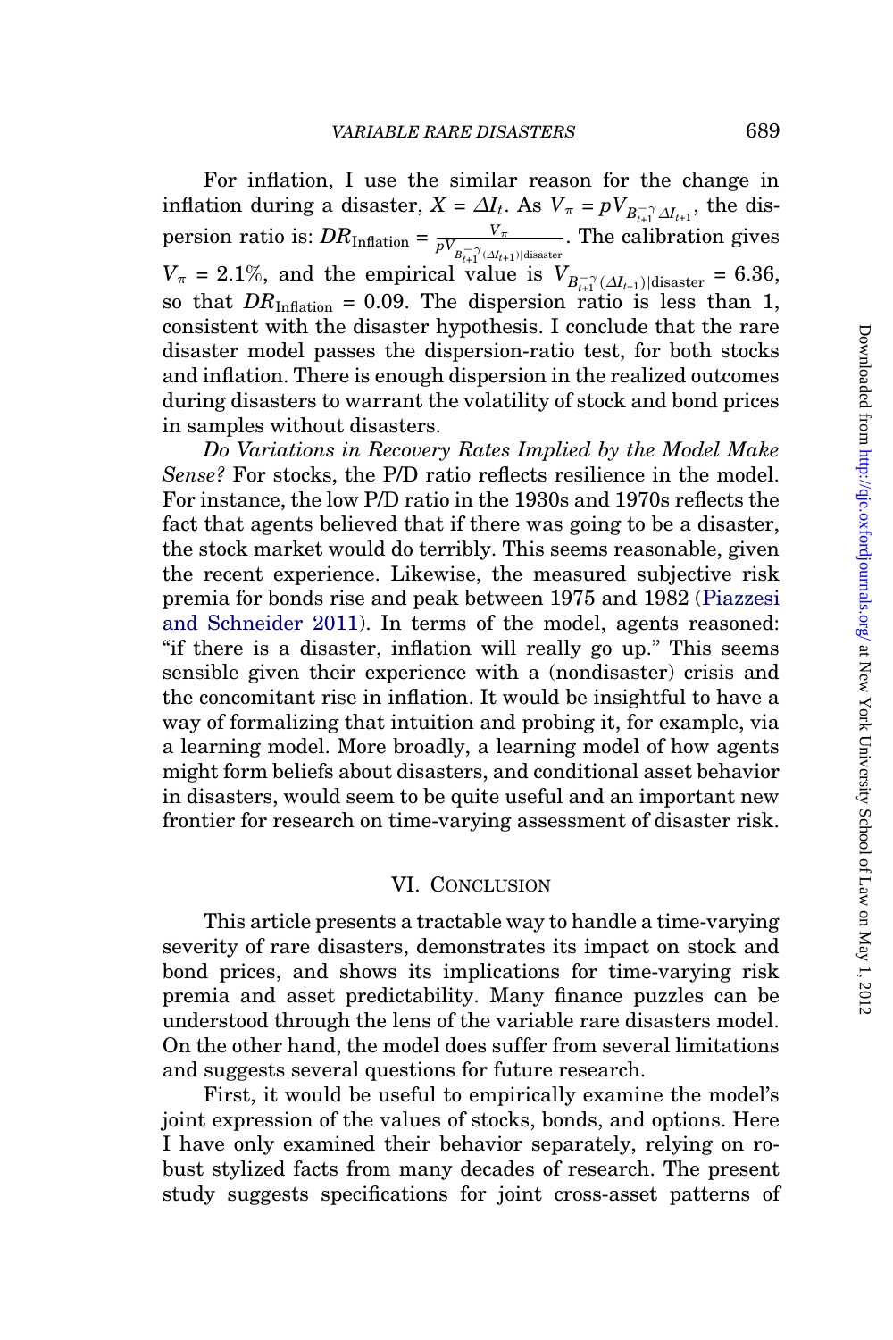For inflation, I use the similar reason for the change in inflation during a disaster, $X = \Delta I_t$. As $V_\pi = pV_{B_{t+1}^{-\gamma}\Delta I_{t+1}}$, the dispersion ratio is: $DR_{\text{Inflation}} = \frac{V_\pi}{pV_{B_{t+1}^{-\gamma}(\Delta I_{t+1})|\text{disaster}}}$. The calibration gives $V_\pi = 2.1\%$, and the empirical value is $V_{B_{t+1}^{-\gamma}(\Delta I_{t+1})|\text{disaster}} = 6.36$, so that $DR_{\text{Inflation}} = 0.09$. The dispersion ratio is less than 1, consistent with the disaster hypothesis. I conclude that the rare disaster model passes the dispersion-ratio test, for both stocks and inflation. There is enough dispersion in the realized outcomes during disasters to warrant the volatility of stock and bond prices in samples without disasters.

*Do Variations in Recovery Rates Implied by the Model Make Sense?* For stocks, the P/D ratio reflects resilience in the model. For instance, the low P/D ratio in the 1930s and 1970s reflects the fact that agents believed that if there was going to be a disaster, the stock market would do terribly. This seems reasonable, given the recent experience. Likewise, the measured subjective risk premia for bonds rise and peak between 1975 and 1982 (Piazzesi and Schneider 2011). In terms of the model, agents reasoned: "if there is a disaster, inflation will really go up." This seems sensible given their experience with a (nondisaster) crisis and the concomitant rise in inflation. It would be insightful to have a way of formalizing that intuition and probing it, for example, via a learning model. More broadly, a learning model of how agents might form beliefs about disasters, and conditional asset behavior in disasters, would seem to be quite useful and an important new frontier for research on time-varying assessment of disaster risk.

## VI. Conclusion

This article presents a tractable way to handle a time-varying severity of rare disasters, demonstrates its impact on stock and bond prices, and shows its implications for time-varying risk premia and asset predictability. Many finance puzzles can be understood through the lens of the variable rare disasters model. On the other hand, the model does suffer from several limitations and suggests several questions for future research.

First, it would be useful to empirically examine the model's joint expression of the values of stocks, bonds, and options. Here I have only examined their behavior separately, relying on robust stylized facts from many decades of research. The present study suggests specifications for joint cross-asset patterns of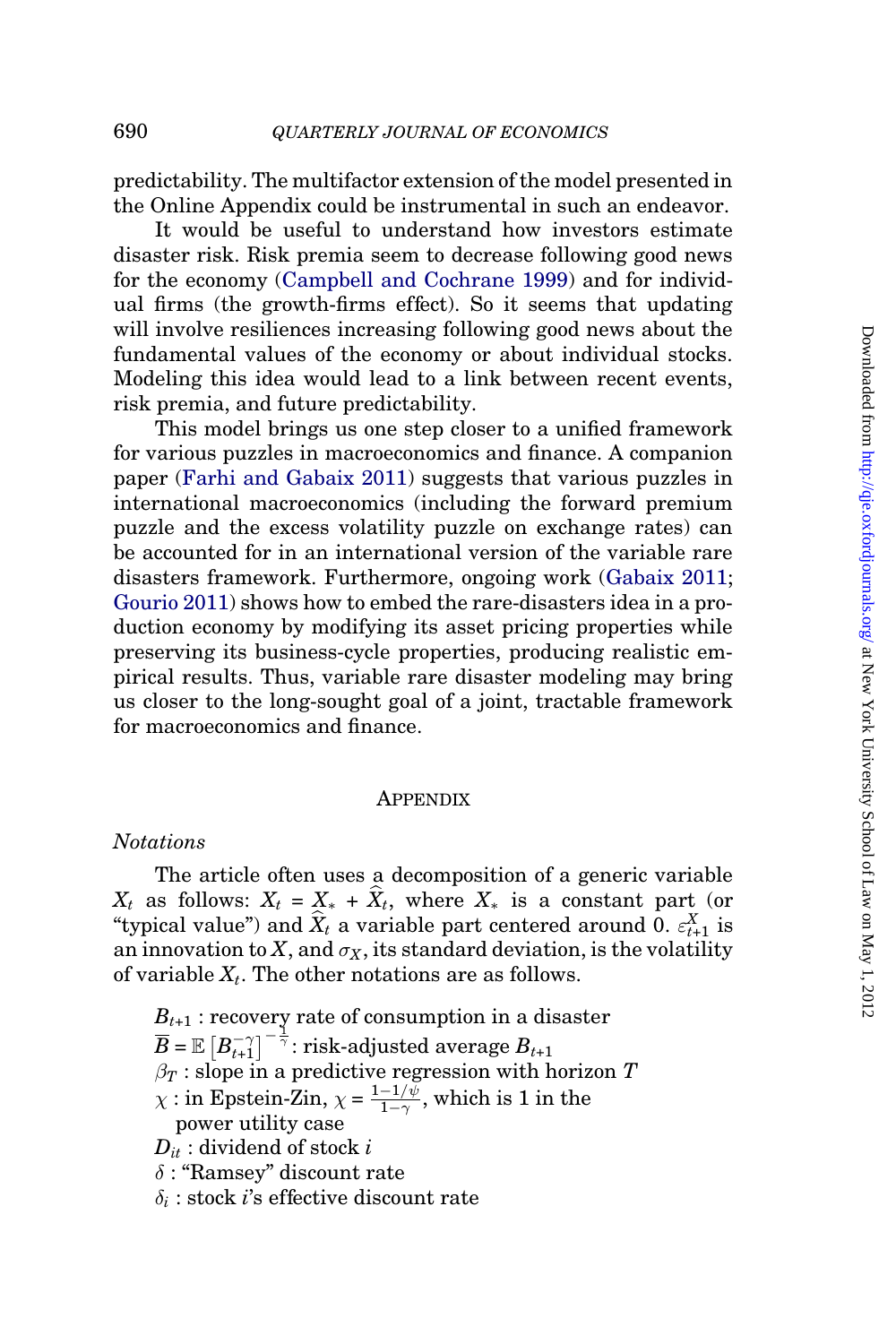predictability. The multifactor extension of the model presented in the Online Appendix could be instrumental in such an endeavor.

It would be useful to understand how investors estimate disaster risk. Risk premia seem to decrease following good news for the economy (Campbell and Cochrane 1999) and for individual firms (the growth-firms effect). So it seems that updating will involve resiliences increasing following good news about the fundamental values of the economy or about individual stocks. Modeling this idea would lead to a link between recent events, risk premia, and future predictability.

This model brings us one step closer to a unified framework for various puzzles in macroeconomics and finance. A companion paper (Farhi and Gabaix 2011) suggests that various puzzles in international macroeconomics (including the forward premium puzzle and the excess volatility puzzle on exchange rates) can be accounted for in an international version of the variable rare disasters framework. Furthermore, ongoing work (Gabaix 2011; Gourio 2011) shows how to embed the rare-disasters idea in a production economy by modifying its asset pricing properties while preserving its business-cycle properties, producing realistic empirical results. Thus, variable rare disaster modeling may bring us closer to the long-sought goal of a joint, tractable framework for macroeconomics and finance.

## Appendix

*Notations*

The article often uses a decomposition of a generic variable $X_t$ as follows: $X_t = X_* + \widehat{X}_t$, where $X_*$ is a constant part (or "typical value") and $\widehat{X}_t$ a variable part centered around 0. $\varepsilon^X_{t+1}$ is an innovation to $X$, and $\sigma_X$, its standard deviation, is the volatility of variable $X_t$. The other notations are as follows.

$B_{t+1}$ : recovery rate of consumption in a disaster
$\overline{B} = \mathbb{E}\left[B_{t+1}^{-\gamma}\right]^{-\frac{1}{\gamma}}$: risk-adjusted average $B_{t+1}$
$\beta_T$ : slope in a predictive regression with horizon $T$
$\chi$ : in Epstein-Zin, $\chi = \frac{1-1/\psi}{1-\gamma}$, which is 1 in the power utility case
$D_{it}$ : dividend of stock $i$
$\delta$ : "Ramsey" discount rate
$\delta_i$ : stock $i$'s effective discount rate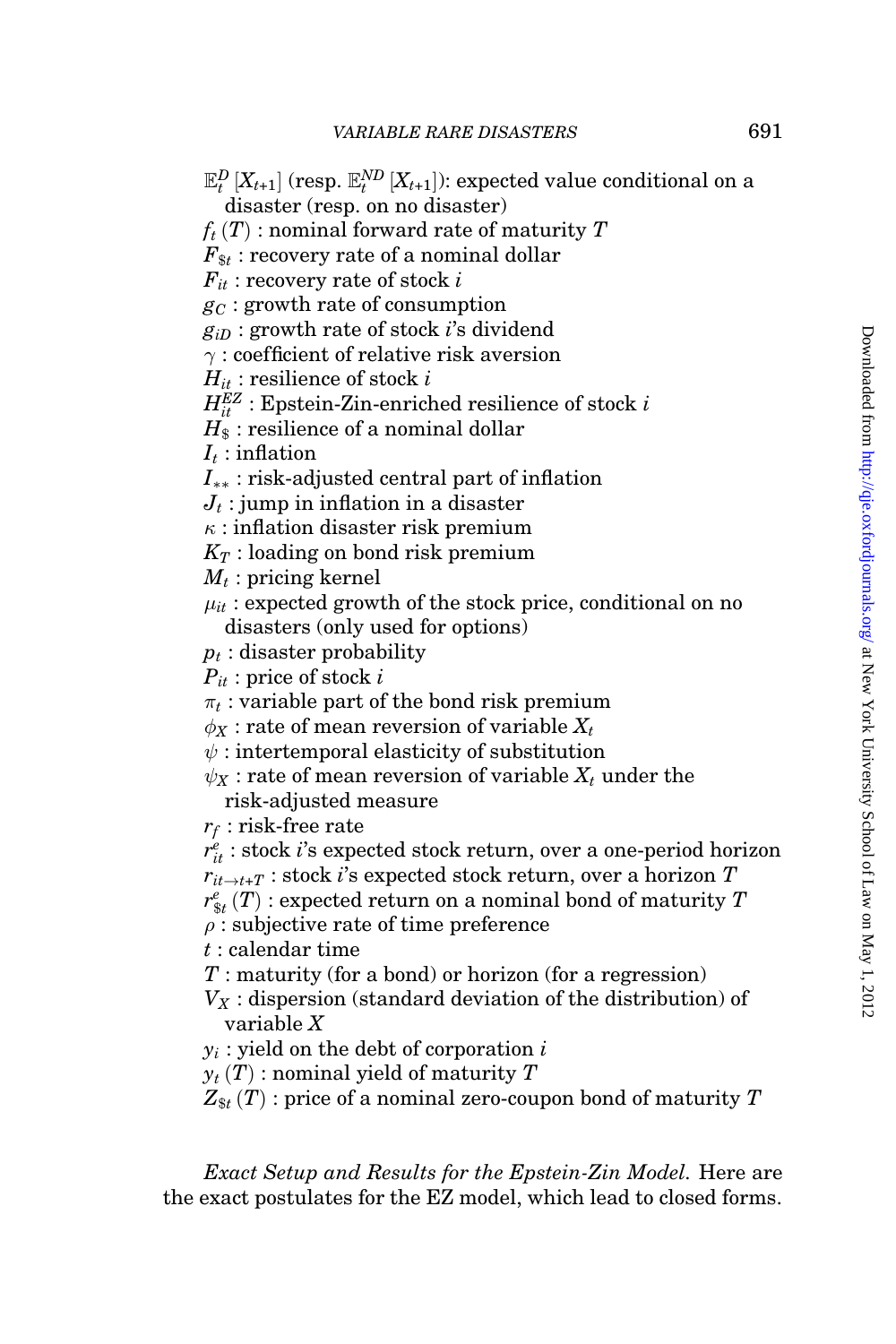$\mathbb{E}_t^D[X_{t+1}]$ (resp. $\mathbb{E}_t^{ND}[X_{t+1}]$): expected value conditional on a disaster (resp. on no disaster)

$f_t(T)$ : nominal forward rate of maturity $T$

$F_{\$t}$ : recovery rate of a nominal dollar

$F_{it}$ : recovery rate of stock $i$

$g_C$ : growth rate of consumption

$g_{iD}$ : growth rate of stock $i$'s dividend

$\gamma$ : coefficient of relative risk aversion

$H_{it}$ : resilience of stock $i$

$H_{it}^{EZ}$ : Epstein-Zin-enriched resilience of stock $i$

$H_{\$}$ : resilience of a nominal dollar

$I_t$ : inflation

$I_{**}$ : risk-adjusted central part of inflation

$J_t$ : jump in inflation in a disaster

$\kappa$ : inflation disaster risk premium

$K_T$ : loading on bond risk premium

$M_t$ : pricing kernel

$\mu_{it}$ : expected growth of the stock price, conditional on no disasters (only used for options)

$p_t$ : disaster probability

$P_{it}$ : price of stock $i$

$\pi_t$ : variable part of the bond risk premium

$\phi_X$ : rate of mean reversion of variable $X_t$

$\psi$ : intertemporal elasticity of substitution

$\psi_X$ : rate of mean reversion of variable $X_t$ under the risk-adjusted measure

$r_f$ : risk-free rate

$r_{it}^e$ : stock $i$'s expected stock return, over a one-period horizon

$r_{it\to t+T}$ : stock $i$'s expected stock return, over a horizon $T$

$r_{\$t}^e(T)$ : expected return on a nominal bond of maturity $T$

$\rho$ : subjective rate of time preference

$t$ : calendar time

$T$ : maturity (for a bond) or horizon (for a regression)

$V_X$ : dispersion (standard deviation of the distribution) of variable $X$

$y_i$ : yield on the debt of corporation $i$

$y_t(T)$ : nominal yield of maturity $T$

$Z_{\$t}(T)$ : price of a nominal zero-coupon bond of maturity $T$

*Exact Setup and Results for the Epstein-Zin Model.* Here are the exact postulates for the EZ model, which lead to closed forms.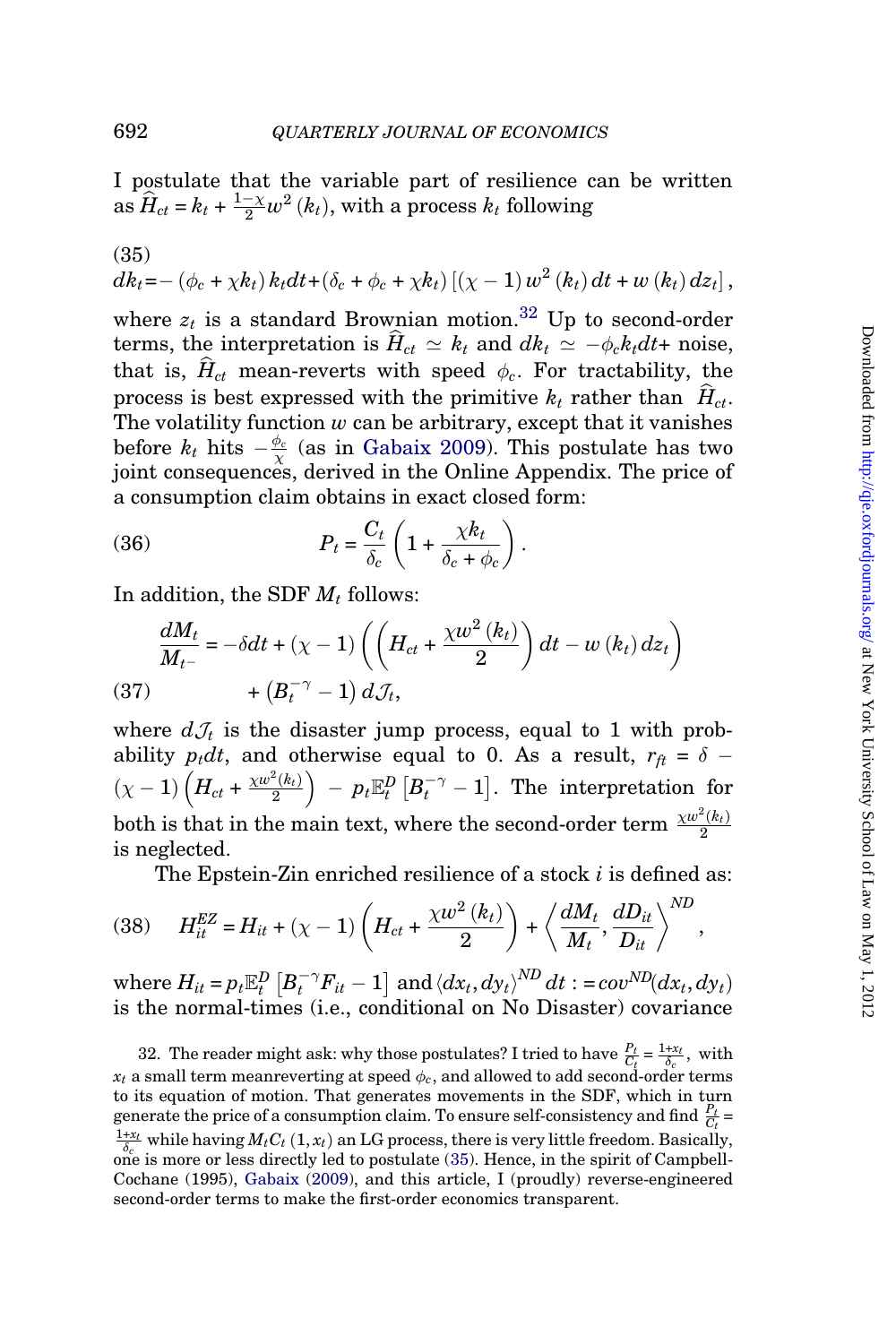I postulate that the variable part of resilience can be written as $\widehat{H}_{ct} = k_t + \frac{1-\chi}{2} w^2(k_t)$, with a process $k_t$ following

$$dk_t = -(\phi_c + \chi k_t) k_t dt + (\delta_c + \phi_c + \chi k_t)\left[(\chi - 1) w^2(k_t) dt + w(k_t) dz_t\right], \tag{35}$$

where $z_t$ is a standard Brownian motion.[32] Up to second-order terms, the interpretation is $\widehat{H}_{ct} \simeq k_t$ and $dk_t \simeq -\phi_c k_t dt +$ noise, that is, $\widehat{H}_{ct}$ mean-reverts with speed $\phi_c$. For tractability, the process is best expressed with the primitive $k_t$ rather than $\widehat{H}_{ct}$. The volatility function $w$ can be arbitrary, except that it vanishes before $k_t$ hits $-\frac{\phi_c}{\chi}$ (as in Gabaix 2009). This postulate has two joint consequences, derived in the Online Appendix. The price of a consumption claim obtains in exact closed form:

$$P_t = \frac{C_t}{\delta_c}\left(1 + \frac{\chi k_t}{\delta_c + \phi_c}\right). \tag{36}$$

In addition, the SDF $M_t$ follows:

$$\frac{dM_t}{M_{t^-}} = -\delta dt + (\chi - 1)\left(\left(H_{ct} + \frac{\chi w^2(k_t)}{2}\right) dt - w(k_t) dz_t\right) + \left(B_t^{-\gamma} - 1\right) d\mathcal{J}_t, \tag{37}$$

where $d\mathcal{J}_t$ is the disaster jump process, equal to 1 with probability $p_t dt$, and otherwise equal to 0. As a result, $r_{ft} = \delta - (\chi - 1)\left(H_{ct} + \frac{\chi w^2(k_t)}{2}\right) - p_t \mathbb{E}_t^D\left[B_t^{-\gamma} - 1\right]$. The interpretation for both is that in the main text, where the second-order term $\frac{\chi w^2(k_t)}{2}$ is neglected.

The Epstein-Zin enriched resilience of a stock $i$ is defined as:

$$H_{it}^{EZ} = H_{it} + (\chi - 1)\left(H_{ct} + \frac{\chi w^2(k_t)}{2}\right) + \left\langle \frac{dM_t}{M_t}, \frac{dD_{it}}{D_{it}} \right\rangle^{ND}, \tag{38}$$

where $H_{it} = p_t \mathbb{E}_t^D\left[B_t^{-\gamma} F_{it} - 1\right]$ and $\langle dx_t, dy_t\rangle^{ND} dt := cov^{ND}(dx_t, dy_t)$ is the normal-times (i.e., conditional on No Disaster) covariance

32. The reader might ask: why those postulates? I tried to have $\frac{P_t}{C_t} = \frac{1+x_t}{\delta_c}$, with $x_t$ a small term meanreverting at speed $\phi_c$, and allowed to add second-order terms to its equation of motion. That generates movements in the SDF, which in turn generate the price of a consumption claim. To ensure self-consistency and find $\frac{P_t}{C_t} = \frac{1+x_t}{\delta_c}$ while having $M_t C_t(1, x_t)$ an LG process, there is very little freedom. Basically, one is more or less directly led to postulate (35). Hence, in the spirit of Campbell-Cochane (1995), Gabaix (2009), and this article, I (proudly) reverse-engineered second-order terms to make the first-order economics transparent.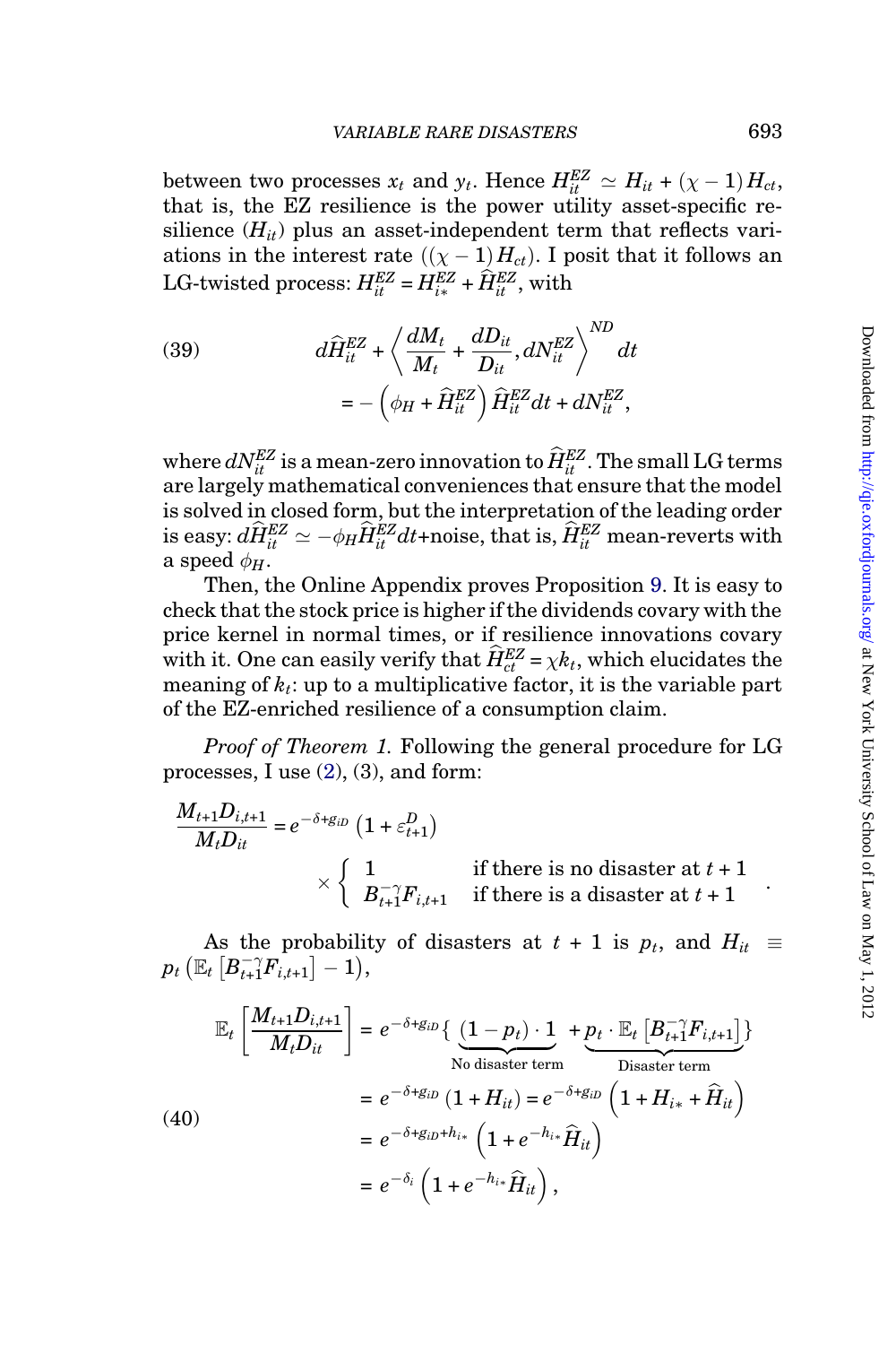between two processes $x_t$ and $y_t$. Hence $H_{it}^{EZ} \simeq H_{it} + (\chi - 1) H_{ct}$, that is, the EZ resilience is the power utility asset-specific resilience ($H_{it}$) plus an asset-independent term that reflects variations in the interest rate ($(\chi - 1) H_{ct}$). I posit that it follows an LG-twisted process: $H_{it}^{EZ} = H_{i*}^{EZ} + \widehat{H}_{it}^{EZ}$, with

$$
d\widehat{H}_{it}^{EZ} + \left\langle \frac{dM_t}{M_t} + \frac{dD_{it}}{D_{it}}, dN_{it}^{EZ} \right\rangle^{ND} dt = -\left(\phi_H + \widehat{H}_{it}^{EZ}\right) \widehat{H}_{it}^{EZ} dt + dN_{it}^{EZ}, \tag{39}
$$

where $dN_{it}^{EZ}$ is a mean-zero innovation to $\widehat{H}_{it}^{EZ}$. The small LG terms are largely mathematical conveniences that ensure that the model is solved in closed form, but the interpretation of the leading order is easy: $d\widehat{H}_{it}^{EZ} \simeq -\phi_H \widehat{H}_{it}^{EZ} dt$+noise, that is, $\widehat{H}_{it}^{EZ}$ mean-reverts with a speed $\phi_H$.

Then, the Online Appendix proves Proposition 9. It is easy to check that the stock price is higher if the dividends covary with the price kernel in normal times, or if resilience innovations covary with it. One can easily verify that $\widehat{H}_{ct}^{EZ} = \chi k_t$, which elucidates the meaning of $k_t$: up to a multiplicative factor, it is the variable part of the EZ-enriched resilience of a consumption claim.

*Proof of Theorem 1.* Following the general procedure for LG processes, I use (2), (3), and form:

$$
\frac{M_{t+1} D_{i,t+1}}{M_t D_{it}} = e^{-\delta + g_{iD}} \left(1 + \varepsilon_{t+1}^D\right) \times \begin{cases} 1 & \text{if there is no disaster at } t+1 \\ B_{t+1}^{-\gamma} F_{i,t+1} & \text{if there is a disaster at } t+1 \end{cases}.
$$

As the probability of disasters at $t+1$ is $p_t$, and $H_{it} \equiv p_t \left(\mathbb{E}_t \left[B_{t+1}^{-\gamma} F_{i,t+1}\right] - 1\right)$,

$$
\begin{aligned}
\mathbb{E}_t \left[\frac{M_{t+1} D_{i,t+1}}{M_t D_{it}}\right] &= e^{-\delta + g_{iD}} \{ \underbrace{(1 - p_t) \cdot 1}_{\text{No disaster term}} + \underbrace{p_t \cdot \mathbb{E}_t \left[B_{t+1}^{-\gamma} F_{i,t+1}\right]}_{\text{Disaster term}} \} \\
&= e^{-\delta + g_{iD}} \left(1 + H_{it}\right) = e^{-\delta + g_{iD}} \left(1 + H_{i*} + \widehat{H}_{it}\right) \\
&= e^{-\delta + g_{iD} + h_{i*}} \left(1 + e^{-h_{i*}} \widehat{H}_{it}\right) \\
&= e^{-\delta_i} \left(1 + e^{-h_{i*}} \widehat{H}_{it}\right),
\end{aligned} \tag{40}
$$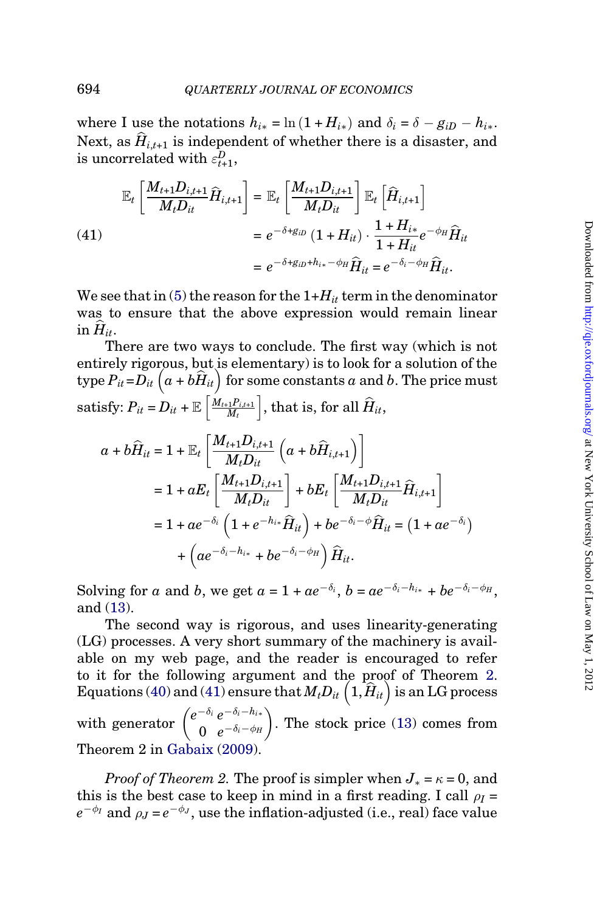where I use the notations $h_{i*} = \ln(1 + H_{i*})$ and $\delta_i = \delta - g_{iD} - h_{i*}$. Next, as $\widehat{H}_{i,t+1}$ is independent of whether there is a disaster, and is uncorrelated with $\varepsilon^D_{t+1}$,

$$
\begin{aligned}
\mathbb{E}_t\left[\frac{M_{t+1}D_{i,t+1}}{M_t D_{it}}\widehat{H}_{i,t+1}\right] &= \mathbb{E}_t\left[\frac{M_{t+1}D_{i,t+1}}{M_t D_{it}}\right]\mathbb{E}_t\left[\widehat{H}_{i,t+1}\right] \\
&= e^{-\delta+g_{iD}}\left(1+H_{it}\right)\cdot\frac{1+H_{i*}}{1+H_{it}}e^{-\phi_H}\widehat{H}_{it} \\
&= e^{-\delta+g_{iD}+h_{i*}-\phi_H}\widehat{H}_{it} = e^{-\delta_i-\phi_H}\widehat{H}_{it}.
\end{aligned}
\tag{41}
$$

We see that in (5) the reason for the $1+H_{it}$ term in the denominator was to ensure that the above expression would remain linear in $\widehat{H}_{it}$.

There are two ways to conclude. The first way (which is not entirely rigorous, but is elementary) is to look for a solution of the type $P_{it} = D_{it}\left(a + b\widehat{H}_{it}\right)$ for some constants $a$ and $b$. The price must satisfy: $P_{it} = D_{it} + \mathbb{E}\left[\frac{M_{t+1}P_{i,t+1}}{M_t}\right]$, that is, for all $\widehat{H}_{it}$,

$$
\begin{aligned}
a + b\widehat{H}_{it} &= 1 + \mathbb{E}_t\left[\frac{M_{t+1}D_{i,t+1}}{M_t D_{it}}\left(a + b\widehat{H}_{i,t+1}\right)\right] \\
&= 1 + aE_t\left[\frac{M_{t+1}D_{i,t+1}}{M_t D_{it}}\right] + bE_t\left[\frac{M_{t+1}D_{i,t+1}}{M_t D_{it}}\widehat{H}_{i,t+1}\right] \\
&= 1 + ae^{-\delta_i}\left(1 + e^{-h_{i*}}\widehat{H}_{it}\right) + be^{-\delta_i-\phi}\widehat{H}_{it} = \left(1 + ae^{-\delta_i}\right) \\
&\quad + \left(ae^{-\delta_i-h_{i*}} + be^{-\delta_i-\phi_H}\right)\widehat{H}_{it}.
\end{aligned}
$$

Solving for $a$ and $b$, we get $a = 1 + ae^{-\delta_i}$, $b = ae^{-\delta_i-h_{i*}} + be^{-\delta_i-\phi_H}$, and (13).

The second way is rigorous, and uses linearity-generating (LG) processes. A very short summary of the machinery is available on my web page, and the reader is encouraged to refer to it for the following argument and the proof of Theorem 2. Equations (40) and (41) ensure that $M_t D_{it}\left(1, \widehat{H}_{it}\right)$ is an LG process with generator $\begin{pmatrix} e^{-\delta_i} & e^{-\delta_i-h_{i*}} \\ 0 & e^{-\delta_i-\phi_H}\end{pmatrix}$. The stock price (13) comes from Theorem 2 in Gabaix (2009).

*Proof of Theorem 2.* The proof is simpler when $J_* = \kappa = 0$, and this is the best case to keep in mind in a first reading. I call $\rho_I = e^{-\phi_I}$ and $\rho_J = e^{-\phi_J}$, use the inflation-adjusted (i.e., real) face value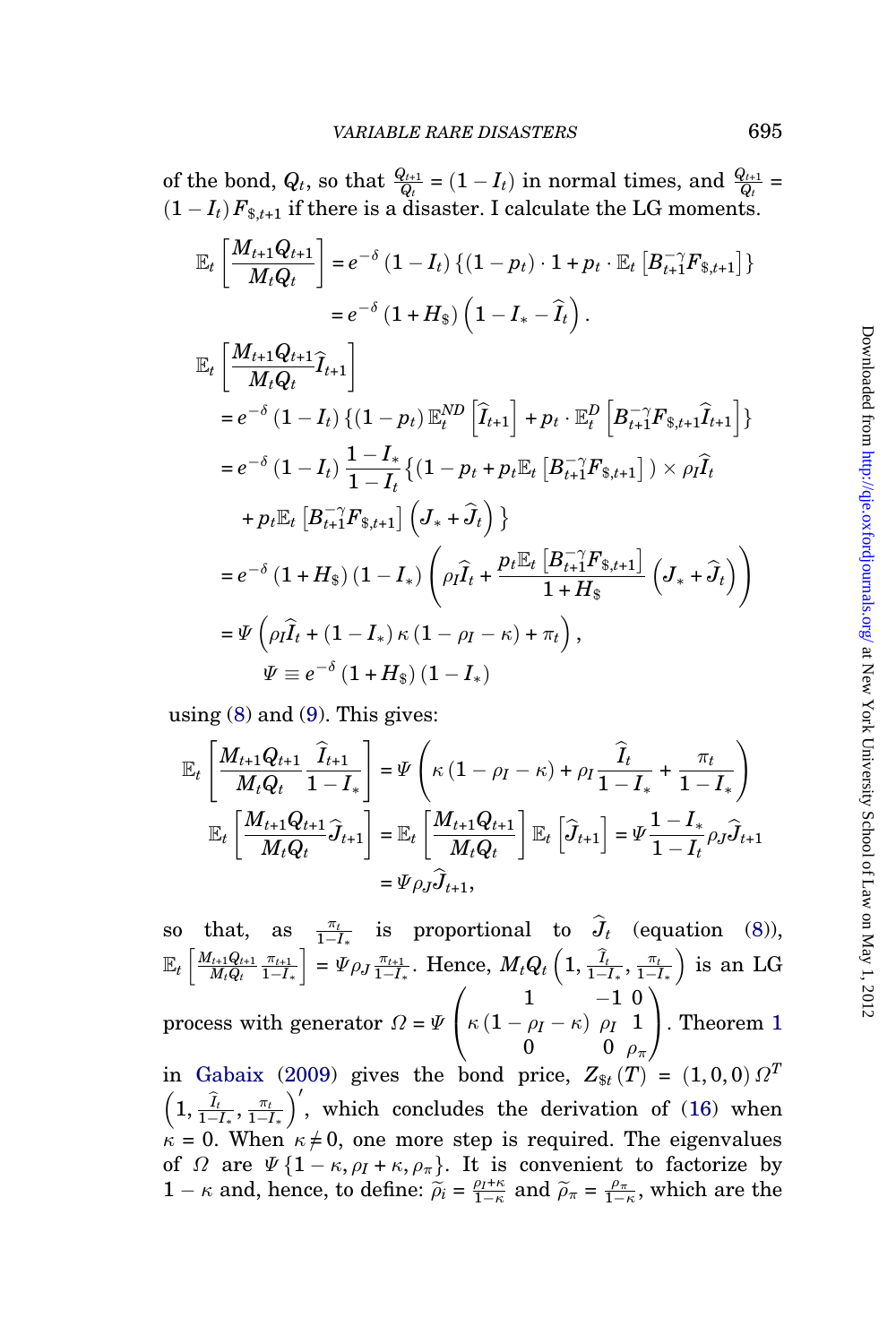of the bond, $Q_t$, so that $\frac{Q_{t+1}}{Q_t} = (1 - I_t)$ in normal times, and $\frac{Q_{t+1}}{Q_t} = (1 - I_t) F_{\$,t+1}$ if there is a disaster. I calculate the LG moments.

$$
\begin{aligned}
\mathbb{E}_t \left[ \frac{M_{t+1} Q_{t+1}}{M_t Q_t} \right] &= e^{-\delta} (1 - I_t) \left\{ (1 - p_t) \cdot 1 + p_t \cdot \mathbb{E}_t \left[ B_{t+1}^{-\gamma} F_{\$,t+1} \right] \right\} \\
&= e^{-\delta} (1 + H_\$) \left( 1 - I_* - \widehat{I}_t \right).
\end{aligned}
$$

$$
\begin{aligned}
&\mathbb{E}_t \left[ \frac{M_{t+1} Q_{t+1}}{M_t Q_t} \widehat{I}_{t+1} \right] \\
&= e^{-\delta} (1 - I_t) \left\{ (1 - p_t) \mathbb{E}_t^{ND} \left[ \widehat{I}_{t+1} \right] + p_t \cdot \mathbb{E}_t^{D} \left[ B_{t+1}^{-\gamma} F_{\$,t+1} \widehat{I}_{t+1} \right] \right\} \\
&= e^{-\delta} (1 - I_t) \frac{1 - I_*}{1 - I_t} \left\{ \left(1 - p_t + p_t \mathbb{E}_t \left[ B_{t+1}^{-\gamma} F_{\$,t+1} \right] \right) \times \rho_I \widehat{I}_t \right. \\
&\quad \left. + p_t \mathbb{E}_t \left[ B_{t+1}^{-\gamma} F_{\$,t+1} \right] \left( J_* + \widehat{J}_t \right) \right\} \\
&= e^{-\delta} (1 + H_\$) (1 - I_*) \left( \rho_I \widehat{I}_t + \frac{p_t \mathbb{E}_t \left[ B_{t+1}^{-\gamma} F_{\$,t+1} \right]}{1 + H_\$} \left( J_* + \widehat{J}_t \right) \right) \\
&= \Psi \left( \rho_I \widehat{I}_t + (1 - I_*) \kappa (1 - \rho_I - \kappa) + \pi_t \right), \\
&\qquad \Psi \equiv e^{-\delta} (1 + H_\$) (1 - I_*)
\end{aligned}
$$

using (8) and (9). This gives:

$$
\begin{aligned}
\mathbb{E}_t \left[ \frac{M_{t+1} Q_{t+1}}{M_t Q_t} \frac{\widehat{I}_{t+1}}{1 - I_*} \right] &= \Psi \left( \kappa (1 - \rho_I - \kappa) + \rho_I \frac{\widehat{I}_t}{1 - I_*} + \frac{\pi_t}{1 - I_*} \right) \\
\mathbb{E}_t \left[ \frac{M_{t+1} Q_{t+1}}{M_t Q_t} \widehat{J}_{t+1} \right] &= \mathbb{E}_t \left[ \frac{M_{t+1} Q_{t+1}}{M_t Q_t} \right] \mathbb{E}_t \left[ \widehat{J}_{t+1} \right] = \Psi \frac{1 - I_*}{1 - I_t} \rho_J \widehat{J}_{t+1} \\
&= \Psi \rho_J \widehat{J}_{t+1},
\end{aligned}
$$

so that, as $\frac{\pi_t}{1 - I_*}$ is proportional to $\widehat{J}_t$ (equation (8)), $\mathbb{E}_t \left[ \frac{M_{t+1} Q_{t+1}}{M_t Q_t} \frac{\pi_{t+1}}{1 - I_*} \right] = \Psi \rho_J \frac{\pi_{t+1}}{1 - I_*}$. Hence, $M_t Q_t \left( 1, \frac{\widehat{I}_t}{1 - I_*}, \frac{\pi_t}{1 - I_*} \right)$ is an LG process with generator $\Omega = \Psi \begin{pmatrix} 1 & -1 & 0 \\ \kappa (1 - \rho_I - \kappa) & \rho_I & 1 \\ 0 & 0 & \rho_\pi \end{pmatrix}$. Theorem 1 in Gabaix (2009) gives the bond price, $Z_{\$t}(T) = (1, 0, 0)\, \Omega^T \left( 1, \frac{\widehat{I}_t}{1 - I_*}, \frac{\pi_t}{1 - I_*} \right)'$, which concludes the derivation of (16) when $\kappa = 0$. When $\kappa \neq 0$, one more step is required. The eigenvalues of $\Omega$ are $\Psi \{ 1 - \kappa, \rho_I + \kappa, \rho_\pi \}$. It is convenient to factorize by $1 - \kappa$ and, hence, to define: $\widetilde{\rho}_i = \frac{\rho_I + \kappa}{1 - \kappa}$ and $\widetilde{\rho}_\pi = \frac{\rho_\pi}{1 - \kappa}$, which are the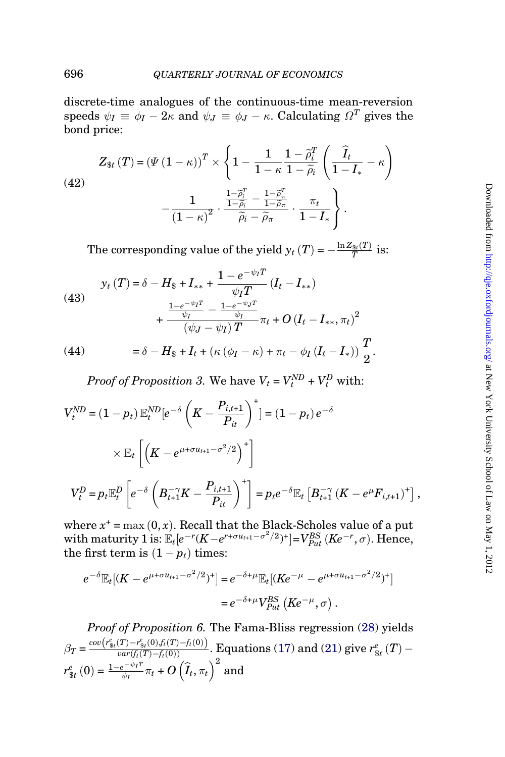discrete-time analogues of the continuous-time mean-reversion speeds $\psi_I \equiv \phi_I - 2\kappa$ and $\psi_J \equiv \phi_J - \kappa$. Calculating $\Omega^T$ gives the bond price:

$$Z_{\$t}(T) = \left(\Psi(1-\kappa)\right)^T \times \left\{ 1 - \frac{1}{1-\kappa} \frac{1-\widetilde{\rho}_i^T}{1-\widetilde{\rho}_i} \left( \frac{\widehat{I}_t}{1-I_*} - \kappa \right) - \frac{1}{(1-\kappa)^2} \cdot \frac{\frac{1-\widetilde{\rho}_i^T}{1-\widetilde{\rho}_i} - \frac{1-\widetilde{\rho}_\pi^T}{1-\widetilde{\rho}_\pi}}{\widetilde{\rho}_i - \widetilde{\rho}_\pi} \cdot \frac{\pi_t}{1-I_*} \right\}. \tag{42}$$

The corresponding value of the yield $y_t(T) = -\frac{\ln Z_{\$t}(T)}{T}$ is:

$$y_t(T) = \delta - H_\$ + I_{**} + \frac{1-e^{-\psi_I T}}{\psi_I T}(I_t - I_{**}) + \frac{\frac{1-e^{-\psi_I T}}{\psi_I} - \frac{1-e^{-\psi_J T}}{\psi_I}}{(\psi_J - \psi_I)T}\pi_t + O(I_t - I_{**}, \pi_t)^2 \tag{43}$$

$$= \delta - H_\$ + I_t + \left(\kappa(\phi_I - \kappa) + \pi_t - \phi_I (I_t - I_*)\right)\frac{T}{2}. \tag{44}$$

*Proof of Proposition 3.* We have $V_t = V_t^{ND} + V_t^D$ with:

$$V_t^{ND} = (1-p_t)\,\mathbb{E}_t^{ND}\left[e^{-\delta}\left(K - \frac{P_{i,t+1}}{P_{it}}\right)^+\right] = (1-p_t)\,e^{-\delta} \times \mathbb{E}_t\left[\left(K - e^{\mu + \sigma u_{t+1} - \sigma^2/2}\right)^+\right]$$

$$V_t^D = p_t \mathbb{E}_t^D\left[e^{-\delta}\left(B_{t+1}^{-\gamma}K - \frac{P_{i,t+1}}{P_{it}}\right)^+\right] = p_t e^{-\delta}\mathbb{E}_t\left[B_{t+1}^{-\gamma}\left(K - e^{\mu}F_{i,t+1}\right)^+\right],$$

where $x^+ = \max(0, x)$. Recall that the Black-Scholes value of a put with maturity 1 is: $\mathbb{E}_t[e^{-r}(K - e^{r+\sigma u_{t+1} - \sigma^2/2})^+] = V_{Put}^{BS}(Ke^{-r}, \sigma)$. Hence, the first term is $(1-p_t)$ times:

$$e^{-\delta}\mathbb{E}_t[(K - e^{\mu + \sigma u_{t+1} - \sigma^2/2})^+] = e^{-\delta+\mu}\mathbb{E}_t[(Ke^{-\mu} - e^{\mu+\sigma u_{t+1} - \sigma^2/2})^+]$$
$$= e^{-\delta+\mu}V_{Put}^{BS}\left(Ke^{-\mu}, \sigma\right).$$

*Proof of Proposition 6.* The Fama-Bliss regression (28) yields $\beta_T = \frac{cov\left(r_{\$t}^e(T) - r_{\$t}^e(0), f_t(T) - f_t(0)\right)}{var(f_t(T) - f_t(0))}$. Equations (17) and (21) give $r_{\$t}^e(T) - r_{\$t}^e(0) = \frac{1-e^{-\psi_I T}}{\psi_I}\pi_t + O\left(\widehat{I}_t, \pi_t\right)^2$ and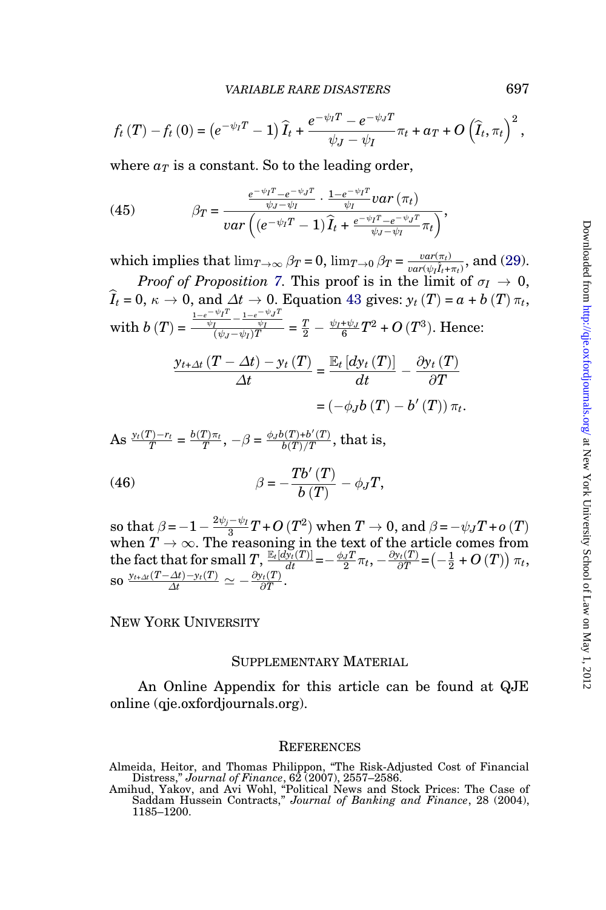$$f_t(T) - f_t(0) = \left(e^{-\psi_I T} - 1\right)\widehat{I}_t + \frac{e^{-\psi_I T} - e^{-\psi_J T}}{\psi_J - \psi_I}\pi_t + a_T + O\left(\widehat{I}_t, \pi_t\right)^2,$$

where $a_T$ is a constant. So to the leading order,

$$\beta_T = \frac{\frac{e^{-\psi_I T} - e^{-\psi_J T}}{\psi_J - \psi_I} \cdot \frac{1 - e^{-\psi_I T}}{\psi_I} var(\pi_t)}{var\left(\left(e^{-\psi_I T} - 1\right)\widehat{I}_t + \frac{e^{-\psi_I T} - e^{-\psi_J T}}{\psi_J - \psi_I}\pi_t\right)}, \tag{45}$$

which implies that $\lim_{T\to\infty} \beta_T = 0$, $\lim_{T\to 0} \beta_T = \frac{var(\pi_t)}{var(\psi_I \widehat{I}_t + \pi_t)}$, and (29).

*Proof of Proposition 7.* This proof is in the limit of $\sigma_I \to 0$, $\widehat{I}_t = 0$, $\kappa \to 0$, and $\Delta t \to 0$. Equation 43 gives: $y_t(T) = a + b(T)\pi_t$, with $b(T) = \frac{\frac{1-e^{-\psi_I T}}{\psi_I} - \frac{1-e^{-\psi_J T}}{\psi_I}}{(\psi_J - \psi_I)T} = \frac{T}{2} - \frac{\psi_I + \psi_J}{6}T^2 + O(T^3)$. Hence:

$$\frac{y_{t+\Delta t}(T - \Delta t) - y_t(T)}{\Delta t} = \frac{\mathbb{E}_t\left[dy_t(T)\right]}{dt} - \frac{\partial y_t(T)}{\partial T}$$

$$= \left(-\phi_J b(T) - b'(T)\right)\pi_t.$$

As $\frac{y_t(T) - r_t}{T} = \frac{b(T)\pi_t}{T}$, $-\beta = \frac{\phi_J b(T) + b'(T)}{b(T)/T}$, that is,

$$\beta = -\frac{T b'(T)}{b(T)} - \phi_J T, \tag{46}$$

so that $\beta = -1 - \frac{2\psi_j - \psi_I}{3}T + O(T^2)$ when $T \to 0$, and $\beta = -\psi_J T + o(T)$ when $T \to \infty$. The reasoning in the text of the article comes from the fact that for small $T$, $\frac{\mathbb{E}_t[dy_t(T)]}{dt} = -\frac{\phi_J T}{2}\pi_t$, $-\frac{\partial y_t(T)}{\partial T} = \left(-\frac{1}{2} + O(T)\right)\pi_t$, so $\frac{y_{t+\Delta t}(T-\Delta t) - y_t(T)}{\Delta t} \simeq -\frac{\partial y_t(T)}{\partial T}$.

NEW YORK UNIVERSITY

## SUPPLEMENTARY MATERIAL

An Online Appendix for this article can be found at QJE online (qje.oxfordjournals.org).

## REFERENCES

Almeida, Heitor, and Thomas Philippon, "The Risk-Adjusted Cost of Financial Distress," *Journal of Finance*, 62 (2007), 2557–2586.

Amihud, Yakov, and Avi Wohl, "Political News and Stock Prices: The Case of Saddam Hussein Contracts," *Journal of Banking and Finance*, 28 (2004), 1185–1200.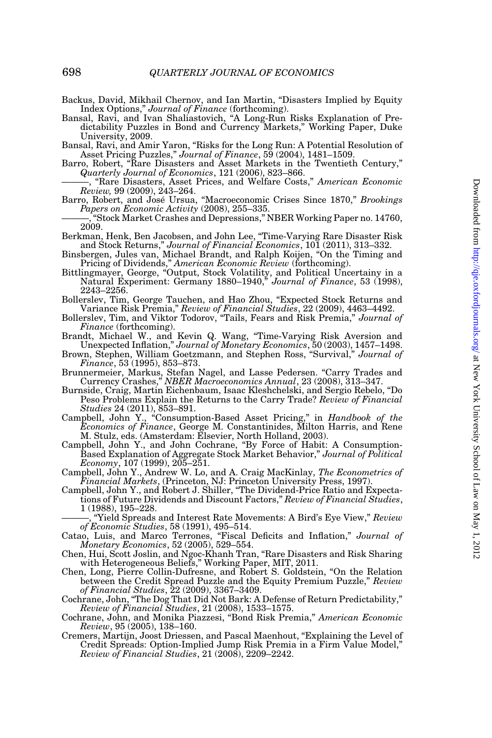Backus, David, Mikhail Chernov, and Ian Martin, "Disasters Implied by Equity Index Options," *Journal of Finance* (forthcoming).

Bansal, Ravi, and Ivan Shaliastovich, "A Long-Run Risks Explanation of Predictability Puzzles in Bond and Currency Markets," Working Paper, Duke University, 2009.

Bansal, Ravi, and Amir Yaron, "Risks for the Long Run: A Potential Resolution of Asset Pricing Puzzles," *Journal of Finance*, 59 (2004), 1481–1509.

Barro, Robert, "Rare Disasters and Asset Markets in the Twentieth Century," *Quarterly Journal of Economics*, 121 (2006), 823–866.

———, "Rare Disasters, Asset Prices, and Welfare Costs," *American Economic Review,* 99 (2009), 243–264.

Barro, Robert, and José Ursua, "Macroeconomic Crises Since 1870," *Brookings Papers on Economic Activity* (2008), 255–335.

———, "Stock Market Crashes and Depressions," NBER Working Paper no. 14760, 2009.

Berkman, Henk, Ben Jacobsen, and John Lee, "Time-Varying Rare Disaster Risk and Stock Returns," *Journal of Financial Economics*, 101 (2011), 313–332.

Binsbergen, Jules van, Michael Brandt, and Ralph Koijen, "On the Timing and Pricing of Dividends," *American Economic Review* (forthcoming).

Bittlingmayer, George, "Output, Stock Volatility, and Political Uncertainy in a Natural Experiment: Germany 1880–1940," *Journal of Finance*, 53 (1998), 2243–2256.

Bollerslev, Tim, George Tauchen, and Hao Zhou, "Expected Stock Returns and Variance Risk Premia," *Review of Financial Studies*, 22 (2009), 4463–4492.

Bollerslev, Tim, and Viktor Todorov, "Tails, Fears and Risk Premia," *Journal of Finance* (forthcoming).

Brandt, Michael W., and Kevin Q. Wang, "Time-Varying Risk Aversion and Unexpected Inflation," *Journal of Monetary Economics*, 50 (2003), 1457–1498.

Brown, Stephen, William Goetzmann, and Stephen Ross, "Survival," *Journal of Finance*, 53 (1995), 853–873.

Brunnermeier, Markus, Stefan Nagel, and Lasse Pedersen. "Carry Trades and Currency Crashes," *NBER Macroeconomics Annual*, 23 (2008), 313–347.

Burnside, Craig, Martin Eichenbaum, Isaac Kleshchelski, and Sergio Rebelo, "Do Peso Problems Explain the Returns to the Carry Trade? *Review of Financial Studies* 24 (2011), 853–891.

Campbell, John Y., "Consumption-Based Asset Pricing," in *Handbook of the Economics of Finance*, George M. Constantinides, Milton Harris, and Rene M. Stulz, eds. (Amsterdam: Elsevier, North Holland, 2003).

Campbell, John Y., and John Cochrane, "By Force of Habit: A Consumption-Based Explanation of Aggregate Stock Market Behavior," *Journal of Political Economy*, 107 (1999), 205–251.

Campbell, John Y., Andrew W. Lo, and A. Craig MacKinlay, *The Econometrics of Financial Markets*, (Princeton, NJ: Princeton University Press, 1997).

Campbell, John Y., and Robert J. Shiller, "The Dividend-Price Ratio and Expectations of Future Dividends and Discount Factors," *Review of Financial Studies*, 1 (1988), 195–228.

———, "Yield Spreads and Interest Rate Movements: A Bird's Eye View," *Review of Economic Studies*, 58 (1991), 495–514.

Catao, Luis, and Marco Terrones, "Fiscal Deficits and Inflation," *Journal of Monetary Economics*, 52 (2005), 529–554.

Chen, Hui, Scott Joslin, and Ngoc-Khanh Tran, "Rare Disasters and Risk Sharing with Heterogeneous Beliefs," Working Paper, MIT, 2011.

Chen, Long, Pierre Collin-Dufresne, and Robert S. Goldstein, "On the Relation between the Credit Spread Puzzle and the Equity Premium Puzzle," *Review of Financial Studies*, 22 (2009), 3367–3409.

Cochrane, John, "The Dog That Did Not Bark: A Defense of Return Predictability," *Review of Financial Studies*, 21 (2008), 1533–1575.

Cochrane, John, and Monika Piazzesi, "Bond Risk Premia," *American Economic Review*, 95 (2005), 138–160.

Cremers, Martijn, Joost Driessen, and Pascal Maenhout, "Explaining the Level of Credit Spreads: Option-Implied Jump Risk Premia in a Firm Value Model," *Review of Financial Studies*, 21 (2008), 2209–2242.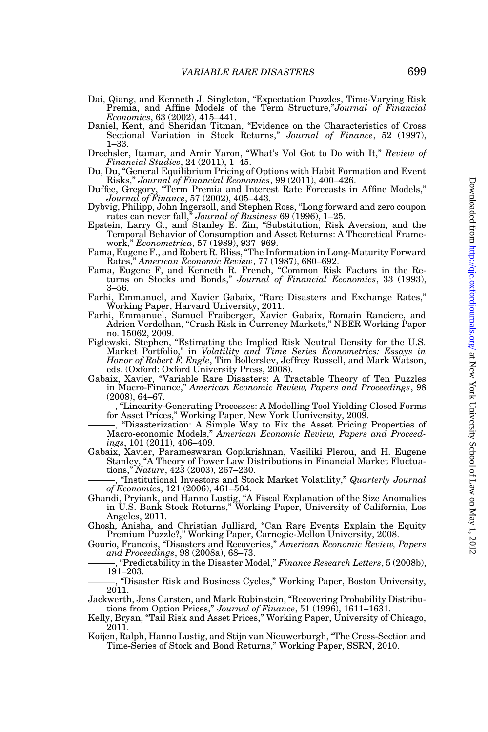Dai, Qiang, and Kenneth J. Singleton, "Expectation Puzzles, Time-Varying Risk Premia, and Affine Models of the Term Structure,"*Journal of Financial Economics*, 63 (2002), 415–441.

Daniel, Kent, and Sheridan Titman, "Evidence on the Characteristics of Cross Sectional Variation in Stock Returns," *Journal of Finance*, 52 (1997), 1–33.

Drechsler, Itamar, and Amir Yaron, "What's Vol Got to Do with It," *Review of Financial Studies*, 24 (2011), 1–45.

Du, Du, "General Equilibrium Pricing of Options with Habit Formation and Event Risks," *Journal of Financial Economics*, 99 (2011), 400–426.

Duffee, Gregory, "Term Premia and Interest Rate Forecasts in Affine Models," *Journal of Finance*, 57 (2002), 405–443.

Dybvig, Philipp, John Ingersoll, and Stephen Ross, "Long forward and zero coupon rates can never fall," *Journal of Business* 69 (1996), 1–25.

Epstein, Larry G., and Stanley E. Zin, "Substitution, Risk Aversion, and the Temporal Behavior of Consumption and Asset Returns: A Theoretical Framework," *Econometrica*, 57 (1989), 937–969.

Fama, Eugene F., and Robert R. Bliss, "The Information in Long-Maturity Forward Rates," *American Economic Review*, 77 (1987), 680–692.

Fama, Eugene F, and Kenneth R. French, "Common Risk Factors in the Returns on Stocks and Bonds," *Journal of Financial Economics*, 33 (1993), 3–56.

Farhi, Emmanuel, and Xavier Gabaix, "Rare Disasters and Exchange Rates," Working Paper, Harvard University, 2011.

Farhi, Emmanuel, Samuel Fraiberger, Xavier Gabaix, Romain Ranciere, and Adrien Verdelhan, "Crash Risk in Currency Markets," NBER Working Paper no. 15062, 2009.

Figlewski, Stephen, "Estimating the Implied Risk Neutral Density for the U.S. Market Portfolio," in *Volatility and Time Series Econometrics: Essays in Honor of Robert F. Engle*, Tim Bollerslev, Jeffrey Russell, and Mark Watson, eds. (Oxford: Oxford University Press, 2008).

Gabaix, Xavier, "Variable Rare Disasters: A Tractable Theory of Ten Puzzles in Macro-Finance," *American Economic Review, Papers and Proceedings*, 98 (2008), 64–67.

———, "Linearity-Generating Processes: A Modelling Tool Yielding Closed Forms for Asset Prices," Working Paper, New York Uuniversity, 2009.

———, "Disasterization: A Simple Way to Fix the Asset Pricing Properties of Macro-economic Models," *American Economic Review, Papers and Proceedings*, 101 (2011), 406–409.

Gabaix, Xavier, Parameswaran Gopikrishnan, Vasiliki Plerou, and H. Eugene Stanley, "A Theory of Power Law Distributions in Financial Market Fluctuations," *Nature*, 423 (2003), 267–230.

———, "Institutional Investors and Stock Market Volatility," *Quarterly Journal of Economics*, 121 (2006), 461–504.

Ghandi, Pryiank, and Hanno Lustig, "A Fiscal Explanation of the Size Anomalies in U.S. Bank Stock Returns," Working Paper, University of California, Los Angeles, 2011.

Ghosh, Anisha, and Christian Julliard, "Can Rare Events Explain the Equity Premium Puzzle?," Working Paper, Carnegie-Mellon University, 2008.

Gourio, Francois, "Disasters and Recoveries," *American Economic Review, Papers and Proceedings*, 98 (2008a), 68–73.

———, "Predictability in the Disaster Model," *Finance Research Letters*, 5 (2008b), 191–203.

———, "Disaster Risk and Business Cycles," Working Paper, Boston University, 2011.

Jackwerth, Jens Carsten, and Mark Rubinstein, "Recovering Probability Distributions from Option Prices," *Journal of Finance*, 51 (1996), 1611–1631.

Kelly, Bryan, "Tail Risk and Asset Prices," Working Paper, University of Chicago, 2011.

Koijen, Ralph, Hanno Lustig, and Stijn van Nieuwerburgh, "The Cross-Section and Time-Series of Stock and Bond Returns," Working Paper, SSRN, 2010.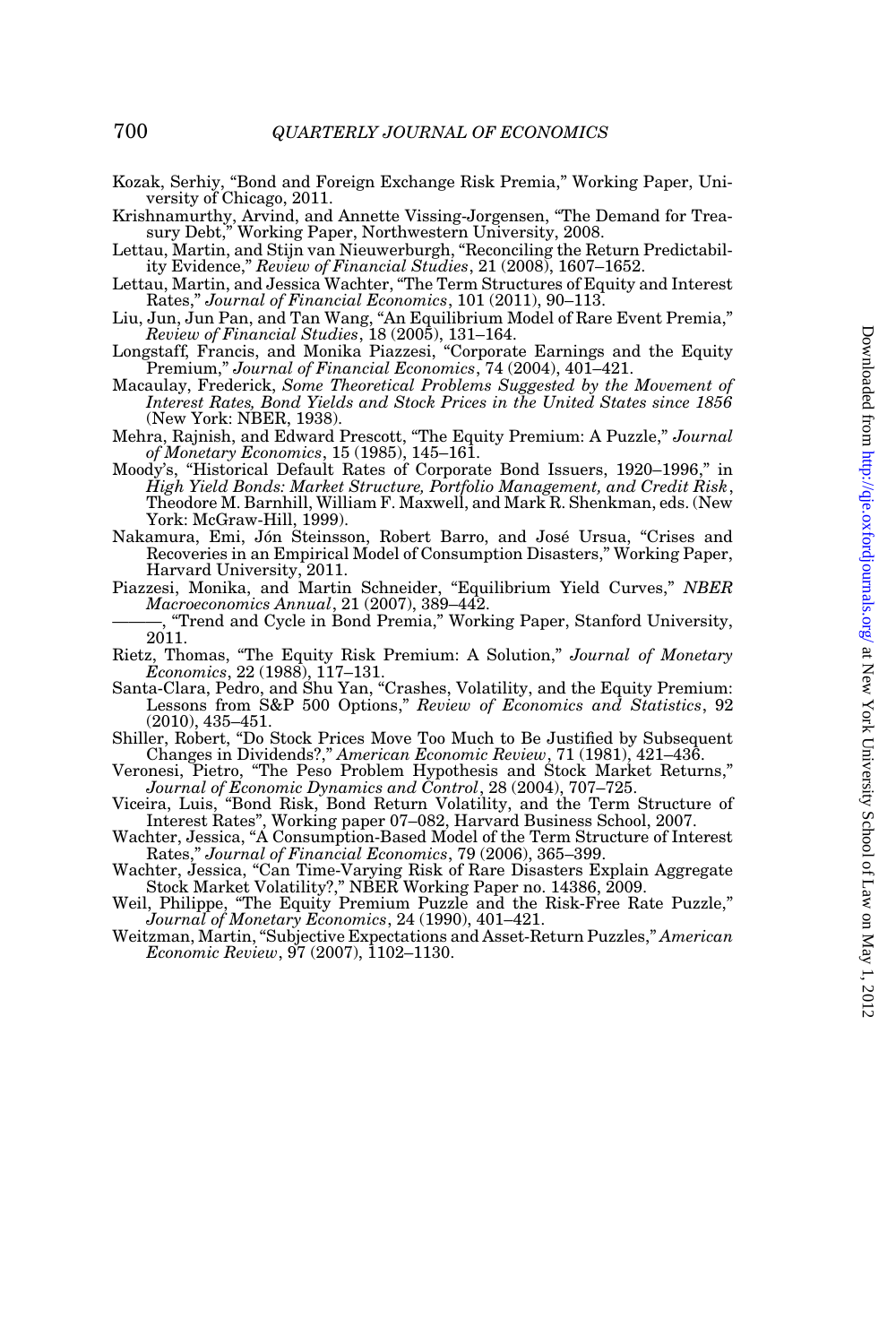Kozak, Serhiy, "Bond and Foreign Exchange Risk Premia," Working Paper, University of Chicago, 2011.

Krishnamurthy, Arvind, and Annette Vissing-Jorgensen, "The Demand for Treasury Debt," Working Paper, Northwestern University, 2008.

Lettau, Martin, and Stijn van Nieuwerburgh, "Reconciling the Return Predictability Evidence," *Review of Financial Studies*, 21 (2008), 1607–1652.

Lettau, Martin, and Jessica Wachter, "The Term Structures of Equity and Interest Rates," *Journal of Financial Economics*, 101 (2011), 90–113.

Liu, Jun, Jun Pan, and Tan Wang, "An Equilibrium Model of Rare Event Premia," *Review of Financial Studies*, 18 (2005), 131–164.

Longstaff, Francis, and Monika Piazzesi, "Corporate Earnings and the Equity Premium," *Journal of Financial Economics*, 74 (2004), 401–421.

Macaulay, Frederick, *Some Theoretical Problems Suggested by the Movement of Interest Rates, Bond Yields and Stock Prices in the United States since 1856* (New York: NBER, 1938).

Mehra, Rajnish, and Edward Prescott, "The Equity Premium: A Puzzle," *Journal of Monetary Economics*, 15 (1985), 145–161.

Moody's, "Historical Default Rates of Corporate Bond Issuers, 1920–1996," in *High Yield Bonds: Market Structure, Portfolio Management, and Credit Risk*, Theodore M. Barnhill, William F. Maxwell, and Mark R. Shenkman, eds. (New York: McGraw-Hill, 1999).

Nakamura, Emi, Jón Steinsson, Robert Barro, and José Ursua, "Crises and Recoveries in an Empirical Model of Consumption Disasters," Working Paper, Harvard University, 2011.

Piazzesi, Monika, and Martin Schneider, "Equilibrium Yield Curves," *NBER Macroeconomics Annual*, 21 (2007), 389–442.

———, "Trend and Cycle in Bond Premia," Working Paper, Stanford University, 2011.

Rietz, Thomas, "The Equity Risk Premium: A Solution," *Journal of Monetary Economics*, 22 (1988), 117–131.

Santa-Clara, Pedro, and Shu Yan, "Crashes, Volatility, and the Equity Premium: Lessons from S&P 500 Options," *Review of Economics and Statistics*, 92 (2010), 435–451.

Shiller, Robert, "Do Stock Prices Move Too Much to Be Justified by Subsequent Changes in Dividends?," *American Economic Review*, 71 (1981), 421–436.

Veronesi, Pietro, "The Peso Problem Hypothesis and Stock Market Returns," *Journal of Economic Dynamics and Control*, 28 (2004), 707–725.

Viceira, Luis, "Bond Risk, Bond Return Volatility, and the Term Structure of Interest Rates", Working paper 07–082, Harvard Business School, 2007.

Wachter, Jessica, "A Consumption-Based Model of the Term Structure of Interest Rates," *Journal of Financial Economics*, 79 (2006), 365–399.

Wachter, Jessica, "Can Time-Varying Risk of Rare Disasters Explain Aggregate Stock Market Volatility?," NBER Working Paper no. 14386, 2009.

Weil, Philippe, "The Equity Premium Puzzle and the Risk-Free Rate Puzzle," *Journal of Monetary Economics*, 24 (1990), 401–421.

Weitzman, Martin, "Subjective Expectations and Asset-Return Puzzles," *American Economic Review*, 97 (2007), 1102–1130.